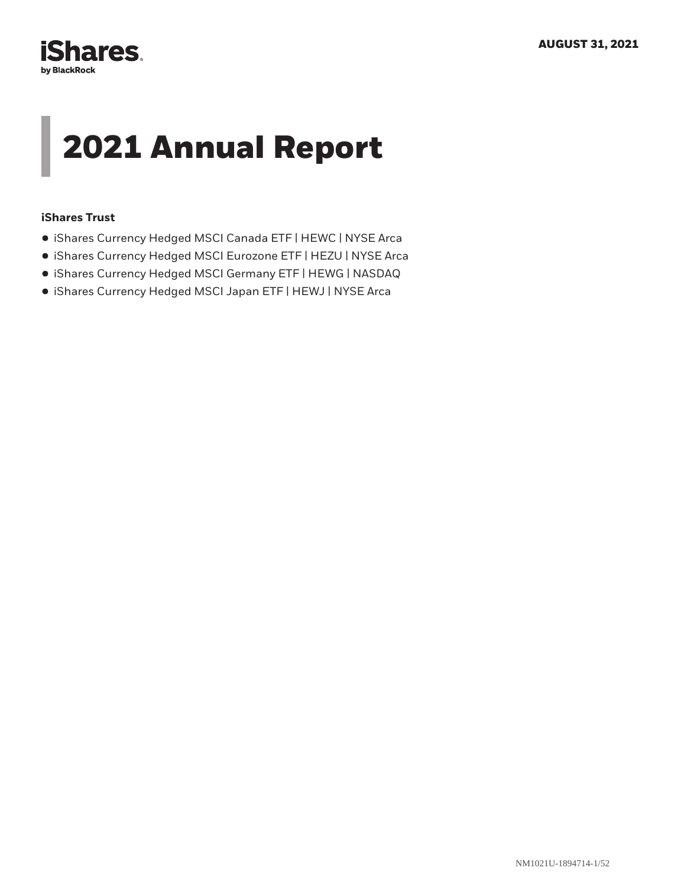iShares by BlackRock

AUGUST 31, 2021

# 2021 Annual Report

**iShares Trust**

- iShares Currency Hedged MSCI Canada ETF | HEWC | NYSE Arca
- iShares Currency Hedged MSCI Eurozone ETF | HEZU | NYSE Arca
- iShares Currency Hedged MSCI Germany ETF | HEWG | NASDAQ
- iShares Currency Hedged MSCI Japan ETF | HEWJ | NYSE Arca

NM1021U-1894714-1/52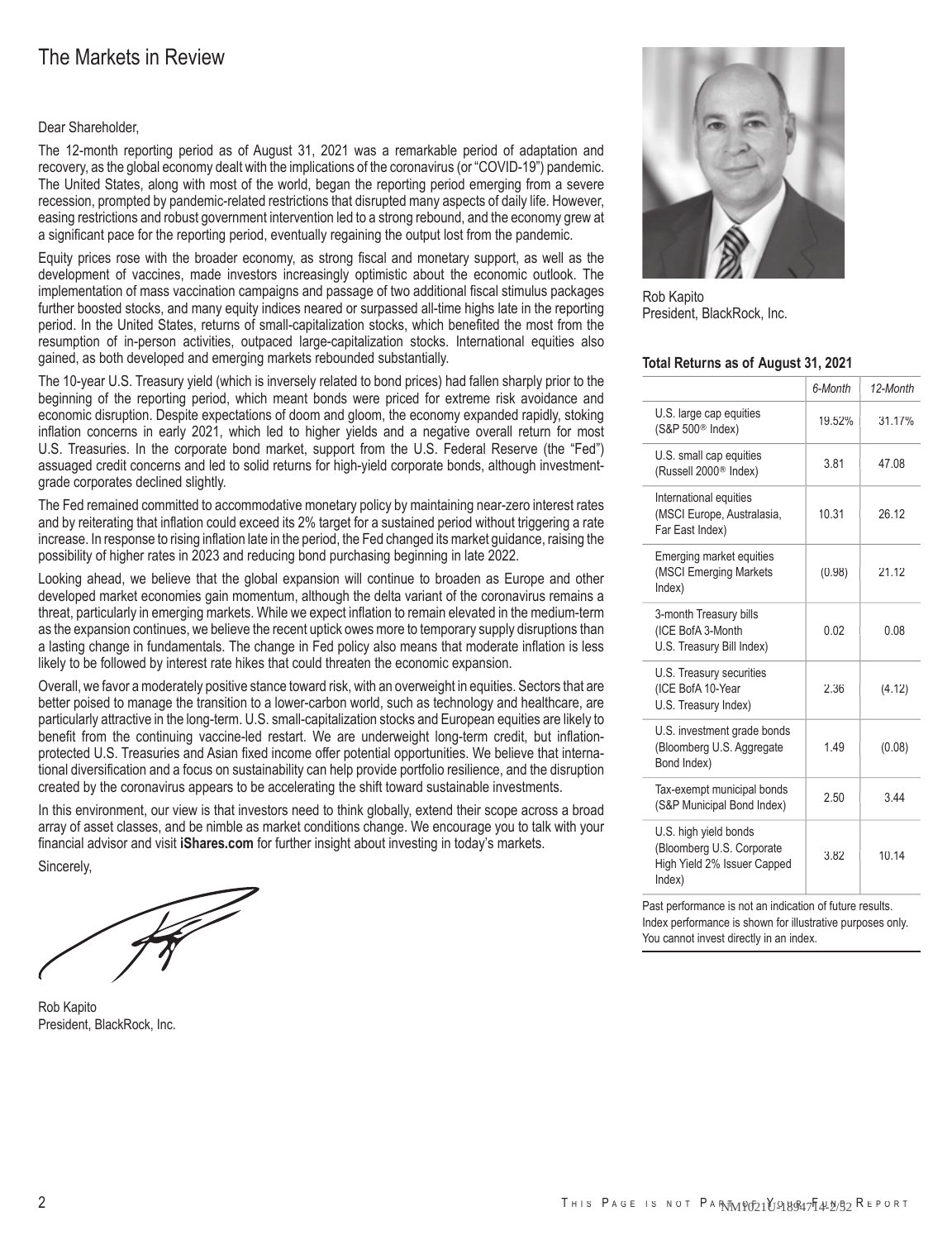# The Markets in Review

Dear Shareholder,

The 12-month reporting period as of August 31, 2021 was a remarkable period of adaptation and recovery, as the global economy dealt with the implications of the coronavirus (or "COVID-19") pandemic. The United States, along with most of the world, began the reporting period emerging from a severe recession, prompted by pandemic-related restrictions that disrupted many aspects of daily life. However, easing restrictions and robust government intervention led to a strong rebound, and the economy grew at a significant pace for the reporting period, eventually regaining the output lost from the pandemic.

Equity prices rose with the broader economy, as strong fiscal and monetary support, as well as the development of vaccines, made investors increasingly optimistic about the economic outlook. The implementation of mass vaccination campaigns and passage of two additional fiscal stimulus packages further boosted stocks, and many equity indices neared or surpassed all-time highs late in the reporting period. In the United States, returns of small-capitalization stocks, which benefited the most from the resumption of in-person activities, outpaced large-capitalization stocks. International equities also gained, as both developed and emerging markets rebounded substantially.

The 10-year U.S. Treasury yield (which is inversely related to bond prices) had fallen sharply prior to the beginning of the reporting period, which meant bonds were priced for extreme risk avoidance and economic disruption. Despite expectations of doom and gloom, the economy expanded rapidly, stoking inflation concerns in early 2021, which led to higher yields and a negative overall return for most U.S. Treasuries. In the corporate bond market, support from the U.S. Federal Reserve (the "Fed") assuaged credit concerns and led to solid returns for high-yield corporate bonds, although investment-grade corporates declined slightly.

The Fed remained committed to accommodative monetary policy by maintaining near-zero interest rates and by reiterating that inflation could exceed its 2% target for a sustained period without triggering a rate increase. In response to rising inflation late in the period, the Fed changed its market guidance, raising the possibility of higher rates in 2023 and reducing bond purchasing beginning in late 2022.

Looking ahead, we believe that the global expansion will continue to broaden as Europe and other developed market economies gain momentum, although the delta variant of the coronavirus remains a threat, particularly in emerging markets. While we expect inflation to remain elevated in the medium-term as the expansion continues, we believe the recent uptick owes more to temporary supply disruptions than a lasting change in fundamentals. The change in Fed policy also means that moderate inflation is less likely to be followed by interest rate hikes that could threaten the economic expansion.

Overall, we favor a moderately positive stance toward risk, with an overweight in equities. Sectors that are better poised to manage the transition to a lower-carbon world, such as technology and healthcare, are particularly attractive in the long-term. U.S. small-capitalization stocks and European equities are likely to benefit from the continuing vaccine-led restart. We are underweight long-term credit, but inflation-protected U.S. Treasuries and Asian fixed income offer potential opportunities. We believe that international diversification and a focus on sustainability can help provide portfolio resilience, and the disruption created by the coronavirus appears to be accelerating the shift toward sustainable investments.

In this environment, our view is that investors need to think globally, extend their scope across a broad array of asset classes, and be nimble as market conditions change. We encourage you to talk with your financial advisor and visit **iShares.com** for further insight about investing in today's markets.

Sincerely,

Rob Kapito
President, BlackRock, Inc.

Rob Kapito
President, BlackRock, Inc.

**Total Returns as of August 31, 2021**

| | *6-Month* | *12-Month* |
|---|---|---|
| U.S. large cap equities (S&P 500® Index) | 19.52% | 31.17% |
| U.S. small cap equities (Russell 2000® Index) | 3.81 | 47.08 |
| International equities (MSCI Europe, Australasia, Far East Index) | 10.31 | 26.12 |
| Emerging market equities (MSCI Emerging Markets Index) | (0.98) | 21.12 |
| 3-month Treasury bills (ICE BofA 3-Month U.S. Treasury Bill Index) | 0.02 | 0.08 |
| U.S. Treasury securities (ICE BofA 10-Year U.S. Treasury Index) | 2.36 | (4.12) |
| U.S. investment grade bonds (Bloomberg U.S. Aggregate Bond Index) | 1.49 | (0.08) |
| Tax-exempt municipal bonds (S&P Municipal Bond Index) | 2.50 | 3.44 |
| U.S. high yield bonds (Bloomberg U.S. Corporate High Yield 2% Issuer Capped Index) | 3.82 | 10.14 |

Past performance is not an indication of future results. Index performance is shown for illustrative purposes only. You cannot invest directly in an index.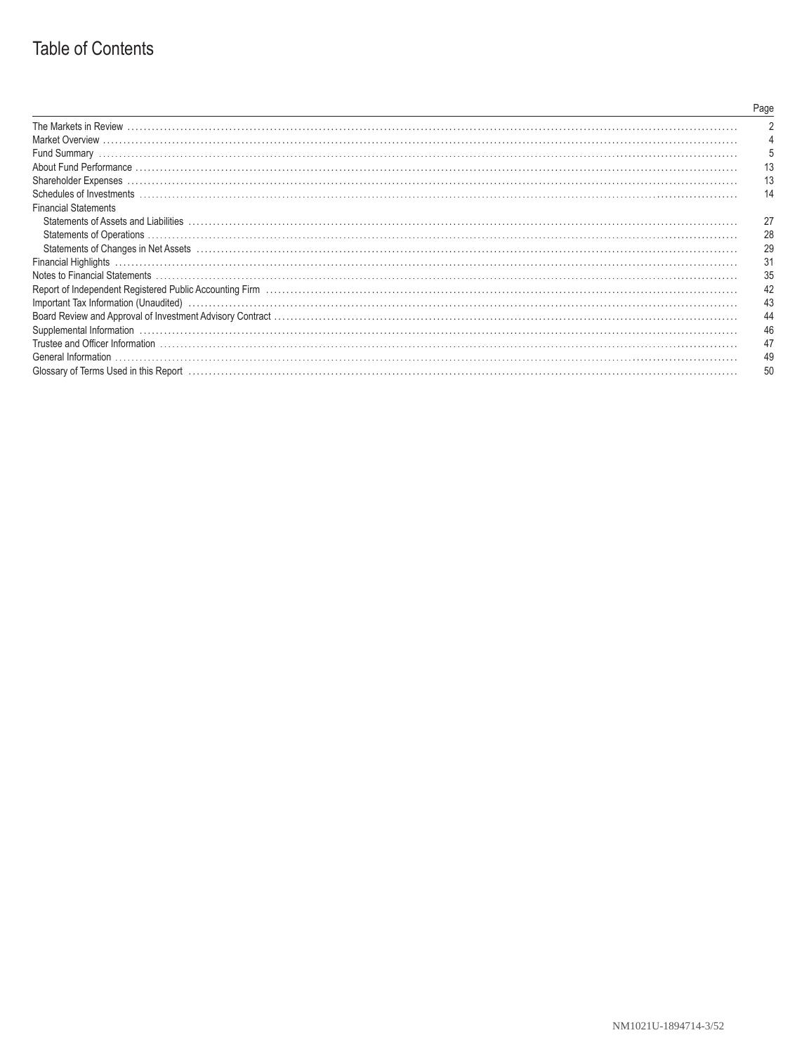# Table of Contents

| | Page |
|---|---|
| The Markets in Review | 2 |
| Market Overview | 4 |
| Fund Summary | 5 |
| About Fund Performance | 13 |
| Shareholder Expenses | 13 |
| Schedules of Investments | 14 |
| Financial Statements | |
| Statements of Assets and Liabilities | 27 |
| Statements of Operations | 28 |
| Statements of Changes in Net Assets | 29 |
| Financial Highlights | 31 |
| Notes to Financial Statements | 35 |
| Report of Independent Registered Public Accounting Firm | 42 |
| Important Tax Information (Unaudited) | 43 |
| Board Review and Approval of Investment Advisory Contract | 44 |
| Supplemental Information | 46 |
| Trustee and Officer Information | 47 |
| General Information | 49 |
| Glossary of Terms Used in this Report | 50 |

NM1021U-1894714-3/52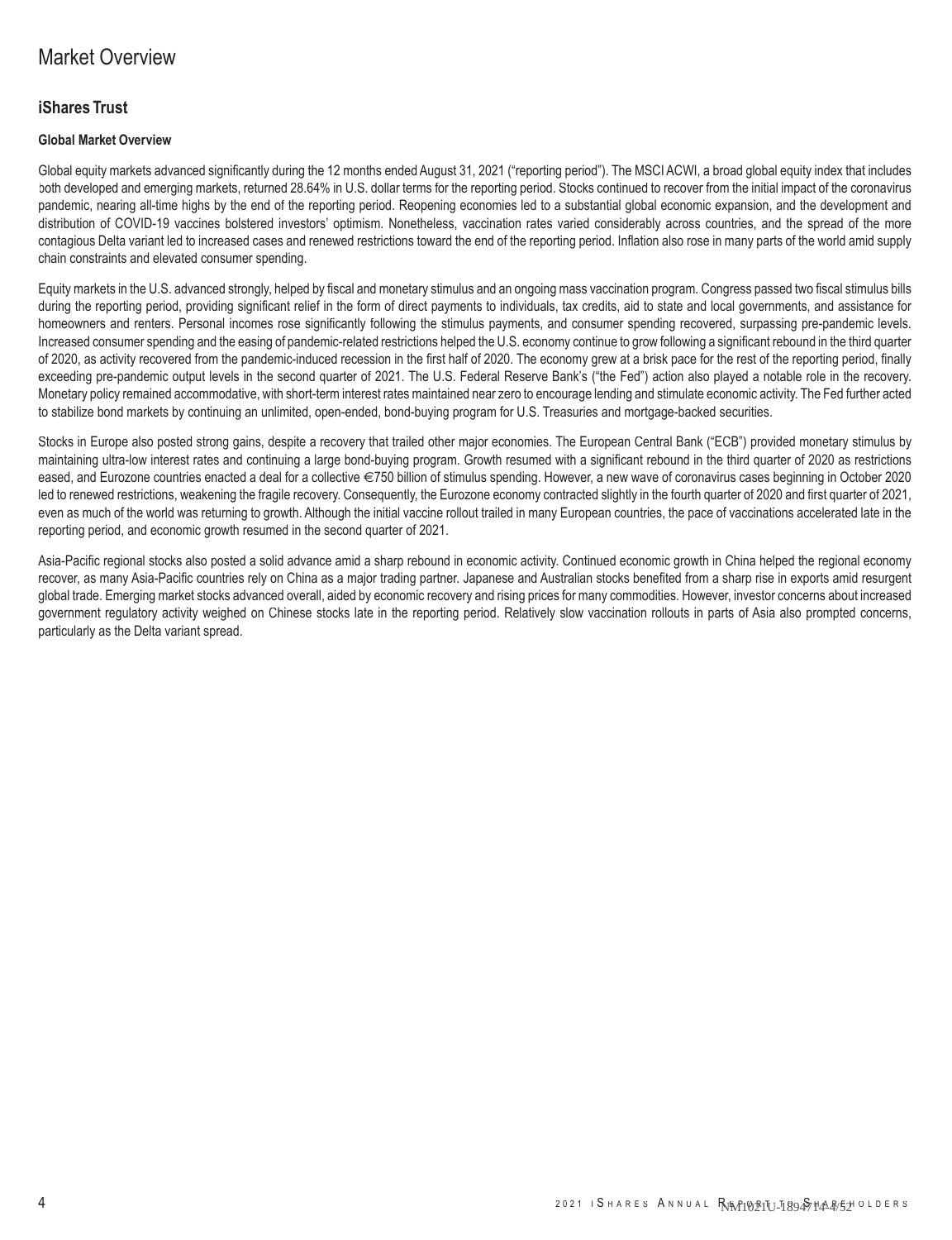# Market Overview

## iShares Trust

### Global Market Overview

Global equity markets advanced significantly during the 12 months ended August 31, 2021 ("reporting period"). The MSCI ACWI, a broad global equity index that includes both developed and emerging markets, returned 28.64% in U.S. dollar terms for the reporting period. Stocks continued to recover from the initial impact of the coronavirus pandemic, nearing all-time highs by the end of the reporting period. Reopening economies led to a substantial global economic expansion, and the development and distribution of COVID-19 vaccines bolstered investors' optimism. Nonetheless, vaccination rates varied considerably across countries, and the spread of the more contagious Delta variant led to increased cases and renewed restrictions toward the end of the reporting period. Inflation also rose in many parts of the world amid supply chain constraints and elevated consumer spending.

Equity markets in the U.S. advanced strongly, helped by fiscal and monetary stimulus and an ongoing mass vaccination program. Congress passed two fiscal stimulus bills during the reporting period, providing significant relief in the form of direct payments to individuals, tax credits, aid to state and local governments, and assistance for homeowners and renters. Personal incomes rose significantly following the stimulus payments, and consumer spending recovered, surpassing pre-pandemic levels. Increased consumer spending and the easing of pandemic-related restrictions helped the U.S. economy continue to grow following a significant rebound in the third quarter of 2020, as activity recovered from the pandemic-induced recession in the first half of 2020. The economy grew at a brisk pace for the rest of the reporting period, finally exceeding pre-pandemic output levels in the second quarter of 2021. The U.S. Federal Reserve Bank's ("the Fed") action also played a notable role in the recovery. Monetary policy remained accommodative, with short-term interest rates maintained near zero to encourage lending and stimulate economic activity. The Fed further acted to stabilize bond markets by continuing an unlimited, open-ended, bond-buying program for U.S. Treasuries and mortgage-backed securities.

Stocks in Europe also posted strong gains, despite a recovery that trailed other major economies. The European Central Bank ("ECB") provided monetary stimulus by maintaining ultra-low interest rates and continuing a large bond-buying program. Growth resumed with a significant rebound in the third quarter of 2020 as restrictions eased, and Eurozone countries enacted a deal for a collective €750 billion of stimulus spending. However, a new wave of coronavirus cases beginning in October 2020 led to renewed restrictions, weakening the fragile recovery. Consequently, the Eurozone economy contracted slightly in the fourth quarter of 2020 and first quarter of 2021, even as much of the world was returning to growth. Although the initial vaccine rollout trailed in many European countries, the pace of vaccinations accelerated late in the reporting period, and economic growth resumed in the second quarter of 2021.

Asia-Pacific regional stocks also posted a solid advance amid a sharp rebound in economic activity. Continued economic growth in China helped the regional economy recover, as many Asia-Pacific countries rely on China as a major trading partner. Japanese and Australian stocks benefited from a sharp rise in exports amid resurgent global trade. Emerging market stocks advanced overall, aided by economic recovery and rising prices for many commodities. However, investor concerns about increased government regulatory activity weighed on Chinese stocks late in the reporting period. Relatively slow vaccination rollouts in parts of Asia also prompted concerns, particularly as the Delta variant spread.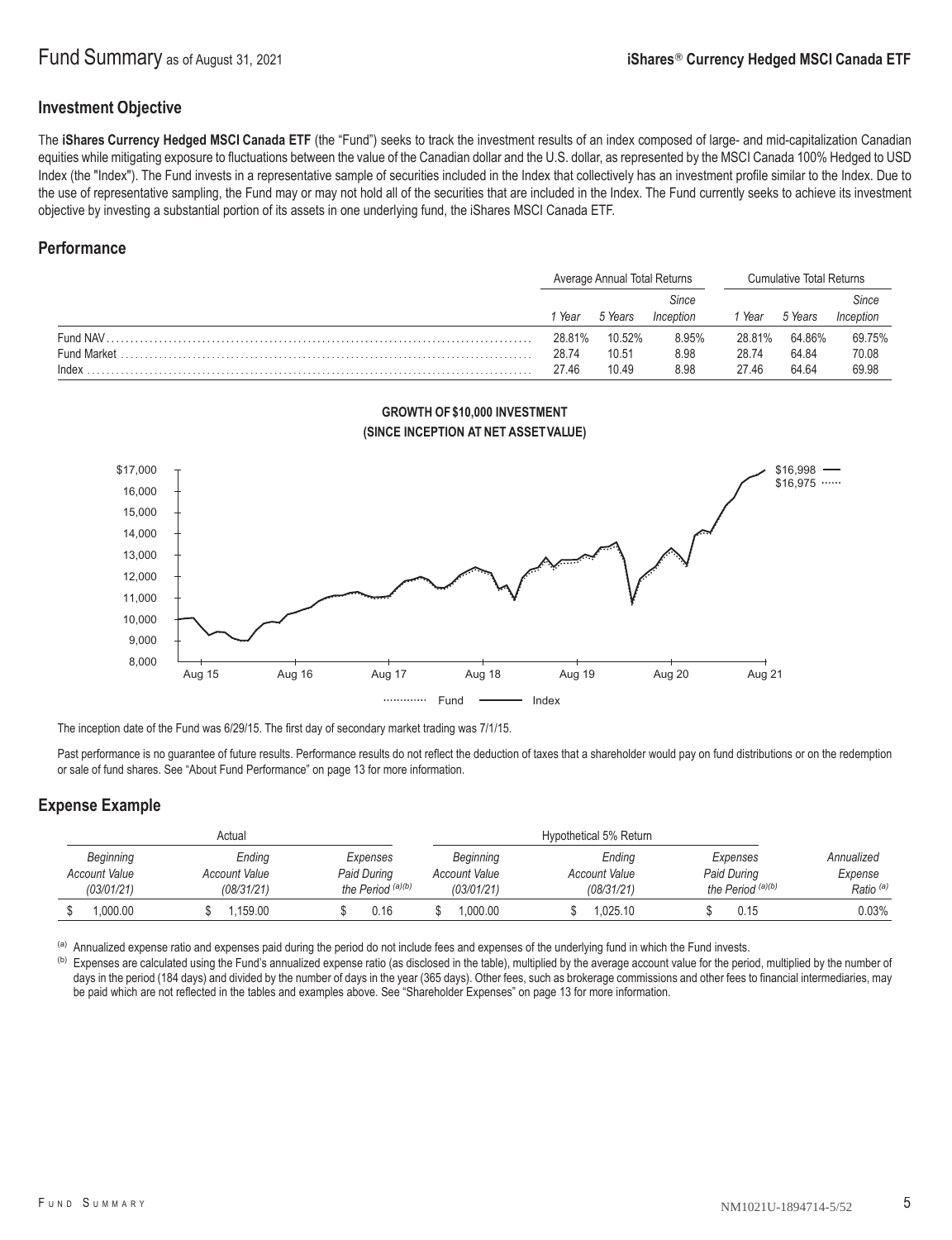# Fund Summary as of August 31, 2021

**iShares® Currency Hedged MSCI Canada ETF**

## Investment Objective

The **iShares Currency Hedged MSCI Canada ETF** (the "Fund") seeks to track the investment results of an index composed of large- and mid-capitalization Canadian equities while mitigating exposure to fluctuations between the value of the Canadian dollar and the U.S. dollar, as represented by the MSCI Canada 100% Hedged to USD Index (the "Index"). The Fund invests in a representative sample of securities included in the Index that collectively has an investment profile similar to the Index. Due to the use of representative sampling, the Fund may or may not hold all of the securities that are included in the Index. The Fund currently seeks to achieve its investment objective by investing a substantial portion of its assets in one underlying fund, the iShares MSCI Canada ETF.

## Performance

| | Average Annual Total Returns | | | Cumulative Total Returns | | |
|---|---|---|---|---|---|---|
| | *1 Year* | *5 Years* | *Since Inception* | *1 Year* | *5 Years* | *Since Inception* |
| Fund NAV | 28.81% | 10.52% | 8.95% | 28.81% | 64.86% | 69.75% |
| Fund Market | 28.74 | 10.51 | 8.98 | 28.74 | 64.84 | 70.08 |
| Index | 27.46 | 10.49 | 8.98 | 27.46 | 64.64 | 69.98 |

**GROWTH OF $10,000 INVESTMENT (SINCE INCEPTION AT NET ASSET VALUE)**

The inception date of the Fund was 6/29/15. The first day of secondary market trading was 7/1/15.

Past performance is no guarantee of future results. Performance results do not reflect the deduction of taxes that a shareholder would pay on fund distributions or on the redemption or sale of fund shares. See "About Fund Performance" on page 13 for more information.

## Expense Example

| Actual | | | Hypothetical 5% Return | | | |
|---|---|---|---|---|---|---|
| *Beginning Account Value (03/01/21)* | *Ending Account Value (08/31/21)* | *Expenses Paid During the Period* [(a)(b)] | *Beginning Account Value (03/01/21)* | *Ending Account Value (08/31/21)* | *Expenses Paid During the Period* [(a)(b)] | *Annualized Expense Ratio* [(a)] |
| $ 1,000.00 | $ 1,159.00 | $ 0.16 | $ 1,000.00 | $ 1,025.10 | $ 0.15 | 0.03% |

[(a)] Annualized expense ratio and expenses paid during the period do not include fees and expenses of the underlying fund in which the Fund invests.

[(b)] Expenses are calculated using the Fund's annualized expense ratio (as disclosed in the table), multiplied by the average account value for the period, multiplied by the number of days in the period (184 days) and divided by the number of days in the year (365 days). Other fees, such as brokerage commissions and other fees to financial intermediaries, may be paid which are not reflected in the tables and examples above. See "Shareholder Expenses" on page 13 for more information.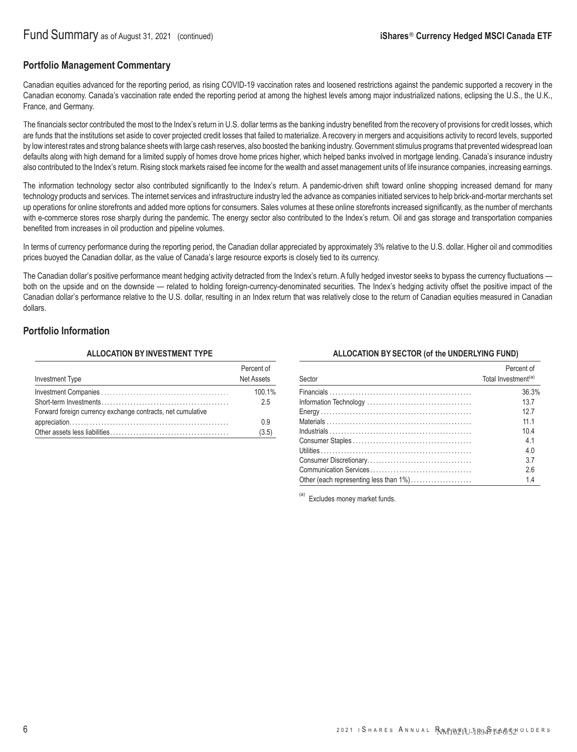## Portfolio Management Commentary

Canadian equities advanced for the reporting period, as rising COVID-19 vaccination rates and loosened restrictions against the pandemic supported a recovery in the Canadian economy. Canada's vaccination rate ended the reporting period at among the highest levels among major industrialized nations, eclipsing the U.S., the U.K., France, and Germany.

The financials sector contributed the most to the Index's return in U.S. dollar terms as the banking industry benefited from the recovery of provisions for credit losses, which are funds that the institutions set aside to cover projected credit losses that failed to materialize. A recovery in mergers and acquisitions activity to record levels, supported by low interest rates and strong balance sheets with large cash reserves, also boosted the banking industry. Government stimulus programs that prevented widespread loan defaults along with high demand for a limited supply of homes drove home prices higher, which helped banks involved in mortgage lending. Canada's insurance industry also contributed to the Index's return. Rising stock markets raised fee income for the wealth and asset management units of life insurance companies, increasing earnings.

The information technology sector also contributed significantly to the Index's return. A pandemic-driven shift toward online shopping increased demand for many technology products and services. The internet services and infrastructure industry led the advance as companies initiated services to help brick-and-mortar merchants set up operations for online storefronts and added more options for consumers. Sales volumes at these online storefronts increased significantly, as the number of merchants with e-commerce stores rose sharply during the pandemic. The energy sector also contributed to the Index's return. Oil and gas storage and transportation companies benefited from increases in oil production and pipeline volumes.

In terms of currency performance during the reporting period, the Canadian dollar appreciated by approximately 3% relative to the U.S. dollar. Higher oil and commodities prices buoyed the Canadian dollar, as the value of Canada's large resource exports is closely tied to its currency.

The Canadian dollar's positive performance meant hedging activity detracted from the Index's return. A fully hedged investor seeks to bypass the currency fluctuations — both on the upside and on the downside — related to holding foreign-currency-denominated securities. The Index's hedging activity offset the positive impact of the Canadian dollar's performance relative to the U.S. dollar, resulting in an Index return that was relatively close to the return of Canadian equities measured in Canadian dollars.

## Portfolio Information

**ALLOCATION BY INVESTMENT TYPE**

| Investment Type | Percent of Net Assets |
|---|---|
| Investment Companies | 100.1% |
| Short-term Investments | 2.5 |
| Forward foreign currency exchange contracts, net cumulative appreciation | 0.9 |
| Other assets less liabilities | (3.5) |

**ALLOCATION BY SECTOR (of the UNDERLYING FUND)**

| Sector | Percent of Total Investment[(a)] |
|---|---|
| Financials | 36.3% |
| Information Technology | 13.7 |
| Energy | 12.7 |
| Materials | 11.1 |
| Industrials | 10.4 |
| Consumer Staples | 4.1 |
| Utilities | 4.0 |
| Consumer Discretionary | 3.7 |
| Communication Services | 2.6 |
| Other (each representing less than 1%) | 1.4 |

(a) Excludes money market funds.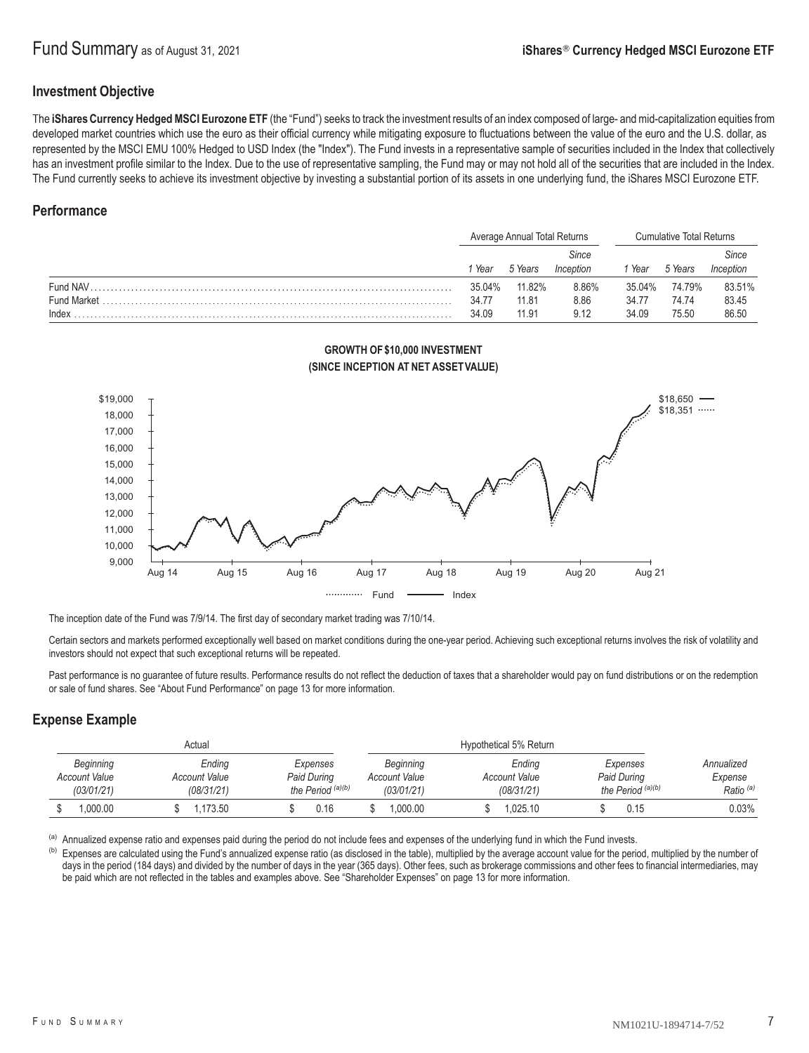# Fund Summary as of August 31, 2021 — iShares® Currency Hedged MSCI Eurozone ETF

## Investment Objective

The **iShares Currency Hedged MSCI Eurozone ETF** (the "Fund") seeks to track the investment results of an index composed of large- and mid-capitalization equities from developed market countries which use the euro as their official currency while mitigating exposure to fluctuations between the value of the euro and the U.S. dollar, as represented by the MSCI EMU 100% Hedged to USD Index (the "Index"). The Fund invests in a representative sample of securities included in the Index that collectively has an investment profile similar to the Index. Due to the use of representative sampling, the Fund may or may not hold all of the securities that are included in the Index. The Fund currently seeks to achieve its investment objective by investing a substantial portion of its assets in one underlying fund, the iShares MSCI Eurozone ETF.

## Performance

| | Average Annual Total Returns | | | Cumulative Total Returns | | |
|---|---|---|---|---|---|---|
| | *1 Year* | *5 Years* | *Since Inception* | *1 Year* | *5 Years* | *Since Inception* |
| Fund NAV | 35.04% | 11.82% | 8.86% | 35.04% | 74.79% | 83.51% |
| Fund Market | 34.77 | 11.81 | 8.86 | 34.77 | 74.74 | 83.45 |
| Index | 34.09 | 11.91 | 9.12 | 34.09 | 75.50 | 86.50 |

**GROWTH OF $10,000 INVESTMENT (SINCE INCEPTION AT NET ASSET VALUE)**

Index: $18,650; Fund: $18,351

The inception date of the Fund was 7/9/14. The first day of secondary market trading was 7/10/14.

Certain sectors and markets performed exceptionally well based on market conditions during the one-year period. Achieving such exceptional returns involves the risk of volatility and investors should not expect that such exceptional returns will be repeated.

Past performance is no guarantee of future results. Performance results do not reflect the deduction of taxes that a shareholder would pay on fund distributions or on the redemption or sale of fund shares. See "About Fund Performance" on page 13 for more information.

## Expense Example

| Actual | | | Hypothetical 5% Return | | | |
|---|---|---|---|---|---|---|
| *Beginning Account Value (03/01/21)* | *Ending Account Value (08/31/21)* | *Expenses Paid During the Period [(a)(b)]* | *Beginning Account Value (03/01/21)* | *Ending Account Value (08/31/21)* | *Expenses Paid During the Period [(a)(b)]* | *Annualized Expense Ratio [(a)]* |
| $ 1,000.00 | $ 1,173.50 | $ 0.16 | $ 1,000.00 | $ 1,025.10 | $ 0.15 | 0.03% |

[(a)] Annualized expense ratio and expenses paid during the period do not include fees and expenses of the underlying fund in which the Fund invests.

[(b)] Expenses are calculated using the Fund's annualized expense ratio (as disclosed in the table), multiplied by the average account value for the period, multiplied by the number of days in the period (184 days) and divided by the number of days in the year (365 days). Other fees, such as brokerage commissions and other fees to financial intermediaries, may be paid which are not reflected in the tables and examples above. See "Shareholder Expenses" on page 13 for more information.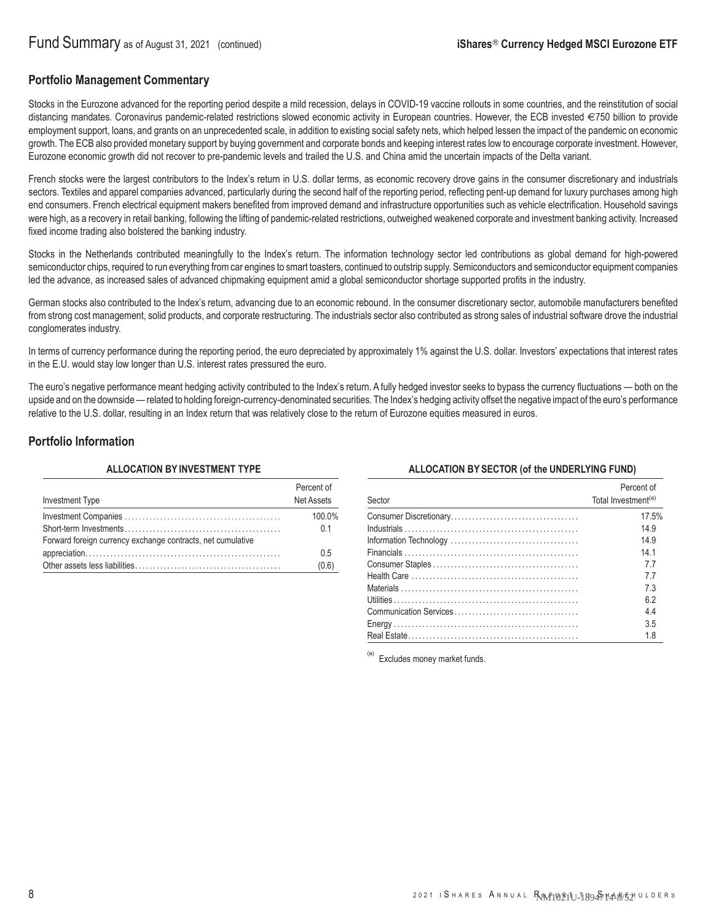## Portfolio Management Commentary

Stocks in the Eurozone advanced for the reporting period despite a mild recession, delays in COVID-19 vaccine rollouts in some countries, and the reinstitution of social distancing mandates. Coronavirus pandemic-related restrictions slowed economic activity in European countries. However, the ECB invested €750 billion to provide employment support, loans, and grants on an unprecedented scale, in addition to existing social safety nets, which helped lessen the impact of the pandemic on economic growth. The ECB also provided monetary support by buying government and corporate bonds and keeping interest rates low to encourage corporate investment. However, Eurozone economic growth did not recover to pre-pandemic levels and trailed the U.S. and China amid the uncertain impacts of the Delta variant.

French stocks were the largest contributors to the Index's return in U.S. dollar terms, as economic recovery drove gains in the consumer discretionary and industrials sectors. Textiles and apparel companies advanced, particularly during the second half of the reporting period, reflecting pent-up demand for luxury purchases among high end consumers. French electrical equipment makers benefited from improved demand and infrastructure opportunities such as vehicle electrification. Household savings were high, as a recovery in retail banking, following the lifting of pandemic-related restrictions, outweighed weakened corporate and investment banking activity. Increased fixed income trading also bolstered the banking industry.

Stocks in the Netherlands contributed meaningfully to the Index's return. The information technology sector led contributions as global demand for high-powered semiconductor chips, required to run everything from car engines to smart toasters, continued to outstrip supply. Semiconductors and semiconductor equipment companies led the advance, as increased sales of advanced chipmaking equipment amid a global semiconductor shortage supported profits in the industry.

German stocks also contributed to the Index's return, advancing due to an economic rebound. In the consumer discretionary sector, automobile manufacturers benefited from strong cost management, solid products, and corporate restructuring. The industrials sector also contributed as strong sales of industrial software drove the industrial conglomerates industry.

In terms of currency performance during the reporting period, the euro depreciated by approximately 1% against the U.S. dollar. Investors' expectations that interest rates in the E.U. would stay low longer than U.S. interest rates pressured the euro.

The euro's negative performance meant hedging activity contributed to the Index's return. A fully hedged investor seeks to bypass the currency fluctuations — both on the upside and on the downside — related to holding foreign-currency-denominated securities. The Index's hedging activity offset the negative impact of the euro's performance relative to the U.S. dollar, resulting in an Index return that was relatively close to the return of Eurozone equities measured in euros.

## Portfolio Information

**ALLOCATION BY INVESTMENT TYPE**

| Investment Type | Percent of Net Assets |
|---|---|
| Investment Companies | 100.0% |
| Short-term Investments | 0.1 |
| Forward foreign currency exchange contracts, net cumulative appreciation | 0.5 |
| Other assets less liabilities | (0.6) |

**ALLOCATION BY SECTOR (of the UNDERLYING FUND)**

| Sector | Percent of Total Investment[(a)] |
|---|---|
| Consumer Discretionary | 17.5% |
| Industrials | 14.9 |
| Information Technology | 14.9 |
| Financials | 14.1 |
| Consumer Staples | 7.7 |
| Health Care | 7.7 |
| Materials | 7.3 |
| Utilities | 6.2 |
| Communication Services | 4.4 |
| Energy | 3.5 |
| Real Estate | 1.8 |

(a) Excludes money market funds.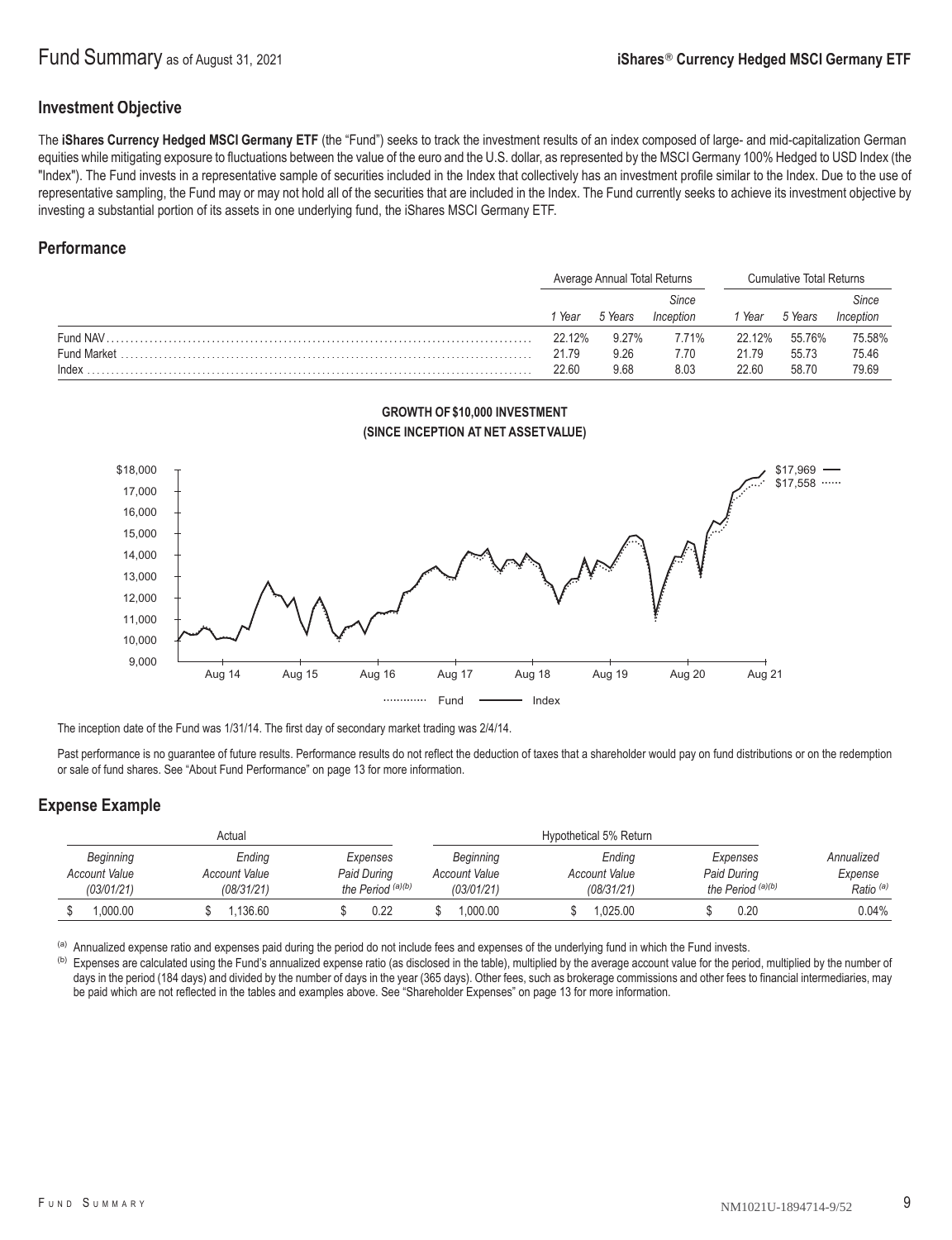# Fund Summary as of August 31, 2021

**iShares® Currency Hedged MSCI Germany ETF**

## Investment Objective

The **iShares Currency Hedged MSCI Germany ETF** (the "Fund") seeks to track the investment results of an index composed of large- and mid-capitalization German equities while mitigating exposure to fluctuations between the value of the euro and the U.S. dollar, as represented by the MSCI Germany 100% Hedged to USD Index (the "Index"). The Fund invests in a representative sample of securities included in the Index that collectively has an investment profile similar to the Index. Due to the use of representative sampling, the Fund may or may not hold all of the securities that are included in the Index. The Fund currently seeks to achieve its investment objective by investing a substantial portion of its assets in one underlying fund, the iShares MSCI Germany ETF.

## Performance

| | Average Annual Total Returns | | | Cumulative Total Returns | | |
|---|---|---|---|---|---|---|
| | *1 Year* | *5 Years* | *Since Inception* | *1 Year* | *5 Years* | *Since Inception* |
| Fund NAV | 22.12% | 9.27% | 7.71% | 22.12% | 55.76% | 75.58% |
| Fund Market | 21.79 | 9.26 | 7.70 | 21.79 | 55.73 | 75.46 |
| Index | 22.60 | 9.68 | 8.03 | 22.60 | 58.70 | 79.69 |

**GROWTH OF $10,000 INVESTMENT (SINCE INCEPTION AT NET ASSET VALUE)**

The inception date of the Fund was 1/31/14. The first day of secondary market trading was 2/4/14.

Past performance is no guarantee of future results. Performance results do not reflect the deduction of taxes that a shareholder would pay on fund distributions or on the redemption or sale of fund shares. See "About Fund Performance" on page 13 for more information.

## Expense Example

| Actual | | | Hypothetical 5% Return | | | |
|---|---|---|---|---|---|---|
| *Beginning Account Value (03/01/21)* | *Ending Account Value (08/31/21)* | *Expenses Paid During the Period* [(a)(b)] | *Beginning Account Value (03/01/21)* | *Ending Account Value (08/31/21)* | *Expenses Paid During the Period* [(a)(b)] | *Annualized Expense Ratio* [(a)] |
| $ 1,000.00 | $ 1,136.60 | $ 0.22 | $ 1,000.00 | $ 1,025.00 | $ 0.20 | 0.04% |

[(a)] Annualized expense ratio and expenses paid during the period do not include fees and expenses of the underlying fund in which the Fund invests.

[(b)] Expenses are calculated using the Fund's annualized expense ratio (as disclosed in the table), multiplied by the average account value for the period, multiplied by the number of days in the period (184 days) and divided by the number of days in the year (365 days). Other fees, such as brokerage commissions and other fees to financial intermediaries, may be paid which are not reflected in the tables and examples above. See "Shareholder Expenses" on page 13 for more information.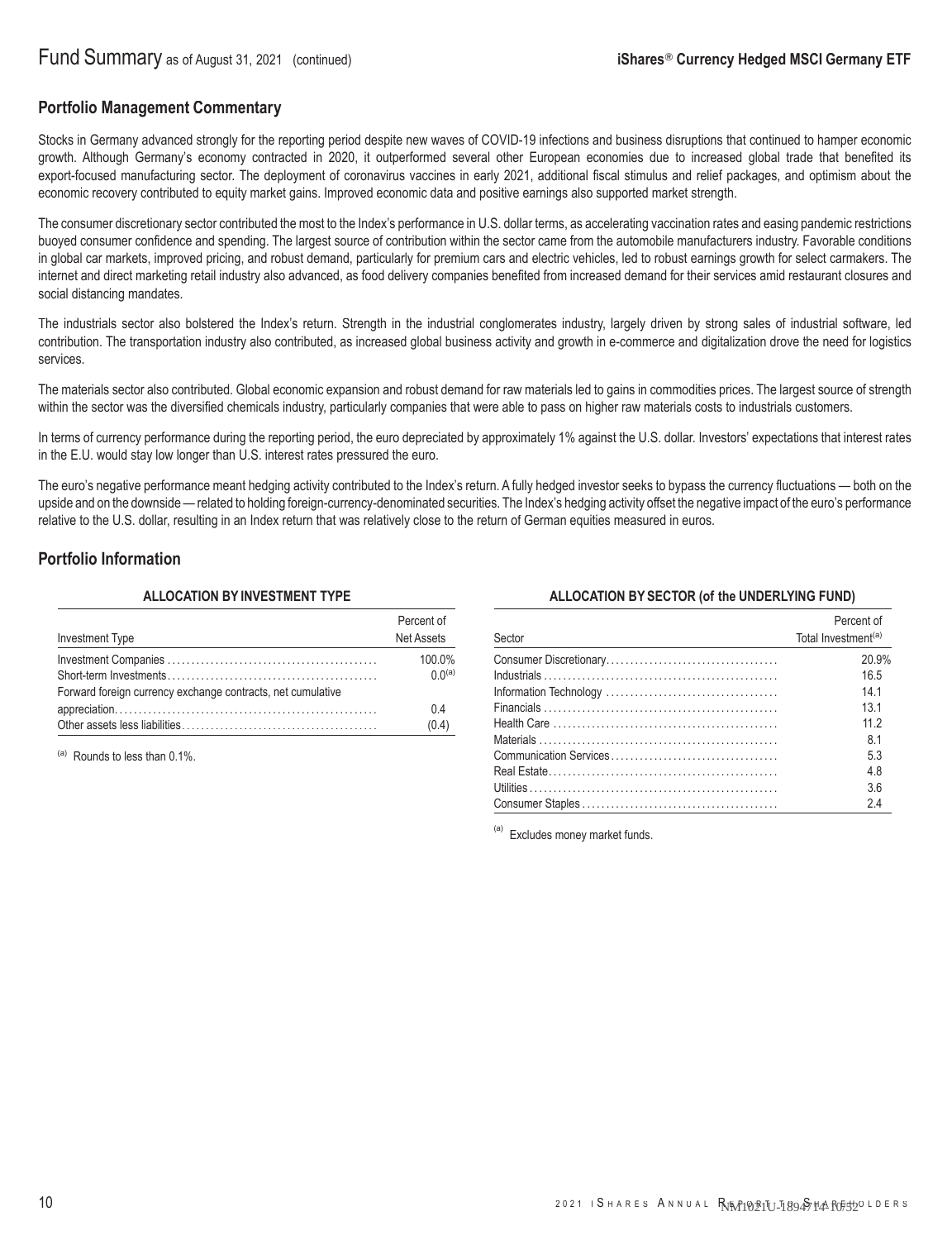## Portfolio Management Commentary

Stocks in Germany advanced strongly for the reporting period despite new waves of COVID-19 infections and business disruptions that continued to hamper economic growth. Although Germany's economy contracted in 2020, it outperformed several other European economies due to increased global trade that benefited its export-focused manufacturing sector. The deployment of coronavirus vaccines in early 2021, additional fiscal stimulus and relief packages, and optimism about the economic recovery contributed to equity market gains. Improved economic data and positive earnings also supported market strength.

The consumer discretionary sector contributed the most to the Index's performance in U.S. dollar terms, as accelerating vaccination rates and easing pandemic restrictions buoyed consumer confidence and spending. The largest source of contribution within the sector came from the automobile manufacturers industry. Favorable conditions in global car markets, improved pricing, and robust demand, particularly for premium cars and electric vehicles, led to robust earnings growth for select carmakers. The internet and direct marketing retail industry also advanced, as food delivery companies benefited from increased demand for their services amid restaurant closures and social distancing mandates.

The industrials sector also bolstered the Index's return. Strength in the industrial conglomerates industry, largely driven by strong sales of industrial software, led contribution. The transportation industry also contributed, as increased global business activity and growth in e-commerce and digitalization drove the need for logistics services.

The materials sector also contributed. Global economic expansion and robust demand for raw materials led to gains in commodities prices. The largest source of strength within the sector was the diversified chemicals industry, particularly companies that were able to pass on higher raw materials costs to industrials customers.

In terms of currency performance during the reporting period, the euro depreciated by approximately 1% against the U.S. dollar. Investors' expectations that interest rates in the E.U. would stay low longer than U.S. interest rates pressured the euro.

The euro's negative performance meant hedging activity contributed to the Index's return. A fully hedged investor seeks to bypass the currency fluctuations — both on the upside and on the downside — related to holding foreign-currency-denominated securities. The Index's hedging activity offset the negative impact of the euro's performance relative to the U.S. dollar, resulting in an Index return that was relatively close to the return of German equities measured in euros.

## Portfolio Information

**ALLOCATION BY INVESTMENT TYPE**

| Investment Type | Percent of Net Assets |
|---|---|
| Investment Companies | 100.0% |
| Short-term Investments | 0.0[a] |
| Forward foreign currency exchange contracts, net cumulative appreciation | 0.4 |
| Other assets less liabilities | (0.4) |

[a] Rounds to less than 0.1%.

**ALLOCATION BY SECTOR (of the UNDERLYING FUND)**

| Sector | Percent of Total Investment[a] |
|---|---|
| Consumer Discretionary | 20.9% |
| Industrials | 16.5 |
| Information Technology | 14.1 |
| Financials | 13.1 |
| Health Care | 11.2 |
| Materials | 8.1 |
| Communication Services | 5.3 |
| Real Estate | 4.8 |
| Utilities | 3.6 |
| Consumer Staples | 2.4 |

[a] Excludes money market funds.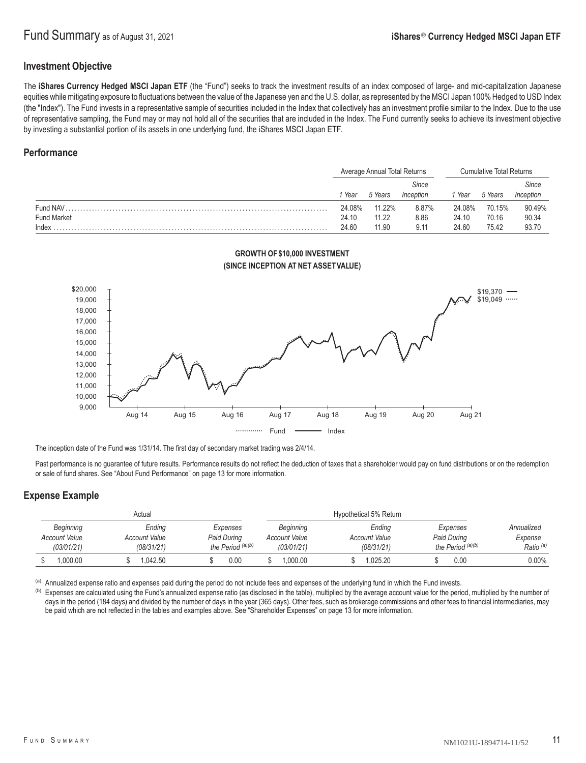# Fund Summary as of August 31, 2021

## iShares® Currency Hedged MSCI Japan ETF

### Investment Objective

The **iShares Currency Hedged MSCI Japan ETF** (the "Fund") seeks to track the investment results of an index composed of large- and mid-capitalization Japanese equities while mitigating exposure to fluctuations between the value of the Japanese yen and the U.S. dollar, as represented by the MSCI Japan 100% Hedged to USD Index (the "Index"). The Fund invests in a representative sample of securities included in the Index that collectively has an investment profile similar to the Index. Due to the use of representative sampling, the Fund may or may not hold all of the securities that are included in the Index. The Fund currently seeks to achieve its investment objective by investing a substantial portion of its assets in one underlying fund, the iShares MSCI Japan ETF.

### Performance

| | Average Annual Total Returns | | | Cumulative Total Returns | | |
|---|---|---|---|---|---|---|
| | *1 Year* | *5 Years* | *Since Inception* | *1 Year* | *5 Years* | *Since Inception* |
| Fund NAV | 24.08% | 11.22% | 8.87% | 24.08% | 70.15% | 90.49% |
| Fund Market | 24.10 | 11.22 | 8.86 | 24.10 | 70.16 | 90.34 |
| Index | 24.60 | 11.90 | 9.11 | 24.60 | 75.42 | 93.70 |

**GROWTH OF $10,000 INVESTMENT (SINCE INCEPTION AT NET ASSET VALUE)**

Index: $19,370; Fund: $19,049

The inception date of the Fund was 1/31/14. The first day of secondary market trading was 2/4/14.

Past performance is no guarantee of future results. Performance results do not reflect the deduction of taxes that a shareholder would pay on fund distributions or on the redemption or sale of fund shares. See "About Fund Performance" on page 13 for more information.

### Expense Example

| Actual | | | Hypothetical 5% Return | | | |
|---|---|---|---|---|---|---|
| *Beginning Account Value (03/01/21)* | *Ending Account Value (08/31/21)* | *Expenses Paid During the Period* [(a)(b)] | *Beginning Account Value (03/01/21)* | *Ending Account Value (08/31/21)* | *Expenses Paid During the Period* [(a)(b)] | *Annualized Expense Ratio* [(a)] |
| $ 1,000.00 | $ 1,042.50 | $ 0.00 | $ 1,000.00 | $ 1,025.20 | $ 0.00 | 0.00% |

[(a)] Annualized expense ratio and expenses paid during the period do not include fees and expenses of the underlying fund in which the Fund invests.

[(b)] Expenses are calculated using the Fund's annualized expense ratio (as disclosed in the table), multiplied by the average account value for the period, multiplied by the number of days in the period (184 days) and divided by the number of days in the year (365 days). Other fees, such as brokerage commissions and other fees to financial intermediaries, may be paid which are not reflected in the tables and examples above. See "Shareholder Expenses" on page 13 for more information.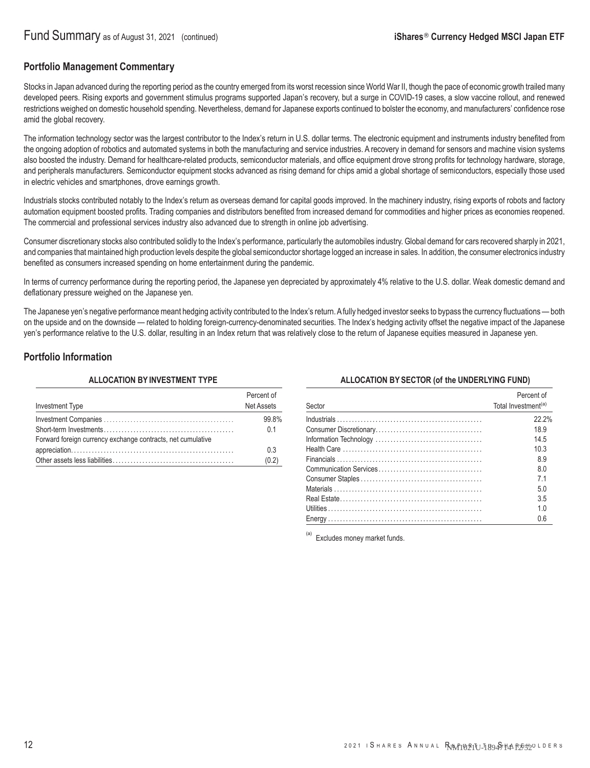## Portfolio Management Commentary

Stocks in Japan advanced during the reporting period as the country emerged from its worst recession since World War II, though the pace of economic growth trailed many developed peers. Rising exports and government stimulus programs supported Japan's recovery, but a surge in COVID-19 cases, a slow vaccine rollout, and renewed restrictions weighed on domestic household spending. Nevertheless, demand for Japanese exports continued to bolster the economy, and manufacturers' confidence rose amid the global recovery.

The information technology sector was the largest contributor to the Index's return in U.S. dollar terms. The electronic equipment and instruments industry benefited from the ongoing adoption of robotics and automated systems in both the manufacturing and service industries. A recovery in demand for sensors and machine vision systems also boosted the industry. Demand for healthcare-related products, semiconductor materials, and office equipment drove strong profits for technology hardware, storage, and peripherals manufacturers. Semiconductor equipment stocks advanced as rising demand for chips amid a global shortage of semiconductors, especially those used in electric vehicles and smartphones, drove earnings growth.

Industrials stocks contributed notably to the Index's return as overseas demand for capital goods improved. In the machinery industry, rising exports of robots and factory automation equipment boosted profits. Trading companies and distributors benefited from increased demand for commodities and higher prices as economies reopened. The commercial and professional services industry also advanced due to strength in online job advertising.

Consumer discretionary stocks also contributed solidly to the Index's performance, particularly the automobiles industry. Global demand for cars recovered sharply in 2021, and companies that maintained high production levels despite the global semiconductor shortage logged an increase in sales. In addition, the consumer electronics industry benefited as consumers increased spending on home entertainment during the pandemic.

In terms of currency performance during the reporting period, the Japanese yen depreciated by approximately 4% relative to the U.S. dollar. Weak domestic demand and deflationary pressure weighed on the Japanese yen.

The Japanese yen's negative performance meant hedging activity contributed to the Index's return. A fully hedged investor seeks to bypass the currency fluctuations — both on the upside and on the downside — related to holding foreign-currency-denominated securities. The Index's hedging activity offset the negative impact of the Japanese yen's performance relative to the U.S. dollar, resulting in an Index return that was relatively close to the return of Japanese equities measured in Japanese yen.

## Portfolio Information

**ALLOCATION BY INVESTMENT TYPE**

| Investment Type | Percent of Net Assets |
|---|---|
| Investment Companies | 99.8% |
| Short-term Investments | 0.1 |
| Forward foreign currency exchange contracts, net cumulative appreciation | 0.3 |
| Other assets less liabilities | (0.2) |

**ALLOCATION BY SECTOR (of the UNDERLYING FUND)**

| Sector | Percent of Total Investment[(a)] |
|---|---|
| Industrials | 22.2% |
| Consumer Discretionary | 18.9 |
| Information Technology | 14.5 |
| Health Care | 10.3 |
| Financials | 8.9 |
| Communication Services | 8.0 |
| Consumer Staples | 7.1 |
| Materials | 5.0 |
| Real Estate | 3.5 |
| Utilities | 1.0 |
| Energy | 0.6 |

[(a)] Excludes money market funds.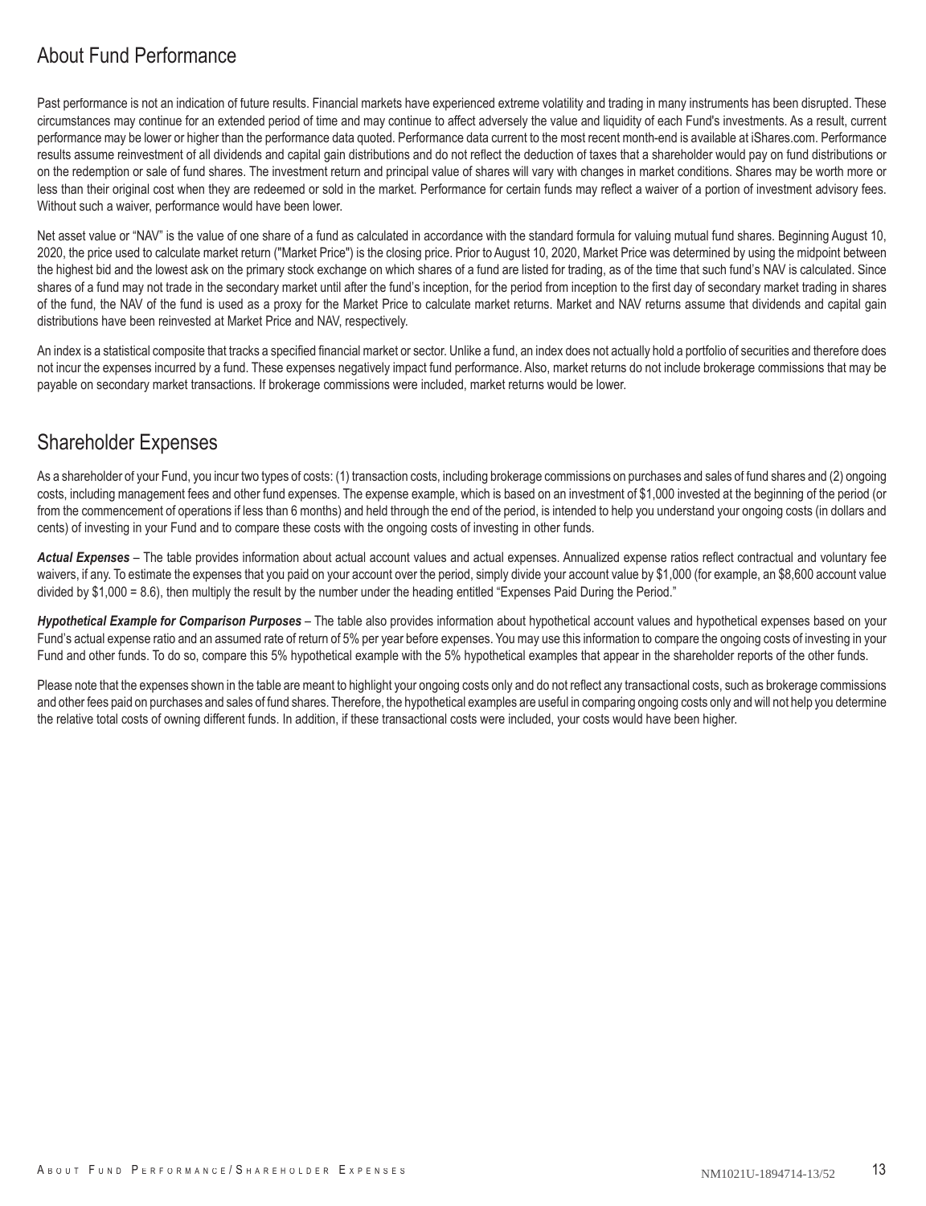## About Fund Performance

Past performance is not an indication of future results. Financial markets have experienced extreme volatility and trading in many instruments has been disrupted. These circumstances may continue for an extended period of time and may continue to affect adversely the value and liquidity of each Fund's investments. As a result, current performance may be lower or higher than the performance data quoted. Performance data current to the most recent month-end is available at iShares.com. Performance results assume reinvestment of all dividends and capital gain distributions and do not reflect the deduction of taxes that a shareholder would pay on fund distributions or on the redemption or sale of fund shares. The investment return and principal value of shares will vary with changes in market conditions. Shares may be worth more or less than their original cost when they are redeemed or sold in the market. Performance for certain funds may reflect a waiver of a portion of investment advisory fees. Without such a waiver, performance would have been lower.

Net asset value or "NAV" is the value of one share of a fund as calculated in accordance with the standard formula for valuing mutual fund shares. Beginning August 10, 2020, the price used to calculate market return ("Market Price") is the closing price. Prior to August 10, 2020, Market Price was determined by using the midpoint between the highest bid and the lowest ask on the primary stock exchange on which shares of a fund are listed for trading, as of the time that such fund's NAV is calculated. Since shares of a fund may not trade in the secondary market until after the fund's inception, for the period from inception to the first day of secondary market trading in shares of the fund, the NAV of the fund is used as a proxy for the Market Price to calculate market returns. Market and NAV returns assume that dividends and capital gain distributions have been reinvested at Market Price and NAV, respectively.

An index is a statistical composite that tracks a specified financial market or sector. Unlike a fund, an index does not actually hold a portfolio of securities and therefore does not incur the expenses incurred by a fund. These expenses negatively impact fund performance. Also, market returns do not include brokerage commissions that may be payable on secondary market transactions. If brokerage commissions were included, market returns would be lower.

## Shareholder Expenses

As a shareholder of your Fund, you incur two types of costs: (1) transaction costs, including brokerage commissions on purchases and sales of fund shares and (2) ongoing costs, including management fees and other fund expenses. The expense example, which is based on an investment of $1,000 invested at the beginning of the period (or from the commencement of operations if less than 6 months) and held through the end of the period, is intended to help you understand your ongoing costs (in dollars and cents) of investing in your Fund and to compare these costs with the ongoing costs of investing in other funds.

***Actual Expenses*** – The table provides information about actual account values and actual expenses. Annualized expense ratios reflect contractual and voluntary fee waivers, if any. To estimate the expenses that you paid on your account over the period, simply divide your account value by $1,000 (for example, an $8,600 account value divided by $1,000 = 8.6), then multiply the result by the number under the heading entitled "Expenses Paid During the Period."

***Hypothetical Example for Comparison Purposes*** – The table also provides information about hypothetical account values and hypothetical expenses based on your Fund's actual expense ratio and an assumed rate of return of 5% per year before expenses. You may use this information to compare the ongoing costs of investing in your Fund and other funds. To do so, compare this 5% hypothetical example with the 5% hypothetical examples that appear in the shareholder reports of the other funds.

Please note that the expenses shown in the table are meant to highlight your ongoing costs only and do not reflect any transactional costs, such as brokerage commissions and other fees paid on purchases and sales of fund shares. Therefore, the hypothetical examples are useful in comparing ongoing costs only and will not help you determine the relative total costs of owning different funds. In addition, if these transactional costs were included, your costs would have been higher.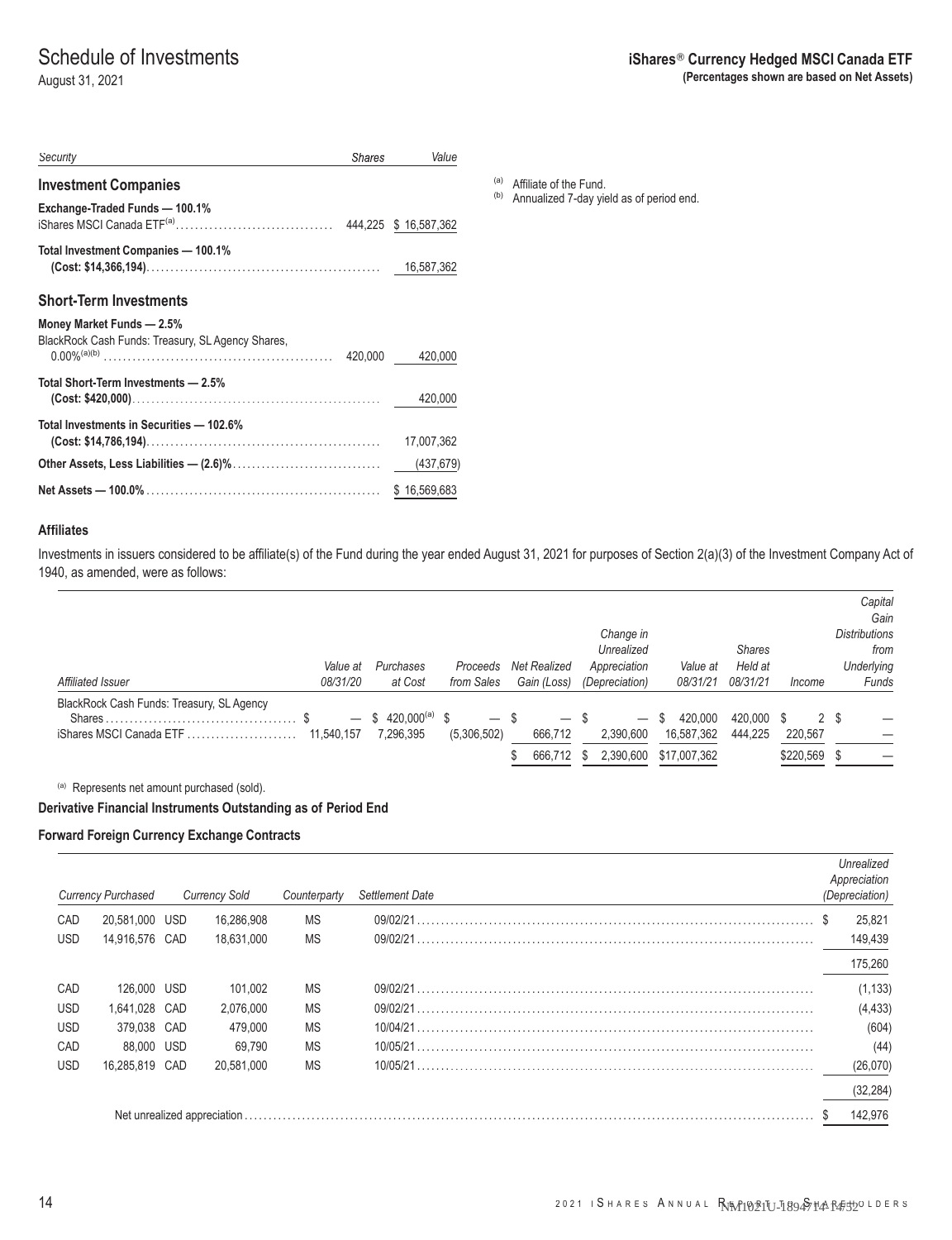# Schedule of Investments

August 31, 2021

**iShares® Currency Hedged MSCI Canada ETF**
**(Percentages shown are based on Net Assets)**

| *Security* | *Shares* | *Value* |
|---|---|---|
| **Investment Companies** | | |
| **Exchange-Traded Funds — 100.1%** | | |
| iShares MSCI Canada ETF[(a)] | 444,225 | $ 16,587,362 |
| **Total Investment Companies — 100.1%** **(Cost: $14,366,194)** | | 16,587,362 |
| **Short-Term Investments** | | |
| **Money Market Funds — 2.5%** | | |
| BlackRock Cash Funds: Treasury, SL Agency Shares, 0.00%[(a)(b)] | 420,000 | 420,000 |
| **Total Short-Term Investments — 2.5%** **(Cost: $420,000)** | | 420,000 |
| **Total Investments in Securities — 102.6%** **(Cost: $14,786,194)** | | 17,007,362 |
| **Other Assets, Less Liabilities — (2.6)%** | | (437,679) |
| **Net Assets — 100.0%** | | $ 16,569,683 |

[(a)] Affiliate of the Fund.
[(b)] Annualized 7-day yield as of period end.

### Affiliates

Investments in issuers considered to be affiliate(s) of the Fund during the year ended August 31, 2021 for purposes of Section 2(a)(3) of the Investment Company Act of 1940, as amended, were as follows:

| *Affiliated Issuer* | *Value at 08/31/20* | *Purchases at Cost* | *Proceeds from Sales* | *Net Realized Gain (Loss)* | *Change in Unrealized Appreciation (Depreciation)* | *Value at 08/31/21* | *Shares Held at 08/31/21* | *Income* | *Capital Gain Distributions from Underlying Funds* |
|---|---|---|---|---|---|---|---|---|---|
| BlackRock Cash Funds: Treasury, SL Agency Shares | $ — | $ 420,000[(a)] | $ — | $ — | $ — | $ 420,000 | 420,000 | $ 2 | $ — |
| iShares MSCI Canada ETF | 11,540,157 | 7,296,395 | (5,306,502) | 666,712 | 2,390,600 | 16,587,362 | 444,225 | 220,567 | — |
| | | | | $ 666,712 | $ 2,390,600 | $17,007,362 | | $220,569 | $ — |

[(a)] Represents net amount purchased (sold).

### Derivative Financial Instruments Outstanding as of Period End

#### Forward Foreign Currency Exchange Contracts

| *Currency Purchased* | | *Currency Sold* | | *Counterparty* | *Settlement Date* | *Unrealized Appreciation (Depreciation)* |
|---|---|---|---|---|---|---|
| CAD | 20,581,000 | USD | 16,286,908 | MS | 09/02/21 | $ 25,821 |
| USD | 14,916,576 | CAD | 18,631,000 | MS | 09/02/21 | 149,439 |
| | | | | | | 175,260 |
| CAD | 126,000 | USD | 101,002 | MS | 09/02/21 | (1,133) |
| USD | 1,641,028 | CAD | 2,076,000 | MS | 09/02/21 | (4,433) |
| USD | 379,038 | CAD | 479,000 | MS | 10/04/21 | (604) |
| CAD | 88,000 | USD | 69,790 | MS | 10/05/21 | (44) |
| USD | 16,285,819 | CAD | 20,581,000 | MS | 10/05/21 | (26,070) |
| | | | | | | (32,284) |
| Net unrealized appreciation | | | | | | $ 142,976 |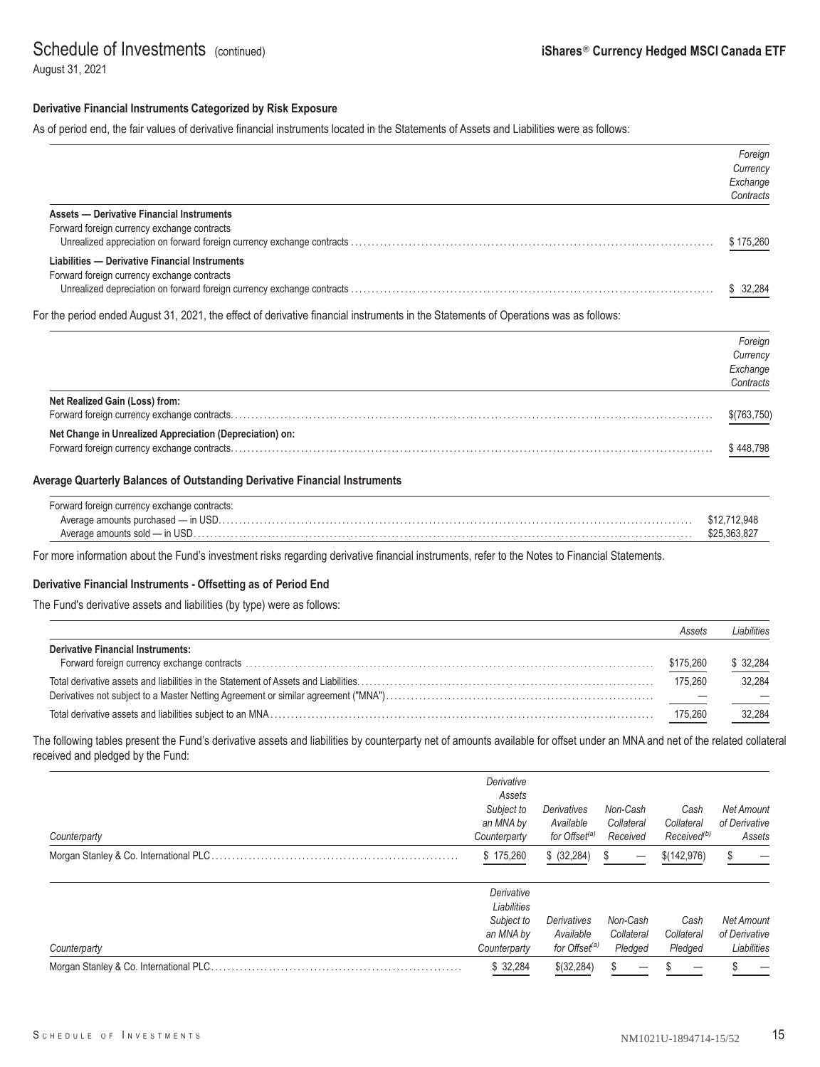Schedule of Investments (continued)
August 31, 2021

**iShares® Currency Hedged MSCI Canada ETF**

**Derivative Financial Instruments Categorized by Risk Exposure**

As of period end, the fair values of derivative financial instruments located in the Statements of Assets and Liabilities were as follows:

| | *Foreign Currency Exchange Contracts* |
|---|---|
| **Assets — Derivative Financial Instruments** | |
| Forward foreign currency exchange contracts | |
| Unrealized appreciation on forward foreign currency exchange contracts | $ 175,260 |
| **Liabilities — Derivative Financial Instruments** | |
| Forward foreign currency exchange contracts | |
| Unrealized depreciation on forward foreign currency exchange contracts | $ 32,284 |

For the period ended August 31, 2021, the effect of derivative financial instruments in the Statements of Operations was as follows:

| | *Foreign Currency Exchange Contracts* |
|---|---|
| **Net Realized Gain (Loss) from:** | |
| Forward foreign currency exchange contracts | $(763,750) |
| **Net Change in Unrealized Appreciation (Depreciation) on:** | |
| Forward foreign currency exchange contracts | $ 448,798 |

**Average Quarterly Balances of Outstanding Derivative Financial Instruments**

| | |
|---|---|
| Forward foreign currency exchange contracts: | |
| Average amounts purchased — in USD | $12,712,948 |
| Average amounts sold — in USD | $25,363,827 |

For more information about the Fund's investment risks regarding derivative financial instruments, refer to the Notes to Financial Statements.

**Derivative Financial Instruments - Offsetting as of Period End**

The Fund's derivative assets and liabilities (by type) were as follows:

| | *Assets* | *Liabilities* |
|---|---|---|
| **Derivative Financial Instruments:** | | |
| Forward foreign currency exchange contracts | $175,260 | $ 32,284 |
| Total derivative assets and liabilities in the Statement of Assets and Liabilities | 175,260 | 32,284 |
| Derivatives not subject to a Master Netting Agreement or similar agreement ("MNA") | — | — |
| Total derivative assets and liabilities subject to an MNA | 175,260 | 32,284 |

The following tables present the Fund's derivative assets and liabilities by counterparty net of amounts available for offset under an MNA and net of the related collateral received and pledged by the Fund:

| *Counterparty* | *Derivative Assets Subject to an MNA by Counterparty* | *Derivatives Available for Offset*[(a)] | *Non-Cash Collateral Received* | *Cash Collateral Received*[(b)] | *Net Amount of Derivative Assets* |
|---|---|---|---|---|---|
| Morgan Stanley & Co. International PLC | $ 175,260 | $ (32,284) | $ — | $(142,976) | $ — |

| *Counterparty* | *Derivative Liabilities Subject to an MNA by Counterparty* | *Derivatives Available for Offset*[(a)] | *Non-Cash Collateral Pledged* | *Cash Collateral Pledged* | *Net Amount of Derivative Liabilities* |
|---|---|---|---|---|---|
| Morgan Stanley & Co. International PLC | $ 32,284 | $(32,284) | $ — | $ — | $ — |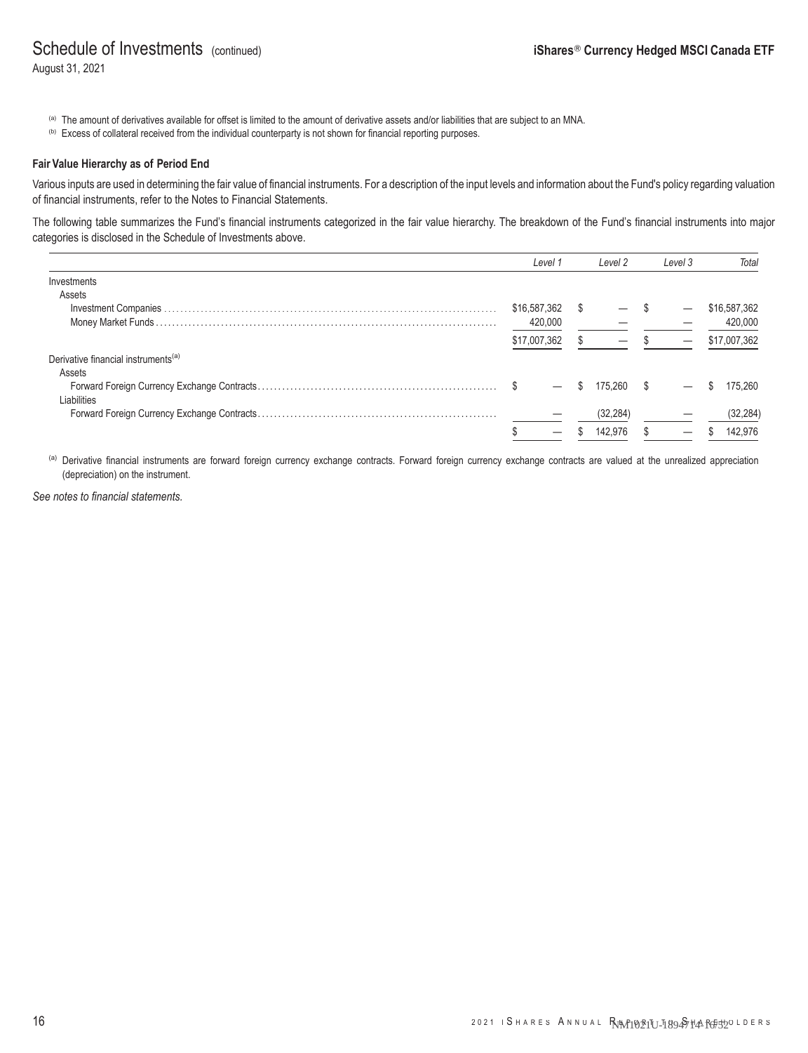(a) The amount of derivatives available for offset is limited to the amount of derivative assets and/or liabilities that are subject to an MNA.

(b) Excess of collateral received from the individual counterparty is not shown for financial reporting purposes.

#### Fair Value Hierarchy as of Period End

Various inputs are used in determining the fair value of financial instruments. For a description of the input levels and information about the Fund's policy regarding valuation of financial instruments, refer to the Notes to Financial Statements.

The following table summarizes the Fund's financial instruments categorized in the fair value hierarchy. The breakdown of the Fund's financial instruments into major categories is disclosed in the Schedule of Investments above.

| | *Level 1* | *Level 2* | *Level 3* | *Total* |
|---|---|---|---|---|
| Investments | | | | |
| Assets | | | | |
| Investment Companies | $16,587,362 | $ — | $ — | $16,587,362 |
| Money Market Funds | 420,000 | — | — | 420,000 |
| | $17,007,362 | $ — | $ — | $17,007,362 |
| Derivative financial instruments[(a)] | | | | |
| Assets | | | | |
| Forward Foreign Currency Exchange Contracts | $ — | $ 175,260 | $ — | $ 175,260 |
| Liabilities | | | | |
| Forward Foreign Currency Exchange Contracts | — | (32,284) | — | (32,284) |
| | $ — | $ 142,976 | $ — | $ 142,976 |

(a) Derivative financial instruments are forward foreign currency exchange contracts. Forward foreign currency exchange contracts are valued at the unrealized appreciation (depreciation) on the instrument.

*See notes to financial statements.*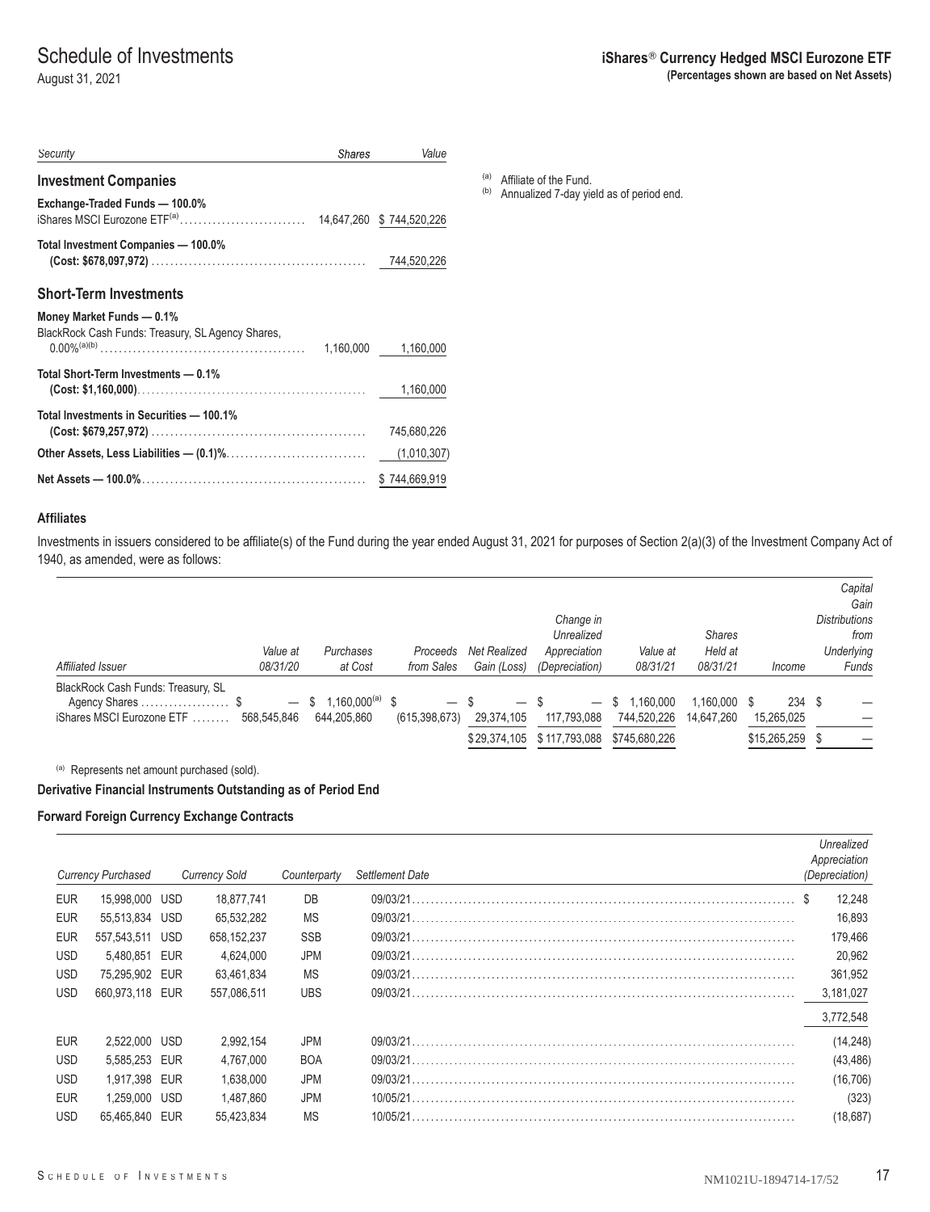# Schedule of Investments

August 31, 2021

**iShares® Currency Hedged MSCI Eurozone ETF**
**(Percentages shown are based on Net Assets)**

| Security | Shares | Value |
|---|---|---|
| **Investment Companies** | | |
| **Exchange-Traded Funds — 100.0%** | | |
| iShares MSCI Eurozone ETF[(a)] | 14,647,260 | $ 744,520,226 |
| **Total Investment Companies — 100.0%** **(Cost: $678,097,972)** | | 744,520,226 |
| **Short-Term Investments** | | |
| **Money Market Funds — 0.1%** | | |
| BlackRock Cash Funds: Treasury, SL Agency Shares, 0.00%[(a)(b)] | 1,160,000 | 1,160,000 |
| **Total Short-Term Investments — 0.1%** **(Cost: $1,160,000)** | | 1,160,000 |
| **Total Investments in Securities — 100.1%** **(Cost: $679,257,972)** | | 745,680,226 |
| **Other Assets, Less Liabilities — (0.1)%** | | (1,010,307) |
| **Net Assets — 100.0%** | | $ 744,669,919 |

[(a)] Affiliate of the Fund.
[(b)] Annualized 7-day yield as of period end.

### Affiliates

Investments in issuers considered to be affiliate(s) of the Fund during the year ended August 31, 2021 for purposes of Section 2(a)(3) of the Investment Company Act of 1940, as amended, were as follows:

| *Affiliated Issuer* | *Value at 08/31/20* | *Purchases at Cost* | *Proceeds from Sales* | *Net Realized Gain (Loss)* | *Change in Unrealized Appreciation (Depreciation)* | *Value at 08/31/21* | *Shares Held at 08/31/21* | *Income* | *Capital Gain Distributions from Underlying Funds* |
|---|---|---|---|---|---|---|---|---|---|
| BlackRock Cash Funds: Treasury, SL Agency Shares | $ — | $ 1,160,000[(a)] | $ — | $ — | $ — | $ 1,160,000 | 1,160,000 | $ 234 | $ — |
| iShares MSCI Eurozone ETF | 568,545,846 | 644,205,860 | (615,398,673) | 29,374,105 | 117,793,088 | 744,520,226 | 14,647,260 | 15,265,025 | — |
| | | | | $29,374,105 | $ 117,793,088 | $745,680,226 | | $15,265,259 | $ — |

[(a)] Represents net amount purchased (sold).

### Derivative Financial Instruments Outstanding as of Period End

### Forward Foreign Currency Exchange Contracts

| *Currency Purchased* | | *Currency Sold* | | *Counterparty* | *Settlement Date* | *Unrealized Appreciation (Depreciation)* |
|---|---|---|---|---|---|---|
| EUR | 15,998,000 | USD | 18,877,741 | DB | 09/03/21 | $ 12,248 |
| EUR | 55,513,834 | USD | 65,532,282 | MS | 09/03/21 | 16,893 |
| EUR | 557,543,511 | USD | 658,152,237 | SSB | 09/03/21 | 179,466 |
| USD | 5,480,851 | EUR | 4,624,000 | JPM | 09/03/21 | 20,962 |
| USD | 75,295,902 | EUR | 63,461,834 | MS | 09/03/21 | 361,952 |
| USD | 660,973,118 | EUR | 557,086,511 | UBS | 09/03/21 | 3,181,027 |
| | | | | | | 3,772,548 |
| EUR | 2,522,000 | USD | 2,992,154 | JPM | 09/03/21 | (14,248) |
| USD | 5,585,253 | EUR | 4,767,000 | BOA | 09/03/21 | (43,486) |
| USD | 1,917,398 | EUR | 1,638,000 | JPM | 09/03/21 | (16,706) |
| EUR | 1,259,000 | USD | 1,487,860 | JPM | 10/05/21 | (323) |
| USD | 65,465,840 | EUR | 55,423,834 | MS | 10/05/21 | (18,687) |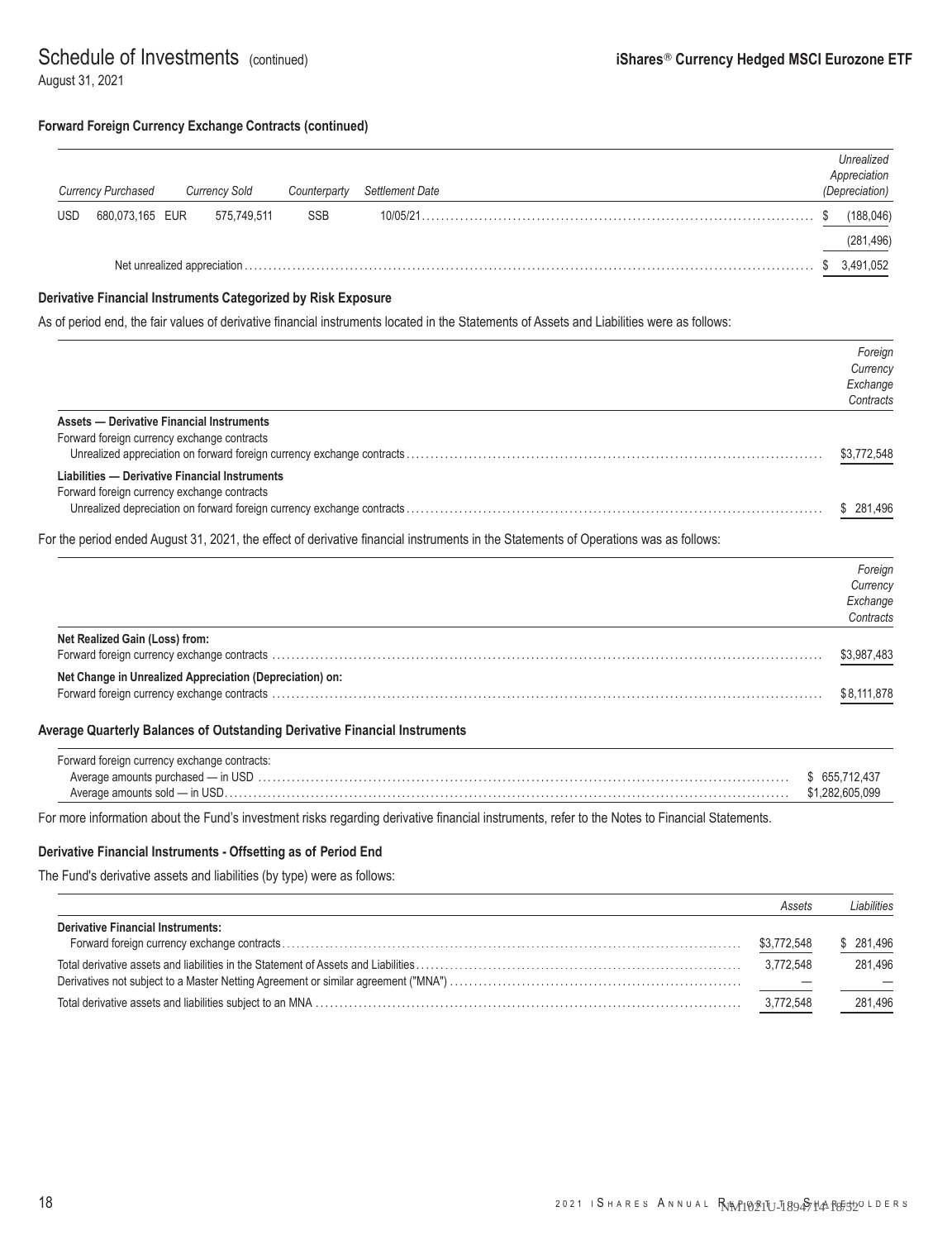# Schedule of Investments (continued)

August 31, 2021

**iShares® Currency Hedged MSCI Eurozone ETF**

### Forward Foreign Currency Exchange Contracts (continued)

| *Currency Purchased* | | *Currency Sold* | | *Counterparty* | *Settlement Date* | *Unrealized Appreciation (Depreciation)* |
|---|---|---|---|---|---|---|
| USD | 680,073,165 | EUR | 575,749,511 | SSB | 10/05/21 | $ (188,046) |
| | | | | | | (281,496) |
| Net unrealized appreciation | | | | | | $ 3,491,052 |

### Derivative Financial Instruments Categorized by Risk Exposure

As of period end, the fair values of derivative financial instruments located in the Statements of Assets and Liabilities were as follows:

| | *Foreign Currency Exchange Contracts* |
|---|---|
| **Assets — Derivative Financial Instruments** | |
| Forward foreign currency exchange contracts | |
| Unrealized appreciation on forward foreign currency exchange contracts | $3,772,548 |
| **Liabilities — Derivative Financial Instruments** | |
| Forward foreign currency exchange contracts | |
| Unrealized depreciation on forward foreign currency exchange contracts | $ 281,496 |

For the period ended August 31, 2021, the effect of derivative financial instruments in the Statements of Operations was as follows:

| | *Foreign Currency Exchange Contracts* |
|---|---|
| **Net Realized Gain (Loss) from:** | |
| Forward foreign currency exchange contracts | $3,987,483 |
| **Net Change in Unrealized Appreciation (Depreciation) on:** | |
| Forward foreign currency exchange contracts | $8,111,878 |

### Average Quarterly Balances of Outstanding Derivative Financial Instruments

| | |
|---|---|
| Forward foreign currency exchange contracts: | |
| Average amounts purchased — in USD | $ 655,712,437 |
| Average amounts sold — in USD | $1,282,605,099 |

For more information about the Fund's investment risks regarding derivative financial instruments, refer to the Notes to Financial Statements.

### Derivative Financial Instruments - Offsetting as of Period End

The Fund's derivative assets and liabilities (by type) were as follows:

| | *Assets* | *Liabilities* |
|---|---|---|
| **Derivative Financial Instruments:** | | |
| Forward foreign currency exchange contracts | $3,772,548 | $ 281,496 |
| Total derivative assets and liabilities in the Statement of Assets and Liabilities | 3,772,548 | 281,496 |
| Derivatives not subject to a Master Netting Agreement or similar agreement ("MNA") | — | — |
| Total derivative assets and liabilities subject to an MNA | 3,772,548 | 281,496 |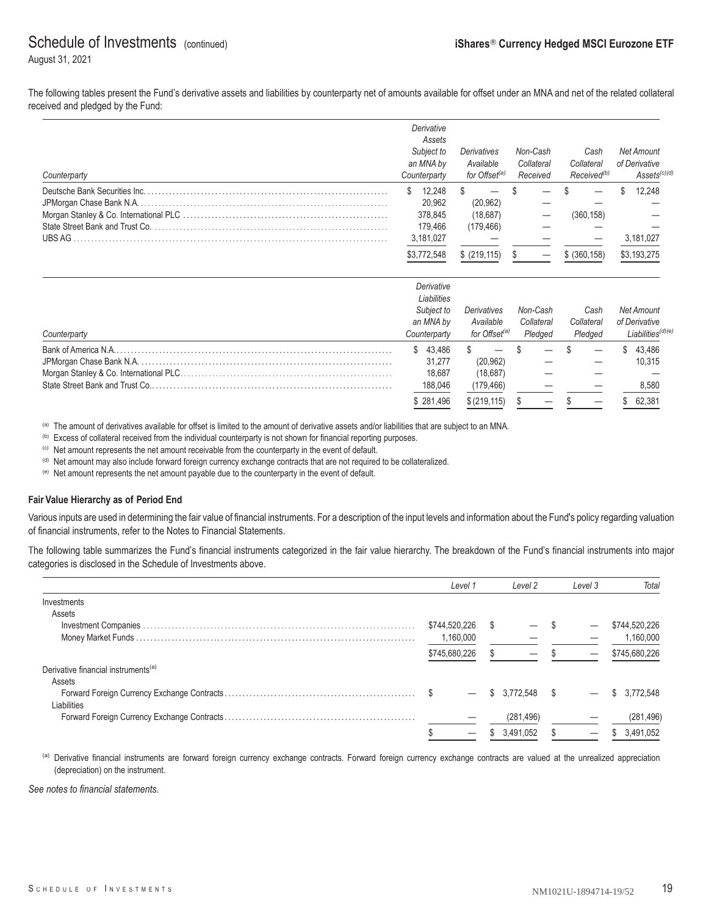# Schedule of Investments (continued)

**iShares® Currency Hedged MSCI Eurozone ETF**

August 31, 2021

The following tables present the Fund's derivative assets and liabilities by counterparty net of amounts available for offset under an MNA and net of the related collateral received and pledged by the Fund:

| Counterparty | Derivative Assets Subject to an MNA by Counterparty | Derivatives Available for Offset[(a)] | Non-Cash Collateral Received | Cash Collateral Received[(b)] | Net Amount of Derivative Assets[(c)(d)] |
|---|---|---|---|---|---|
| Deutsche Bank Securities Inc. | $ 12,248 | $ — | $ — | $ — | $ 12,248 |
| JPMorgan Chase Bank N.A. | 20,962 | (20,962) | — | — | — |
| Morgan Stanley & Co. International PLC | 378,845 | (18,687) | — | (360,158) | — |
| State Street Bank and Trust Co. | 179,466 | (179,466) | — | — | — |
| UBS AG | 3,181,027 | — | — | — | 3,181,027 |
| | $3,772,548 | $ (219,115) | $ — | $ (360,158) | $3,193,275 |

| Counterparty | Derivative Liabilities Subject to an MNA by Counterparty | Derivatives Available for Offset[(a)] | Non-Cash Collateral Pledged | Cash Collateral Pledged | Net Amount of Derivative Liabilities[(d)(e)] |
|---|---|---|---|---|---|
| Bank of America N.A. | $ 43,486 | $ — | $ — | $ — | $ 43,486 |
| JPMorgan Chase Bank N.A. | 31,277 | (20,962) | — | — | 10,315 |
| Morgan Stanley & Co. International PLC | 18,687 | (18,687) | — | — | — |
| State Street Bank and Trust Co. | 188,046 | (179,466) | — | — | 8,580 |
| | $ 281,496 | $ (219,115) | $ — | $ — | $ 62,381 |

[(a)] The amount of derivatives available for offset is limited to the amount of derivative assets and/or liabilities that are subject to an MNA.
[(b)] Excess of collateral received from the individual counterparty is not shown for financial reporting purposes.
[(c)] Net amount represents the net amount receivable from the counterparty in the event of default.
[(d)] Net amount may also include forward foreign currency exchange contracts that are not required to be collateralized.
[(e)] Net amount represents the net amount payable due to the counterparty in the event of default.

**Fair Value Hierarchy as of Period End**

Various inputs are used in determining the fair value of financial instruments. For a description of the input levels and information about the Fund's policy regarding valuation of financial instruments, refer to the Notes to Financial Statements.

The following table summarizes the Fund's financial instruments categorized in the fair value hierarchy. The breakdown of the Fund's financial instruments into major categories is disclosed in the Schedule of Investments above.

| | Level 1 | Level 2 | Level 3 | Total |
|---|---|---|---|---|
| Investments | | | | |
| Assets | | | | |
| Investment Companies | $744,520,226 | $ — | $ — | $744,520,226 |
| Money Market Funds | 1,160,000 | — | — | 1,160,000 |
| | $745,680,226 | $ — | $ — | $745,680,226 |
| Derivative financial instruments[(a)] | | | | |
| Assets | | | | |
| Forward Foreign Currency Exchange Contracts | $ — | $ 3,772,548 | $ — | $ 3,772,548 |
| Liabilities | | | | |
| Forward Foreign Currency Exchange Contracts | — | (281,496) | — | (281,496) |
| | $ — | $ 3,491,052 | $ — | $ 3,491,052 |

[(a)] Derivative financial instruments are forward foreign currency exchange contracts. Forward foreign currency exchange contracts are valued at the unrealized appreciation (depreciation) on the instrument.

*See notes to financial statements.*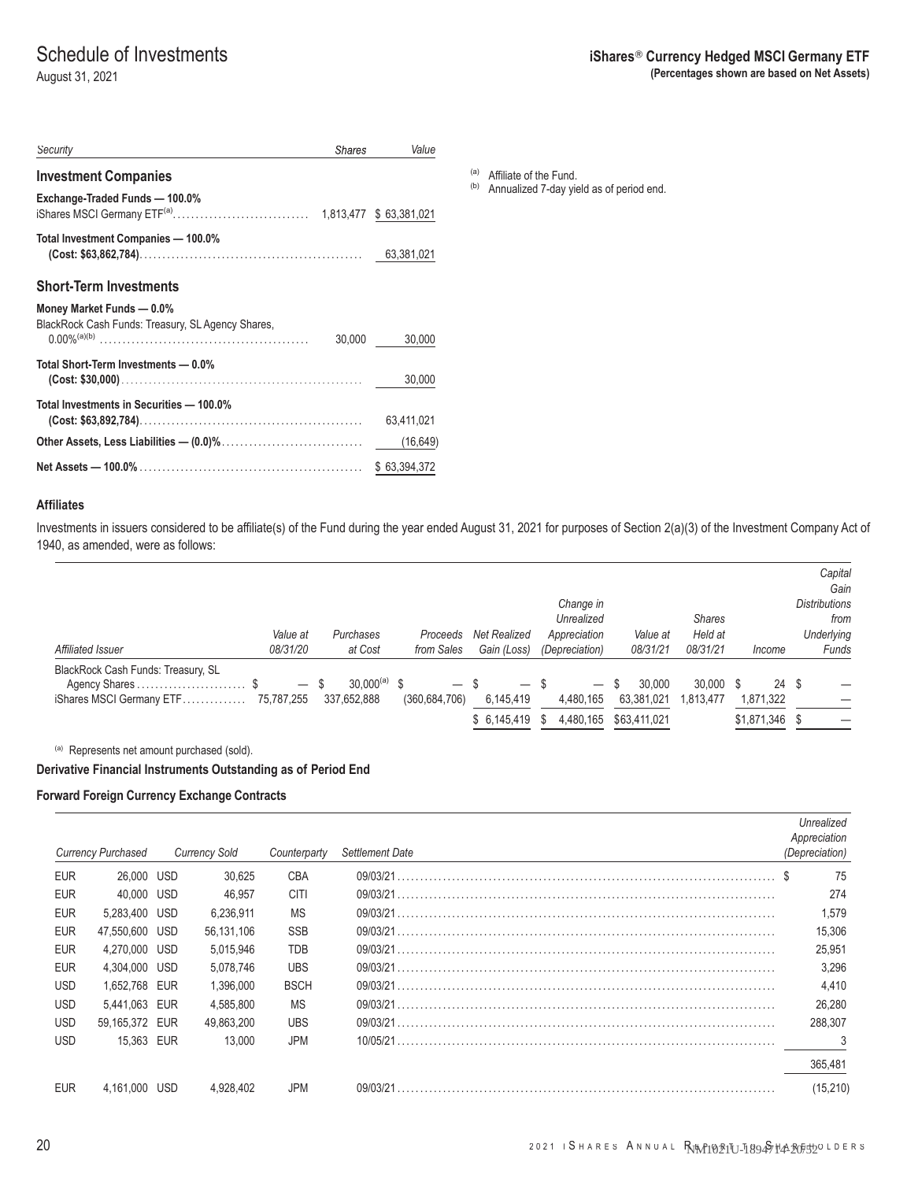# Schedule of Investments

August 31, 2021

**iShares® Currency Hedged MSCI Germany ETF**
**(Percentages shown are based on Net Assets)**

| *Security* | *Shares* | *Value* |
|---|---|---|
| **Investment Companies** | | |
| **Exchange-Traded Funds — 100.0%** | | |
| iShares MSCI Germany ETF[(a)] | 1,813,477 | $ 63,381,021 |
| **Total Investment Companies — 100.0%** **(Cost: $63,862,784)** | | 63,381,021 |
| **Short-Term Investments** | | |
| **Money Market Funds — 0.0%** | | |
| BlackRock Cash Funds: Treasury, SL Agency Shares, 0.00%[(a)(b)] | 30,000 | 30,000 |
| **Total Short-Term Investments — 0.0%** **(Cost: $30,000)** | | 30,000 |
| **Total Investments in Securities — 100.0%** **(Cost: $63,892,784)** | | 63,411,021 |
| **Other Assets, Less Liabilities — (0.0)%** | | (16,649) |
| **Net Assets — 100.0%** | | $ 63,394,372 |

[(a)] Affiliate of the Fund.
[(b)] Annualized 7-day yield as of period end.

#### Affiliates

Investments in issuers considered to be affiliate(s) of the Fund during the year ended August 31, 2021 for purposes of Section 2(a)(3) of the Investment Company Act of 1940, as amended, were as follows:

| *Affiliated Issuer* | *Value at 08/31/20* | *Purchases at Cost* | *Proceeds from Sales* | *Net Realized Gain (Loss)* | *Change in Unrealized Appreciation (Depreciation)* | *Value at 08/31/21* | *Shares Held at 08/31/21* | *Income* | *Capital Gain Distributions from Underlying Funds* |
|---|---|---|---|---|---|---|---|---|---|
| BlackRock Cash Funds: Treasury, SL Agency Shares | $ — | $ 30,000[(a)] | $ — | $ — | $ — | $ 30,000 | 30,000 | $ 24 | $ — |
| iShares MSCI Germany ETF | 75,787,255 | 337,652,888 | (360,684,706) | 6,145,419 | 4,480,165 | 63,381,021 | 1,813,477 | 1,871,322 | — |
| | | | | $ 6,145,419 | $ 4,480,165 | $63,411,021 | | $1,871,346 | $ — |

[(a)] Represents net amount purchased (sold).

#### Derivative Financial Instruments Outstanding as of Period End

#### Forward Foreign Currency Exchange Contracts

| *Currency Purchased* | | *Currency Sold* | | *Counterparty* | *Settlement Date* | *Unrealized Appreciation (Depreciation)* |
|---|---|---|---|---|---|---|
| EUR | 26,000 | USD | 30,625 | CBA | 09/03/21 | $ 75 |
| EUR | 40,000 | USD | 46,957 | CITI | 09/03/21 | 274 |
| EUR | 5,283,400 | USD | 6,236,911 | MS | 09/03/21 | 1,579 |
| EUR | 47,550,600 | USD | 56,131,106 | SSB | 09/03/21 | 15,306 |
| EUR | 4,270,000 | USD | 5,015,946 | TDB | 09/03/21 | 25,951 |
| EUR | 4,304,000 | USD | 5,078,746 | UBS | 09/03/21 | 3,296 |
| USD | 1,652,768 | EUR | 1,396,000 | BSCH | 09/03/21 | 4,410 |
| USD | 5,441,063 | EUR | 4,585,800 | MS | 09/03/21 | 26,280 |
| USD | 59,165,372 | EUR | 49,863,200 | UBS | 09/03/21 | 288,307 |
| USD | 15,363 | EUR | 13,000 | JPM | 10/05/21 | 3 |
| | | | | | | 365,481 |
| EUR | 4,161,000 | USD | 4,928,402 | JPM | 09/03/21 | (15,210) |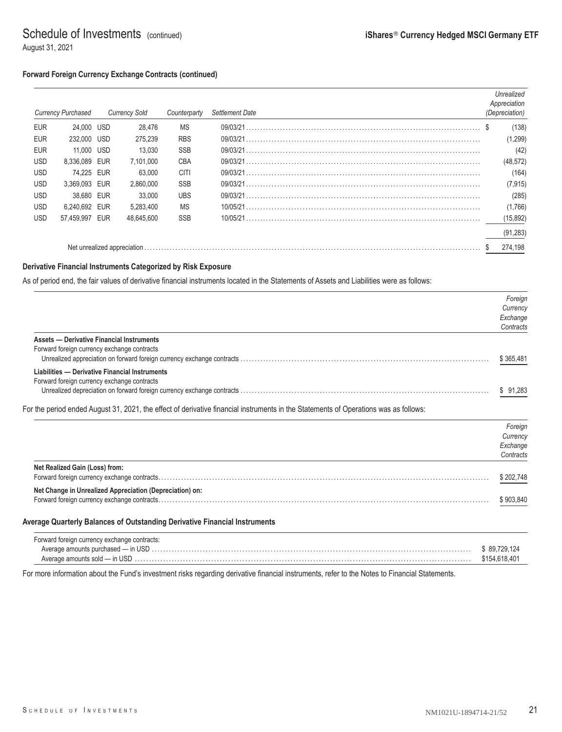# Schedule of Investments (continued)

August 31, 2021

**iShares® Currency Hedged MSCI Germany ETF**

**Forward Foreign Currency Exchange Contracts (continued)**

| *Currency Purchased* | | *Currency Sold* | | *Counterparty* | *Settlement Date* | *Unrealized Appreciation (Depreciation)* |
|---|---|---|---|---|---|---|
| EUR | 24,000 | USD | 28,476 | MS | 09/03/21 | $ (138) |
| EUR | 232,000 | USD | 275,239 | RBS | 09/03/21 | (1,299) |
| EUR | 11,000 | USD | 13,030 | SSB | 09/03/21 | (42) |
| USD | 8,336,089 | EUR | 7,101,000 | CBA | 09/03/21 | (48,572) |
| USD | 74,225 | EUR | 63,000 | CITI | 09/03/21 | (164) |
| USD | 3,369,093 | EUR | 2,860,000 | SSB | 09/03/21 | (7,915) |
| USD | 38,680 | EUR | 33,000 | UBS | 09/03/21 | (285) |
| USD | 6,240,692 | EUR | 5,283,400 | MS | 10/05/21 | (1,766) |
| USD | 57,459,997 | EUR | 48,645,600 | SSB | 10/05/21 | (15,892) |
| | | | | | | (91,283) |
| | | Net unrealized appreciation | | | | $ 274,198 |

**Derivative Financial Instruments Categorized by Risk Exposure**

As of period end, the fair values of derivative financial instruments located in the Statements of Assets and Liabilities were as follows:

| | *Foreign Currency Exchange Contracts* |
|---|---|
| **Assets — Derivative Financial Instruments** | |
| Forward foreign currency exchange contracts | |
| Unrealized appreciation on forward foreign currency exchange contracts | $ 365,481 |
| **Liabilities — Derivative Financial Instruments** | |
| Forward foreign currency exchange contracts | |
| Unrealized depreciation on forward foreign currency exchange contracts | $ 91,283 |

For the period ended August 31, 2021, the effect of derivative financial instruments in the Statements of Operations was as follows:

| | *Foreign Currency Exchange Contracts* |
|---|---|
| **Net Realized Gain (Loss) from:** | |
| Forward foreign currency exchange contracts | $ 202,748 |
| **Net Change in Unrealized Appreciation (Depreciation) on:** | |
| Forward foreign currency exchange contracts | $ 903,840 |

**Average Quarterly Balances of Outstanding Derivative Financial Instruments**

| | |
|---|---|
| Forward foreign currency exchange contracts: | |
| Average amounts purchased — in USD | $ 89,729,124 |
| Average amounts sold — in USD | $154,618,401 |

For more information about the Fund's investment risks regarding derivative financial instruments, refer to the Notes to Financial Statements.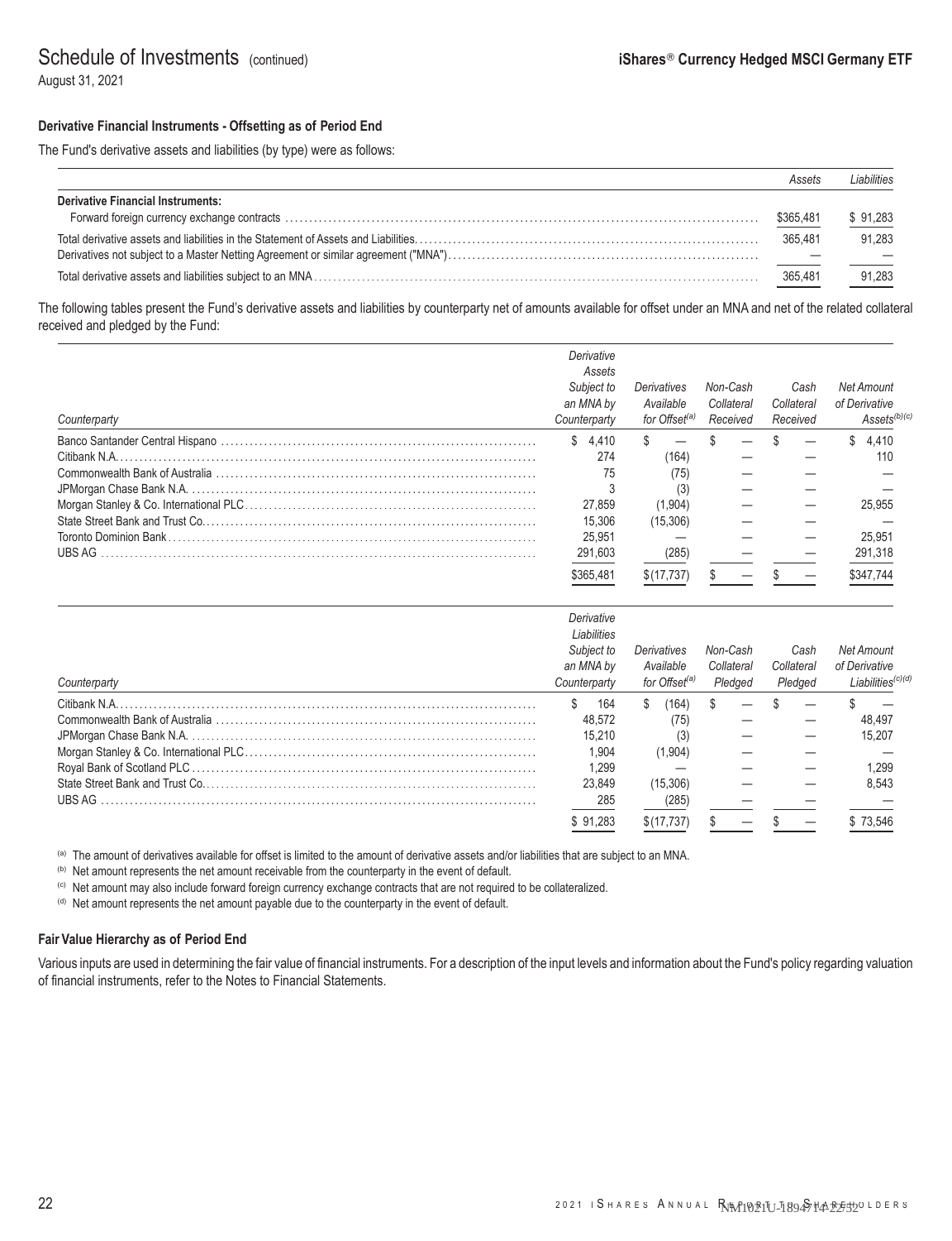# Schedule of Investments (continued)

August 31, 2021

**iShares® Currency Hedged MSCI Germany ETF**

### Derivative Financial Instruments - Offsetting as of Period End

The Fund's derivative assets and liabilities (by type) were as follows:

| | Assets | Liabilities |
|---|---|---|
| **Derivative Financial Instruments:** | | |
| Forward foreign currency exchange contracts | $365,481 | $ 91,283 |
| Total derivative assets and liabilities in the Statement of Assets and Liabilities | 365,481 | 91,283 |
| Derivatives not subject to a Master Netting Agreement or similar agreement ("MNA") | — | — |
| Total derivative assets and liabilities subject to an MNA | 365,481 | 91,283 |

The following tables present the Fund's derivative assets and liabilities by counterparty net of amounts available for offset under an MNA and net of the related collateral received and pledged by the Fund:

| Counterparty | Derivative Assets Subject to an MNA by Counterparty | Derivatives Available for Offset[(a)] | Non-Cash Collateral Received | Cash Collateral Received | Net Amount of Derivative Assets[(b)(c)] |
|---|---|---|---|---|---|
| Banco Santander Central Hispano | $ 4,410 | $ — | $ — | $ — | $ 4,410 |
| Citibank N.A. | 274 | (164) | — | — | 110 |
| Commonwealth Bank of Australia | 75 | (75) | — | — | — |
| JPMorgan Chase Bank N.A. | 3 | (3) | — | — | — |
| Morgan Stanley & Co. International PLC | 27,859 | (1,904) | — | — | 25,955 |
| State Street Bank and Trust Co. | 15,306 | (15,306) | — | — | — |
| Toronto Dominion Bank | 25,951 | — | — | — | 25,951 |
| UBS AG | 291,603 | (285) | — | — | 291,318 |
| | $365,481 | $(17,737) | $ — | $ — | $347,744 |

| Counterparty | Derivative Liabilities Subject to an MNA by Counterparty | Derivatives Available for Offset[(a)] | Non-Cash Collateral Pledged | Cash Collateral Pledged | Net Amount of Derivative Liabilities[(c)(d)] |
|---|---|---|---|---|---|
| Citibank N.A. | $ 164 | $ (164) | $ — | $ — | $ — |
| Commonwealth Bank of Australia | 48,572 | (75) | — | — | 48,497 |
| JPMorgan Chase Bank N.A. | 15,210 | (3) | — | — | 15,207 |
| Morgan Stanley & Co. International PLC | 1,904 | (1,904) | — | — | — |
| Royal Bank of Scotland PLC | 1,299 | — | — | — | 1,299 |
| State Street Bank and Trust Co. | 23,849 | (15,306) | — | — | 8,543 |
| UBS AG | 285 | (285) | — | — | — |
| | $ 91,283 | $(17,737) | $ — | $ — | $ 73,546 |

(a) The amount of derivatives available for offset is limited to the amount of derivative assets and/or liabilities that are subject to an MNA.

(b) Net amount represents the net amount receivable from the counterparty in the event of default.

(c) Net amount may also include forward foreign currency exchange contracts that are not required to be collateralized.

(d) Net amount represents the net amount payable due to the counterparty in the event of default.

### Fair Value Hierarchy as of Period End

Various inputs are used in determining the fair value of financial instruments. For a description of the input levels and information about the Fund's policy regarding valuation of financial instruments, refer to the Notes to Financial Statements.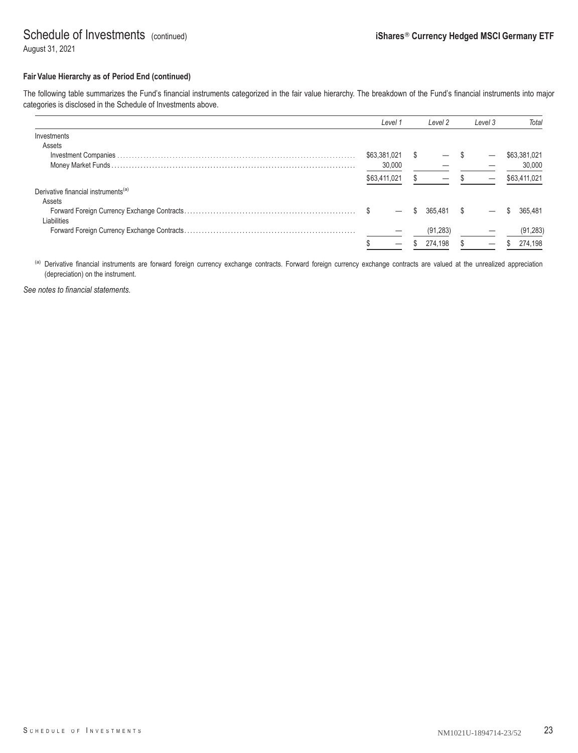# Schedule of Investments (continued)

August 31, 2021

**iShares® Currency Hedged MSCI Germany ETF**

**Fair Value Hierarchy as of Period End (continued)**

The following table summarizes the Fund's financial instruments categorized in the fair value hierarchy. The breakdown of the Fund's financial instruments into major categories is disclosed in the Schedule of Investments above.

| | *Level 1* | *Level 2* | *Level 3* | *Total* |
|---|---|---|---|---|
| Investments | | | | |
| Assets | | | | |
| Investment Companies | $63,381,021 | $ — | $ — | $63,381,021 |
| Money Market Funds | 30,000 | — | — | 30,000 |
| | $63,411,021 | $ — | $ — | $63,411,021 |
| Derivative financial instruments[(a)] | | | | |
| Assets | | | | |
| Forward Foreign Currency Exchange Contracts | $ — | $ 365,481 | $ — | $ 365,481 |
| Liabilities | | | | |
| Forward Foreign Currency Exchange Contracts | — | (91,283) | — | (91,283) |
| | $ — | $ 274,198 | $ — | $ 274,198 |

[(a)] Derivative financial instruments are forward foreign currency exchange contracts. Forward foreign currency exchange contracts are valued at the unrealized appreciation (depreciation) on the instrument.

*See notes to financial statements.*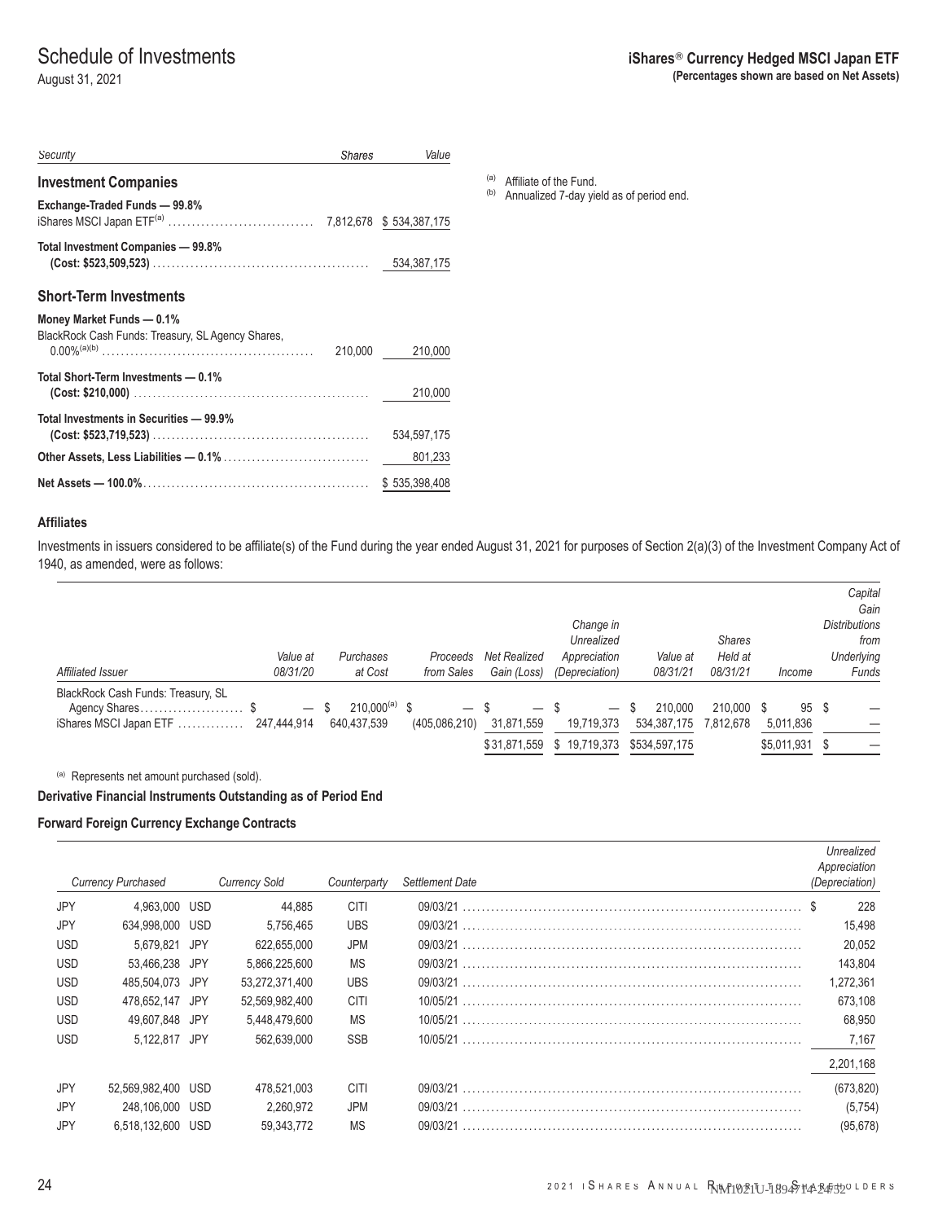# Schedule of Investments

August 31, 2021

**iShares® Currency Hedged MSCI Japan ETF**
**(Percentages shown are based on Net Assets)**

| Security | Shares | Value |
|---|---|---|
| **Investment Companies** | | |
| **Exchange-Traded Funds — 99.8%** | | |
| iShares MSCI Japan ETF[(a)] | 7,812,678 | $ 534,387,175 |
| **Total Investment Companies — 99.8%** **(Cost: $523,509,523)** | | 534,387,175 |
| **Short-Term Investments** | | |
| **Money Market Funds — 0.1%** | | |
| BlackRock Cash Funds: Treasury, SL Agency Shares, 0.00%[(a)(b)] | 210,000 | 210,000 |
| **Total Short-Term Investments — 0.1%** **(Cost: $210,000)** | | 210,000 |
| **Total Investments in Securities — 99.9%** **(Cost: $523,719,523)** | | 534,597,175 |
| **Other Assets, Less Liabilities — 0.1%** | | 801,233 |
| **Net Assets — 100.0%** | | $ 535,398,408 |

(a) Affiliate of the Fund.
(b) Annualized 7-day yield as of period end.

### Affiliates

Investments in issuers considered to be affiliate(s) of the Fund during the year ended August 31, 2021 for purposes of Section 2(a)(3) of the Investment Company Act of 1940, as amended, were as follows:

| Affiliated Issuer | Value at 08/31/20 | Purchases at Cost | Proceeds from Sales | Net Realized Gain (Loss) | Change in Unrealized Appreciation (Depreciation) | Value at 08/31/21 | Shares Held at 08/31/21 | Income | Capital Gain Distributions from Underlying Funds |
|---|---|---|---|---|---|---|---|---|---|
| BlackRock Cash Funds: Treasury, SL Agency Shares | $ — | $ 210,000[(a)] | $ — | $ — | $ — | $ 210,000 | 210,000 | $ 95 | $ — |
| iShares MSCI Japan ETF | 247,444,914 | 640,437,539 | (405,086,210) | 31,871,559 | 19,719,373 | 534,387,175 | 7,812,678 | 5,011,836 | — |
| | | | | $31,871,559 | $ 19,719,373 | $534,597,175 | | $5,011,931 | $ — |

(a) Represents net amount purchased (sold).

### Derivative Financial Instruments Outstanding as of Period End

### Forward Foreign Currency Exchange Contracts

| Currency Purchased | | Currency Sold | | Counterparty | Settlement Date | Unrealized Appreciation (Depreciation) |
|---|---|---|---|---|---|---|
| JPY | 4,963,000 | USD | 44,885 | CITI | 09/03/21 | $ 228 |
| JPY | 634,998,000 | USD | 5,756,465 | UBS | 09/03/21 | 15,498 |
| USD | 5,679,821 | JPY | 622,655,000 | JPM | 09/03/21 | 20,052 |
| USD | 53,466,238 | JPY | 5,866,225,600 | MS | 09/03/21 | 143,804 |
| USD | 485,504,073 | JPY | 53,272,371,400 | UBS | 09/03/21 | 1,272,361 |
| USD | 478,652,147 | JPY | 52,569,982,400 | CITI | 10/05/21 | 673,108 |
| USD | 49,607,848 | JPY | 5,448,479,600 | MS | 10/05/21 | 68,950 |
| USD | 5,122,817 | JPY | 562,639,000 | SSB | 10/05/21 | 7,167 |
| | | | | | | 2,201,168 |
| JPY | 52,569,982,400 | USD | 478,521,003 | CITI | 09/03/21 | (673,820) |
| JPY | 248,106,000 | USD | 2,260,972 | JPM | 09/03/21 | (5,754) |
| JPY | 6,518,132,600 | USD | 59,343,772 | MS | 09/03/21 | (95,678) |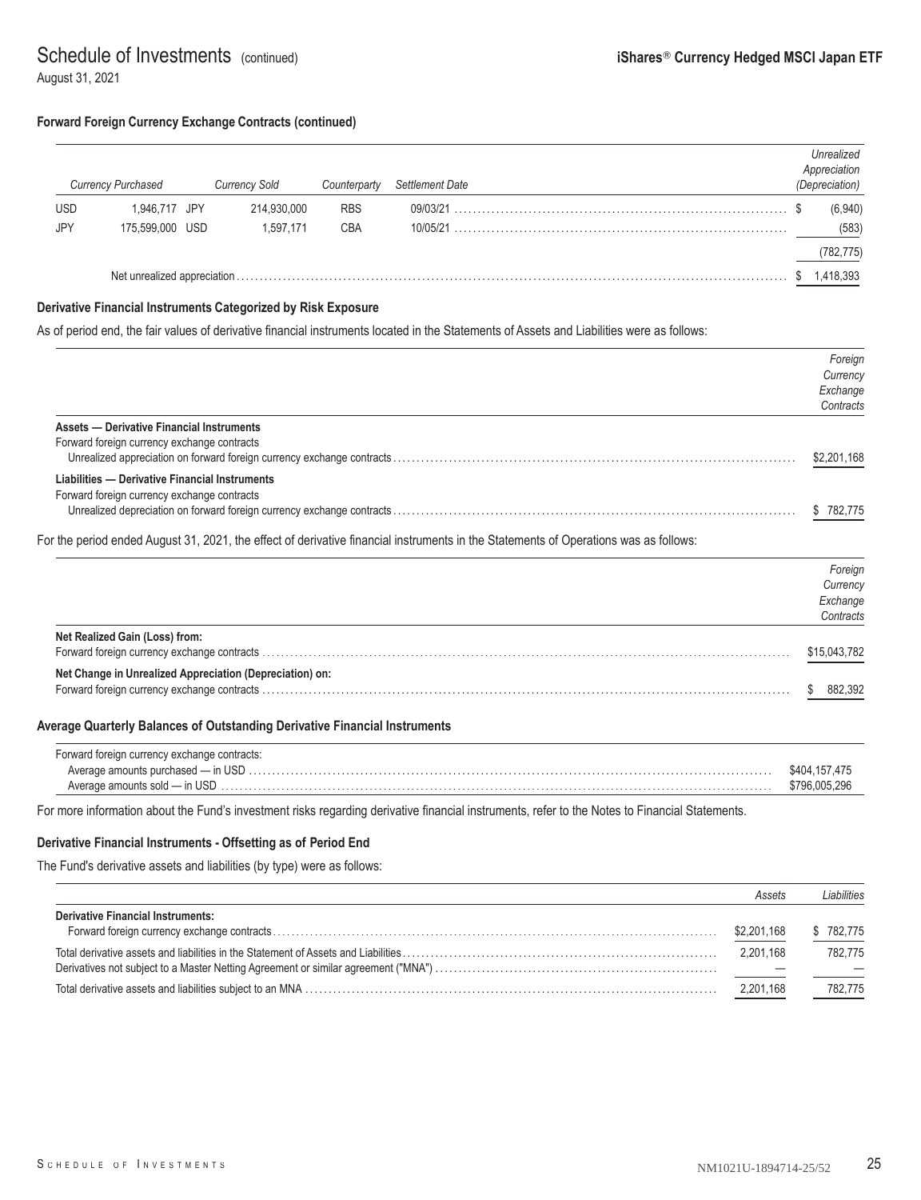# Schedule of Investments (continued)

August 31, 2021

**iShares® Currency Hedged MSCI Japan ETF**

**Forward Foreign Currency Exchange Contracts (continued)**

| *Currency Purchased* | | *Currency Sold* | | *Counterparty* | *Settlement Date* | *Unrealized Appreciation (Depreciation)* |
|---|---|---|---|---|---|---|
| USD | 1,946,717 | JPY | 214,930,000 | RBS | 09/03/21 | $ (6,940) |
| JPY | 175,599,000 | USD | 1,597,171 | CBA | 10/05/21 | (583) |
| | | | | | | (782,775) |
| Net unrealized appreciation | | | | | | $ 1,418,393 |

**Derivative Financial Instruments Categorized by Risk Exposure**

As of period end, the fair values of derivative financial instruments located in the Statements of Assets and Liabilities were as follows:

| | *Foreign Currency Exchange Contracts* |
|---|---|
| **Assets — Derivative Financial Instruments** | |
| Forward foreign currency exchange contracts | |
| Unrealized appreciation on forward foreign currency exchange contracts | $2,201,168 |
| **Liabilities — Derivative Financial Instruments** | |
| Forward foreign currency exchange contracts | |
| Unrealized depreciation on forward foreign currency exchange contracts | $ 782,775 |

For the period ended August 31, 2021, the effect of derivative financial instruments in the Statements of Operations was as follows:

| | *Foreign Currency Exchange Contracts* |
|---|---|
| **Net Realized Gain (Loss) from:** | |
| Forward foreign currency exchange contracts | $15,043,782 |
| **Net Change in Unrealized Appreciation (Depreciation) on:** | |
| Forward foreign currency exchange contracts | $ 882,392 |

**Average Quarterly Balances of Outstanding Derivative Financial Instruments**

| | |
|---|---|
| Forward foreign currency exchange contracts: | |
| Average amounts purchased — in USD | $404,157,475 |
| Average amounts sold — in USD | $796,005,296 |

For more information about the Fund's investment risks regarding derivative financial instruments, refer to the Notes to Financial Statements.

**Derivative Financial Instruments - Offsetting as of Period End**

The Fund's derivative assets and liabilities (by type) were as follows:

| | *Assets* | *Liabilities* |
|---|---|---|
| **Derivative Financial Instruments:** | | |
| Forward foreign currency exchange contracts | $2,201,168 | $ 782,775 |
| Total derivative assets and liabilities in the Statement of Assets and Liabilities | 2,201,168 | 782,775 |
| Derivatives not subject to a Master Netting Agreement or similar agreement ("MNA") | — | — |
| Total derivative assets and liabilities subject to an MNA | 2,201,168 | 782,775 |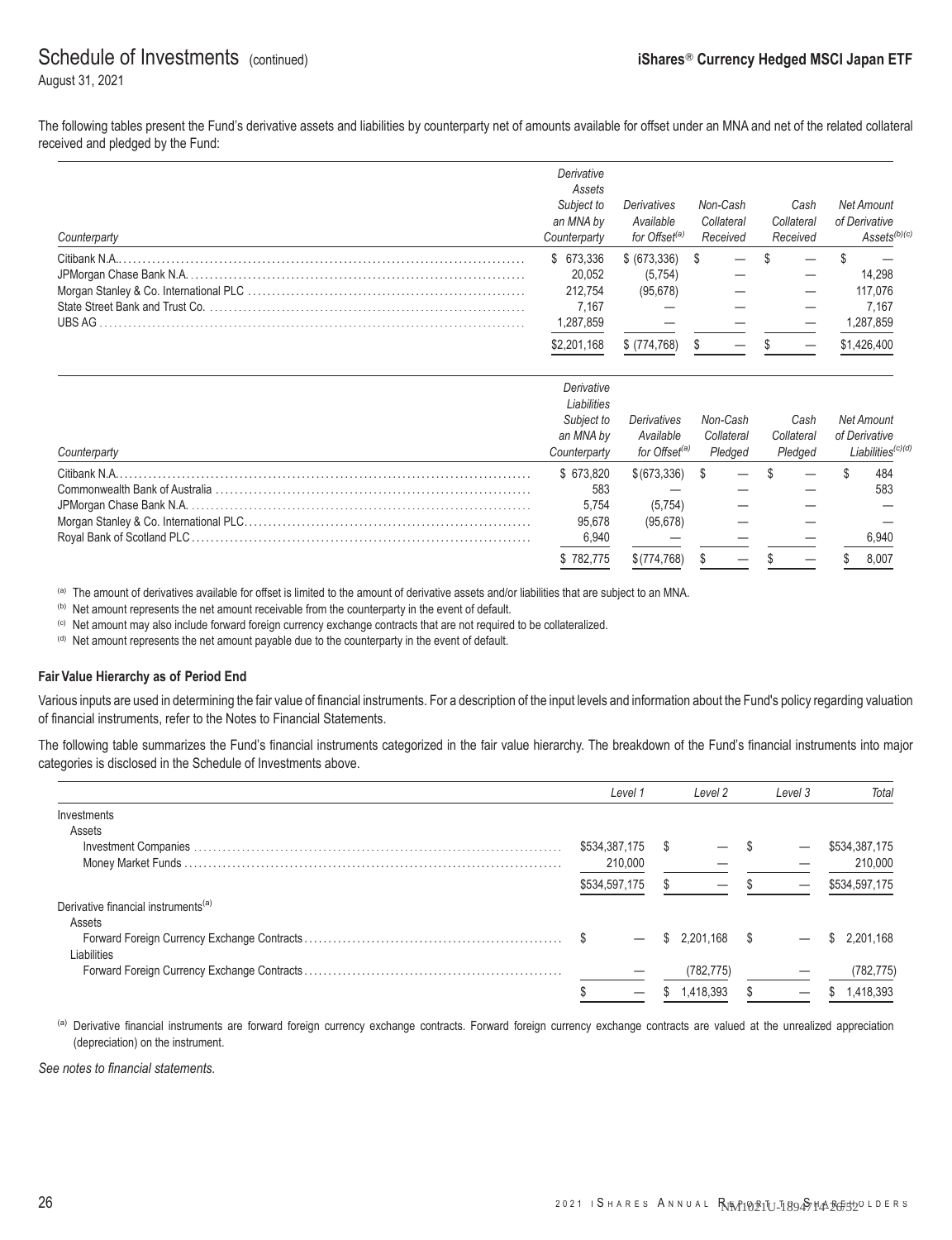The following tables present the Fund's derivative assets and liabilities by counterparty net of amounts available for offset under an MNA and net of the related collateral received and pledged by the Fund:

| Counterparty | Derivative Assets Subject to an MNA by Counterparty | Derivatives Available for Offset[(a)] | Non-Cash Collateral Received | Cash Collateral Received | Net Amount of Derivative Assets[(b)(c)] |
|---|---|---|---|---|---|
| Citibank N.A. | $ 673,336 | $ (673,336) | $ — | $ — | $ — |
| JPMorgan Chase Bank N.A. | 20,052 | (5,754) | — | — | 14,298 |
| Morgan Stanley & Co. International PLC | 212,754 | (95,678) | — | — | 117,076 |
| State Street Bank and Trust Co. | 7,167 | — | — | — | 7,167 |
| UBS AG | 1,287,859 | — | — | — | 1,287,859 |
| | $2,201,168 | $ (774,768) | $ — | $ — | $1,426,400 |

| Counterparty | Derivative Liabilities Subject to an MNA by Counterparty | Derivatives Available for Offset[(a)] | Non-Cash Collateral Pledged | Cash Collateral Pledged | Net Amount of Derivative Liabilities[(c)(d)] |
|---|---|---|---|---|---|
| Citibank N.A. | $ 673,820 | $(673,336) | $ — | $ — | $ 484 |
| Commonwealth Bank of Australia | 583 | — | — | — | 583 |
| JPMorgan Chase Bank N.A. | 5,754 | (5,754) | — | — | — |
| Morgan Stanley & Co. International PLC | 95,678 | (95,678) | — | — | — |
| Royal Bank of Scotland PLC | 6,940 | — | — | — | 6,940 |
| | $ 782,775 | $(774,768) | $ — | $ — | $ 8,007 |

(a) The amount of derivatives available for offset is limited to the amount of derivative assets and/or liabilities that are subject to an MNA.

(b) Net amount represents the net amount receivable from the counterparty in the event of default.

(c) Net amount may also include forward foreign currency exchange contracts that are not required to be collateralized.

(d) Net amount represents the net amount payable due to the counterparty in the event of default.

**Fair Value Hierarchy as of Period End**

Various inputs are used in determining the fair value of financial instruments. For a description of the input levels and information about the Fund's policy regarding valuation of financial instruments, refer to the Notes to Financial Statements.

The following table summarizes the Fund's financial instruments categorized in the fair value hierarchy. The breakdown of the Fund's financial instruments into major categories is disclosed in the Schedule of Investments above.

| | Level 1 | Level 2 | Level 3 | Total |
|---|---|---|---|---|
| Investments | | | | |
| Assets | | | | |
| Investment Companies | $534,387,175 | $ — | $ — | $534,387,175 |
| Money Market Funds | 210,000 | — | — | 210,000 |
| | $534,597,175 | $ — | $ — | $534,597,175 |
| Derivative financial instruments[(a)] | | | | |
| Assets | | | | |
| Forward Foreign Currency Exchange Contracts | $ — | $ 2,201,168 | $ — | $ 2,201,168 |
| Liabilities | | | | |
| Forward Foreign Currency Exchange Contracts | — | (782,775) | — | (782,775) |
| | $ — | $ 1,418,393 | $ — | $ 1,418,393 |

(a) Derivative financial instruments are forward foreign currency exchange contracts. Forward foreign currency exchange contracts are valued at the unrealized appreciation (depreciation) on the instrument.

*See notes to financial statements.*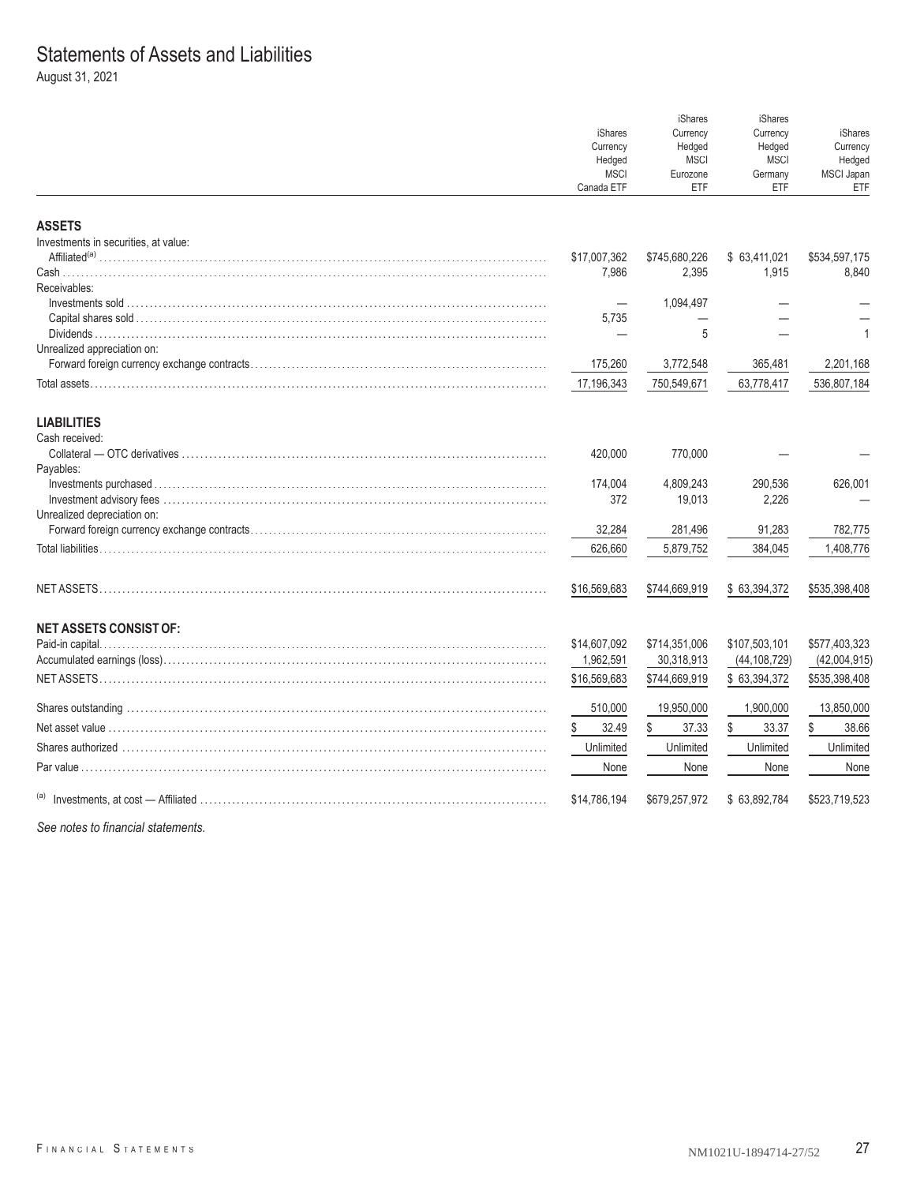# Statements of Assets and Liabilities

August 31, 2021

| | iShares Currency Hedged MSCI Canada ETF | iShares Currency Hedged MSCI Eurozone ETF | iShares Currency Hedged MSCI Germany ETF | iShares Currency Hedged MSCI Japan ETF |
|---|---|---|---|---|
| **ASSETS** | | | | |
| Investments in securities, at value: | | | | |
| Affiliated[(a)] | $17,007,362 | $745,680,226 | $ 63,411,021 | $534,597,175 |
| Cash | 7,986 | 2,395 | 1,915 | 8,840 |
| Receivables: | | | | |
| Investments sold | — | 1,094,497 | — | — |
| Capital shares sold | 5,735 | — | — | — |
| Dividends | — | 5 | — | 1 |
| Unrealized appreciation on: | | | | |
| Forward foreign currency exchange contracts | 175,260 | 3,772,548 | 365,481 | 2,201,168 |
| Total assets | 17,196,343 | 750,549,671 | 63,778,417 | 536,807,184 |
| **LIABILITIES** | | | | |
| Cash received: | | | | |
| Collateral — OTC derivatives | 420,000 | 770,000 | — | — |
| Payables: | | | | |
| Investments purchased | 174,004 | 4,809,243 | 290,536 | 626,001 |
| Investment advisory fees | 372 | 19,013 | 2,226 | — |
| Unrealized depreciation on: | | | | |
| Forward foreign currency exchange contracts | 32,284 | 281,496 | 91,283 | 782,775 |
| Total liabilities | 626,660 | 5,879,752 | 384,045 | 1,408,776 |
| NET ASSETS | $16,569,683 | $744,669,919 | $ 63,394,372 | $535,398,408 |
| **NET ASSETS CONSIST OF:** | | | | |
| Paid-in capital | $14,607,092 | $714,351,006 | $107,503,101 | $577,403,323 |
| Accumulated earnings (loss) | 1,962,591 | 30,318,913 | (44,108,729) | (42,004,915) |
| NET ASSETS | $16,569,683 | $744,669,919 | $ 63,394,372 | $535,398,408 |
| Shares outstanding | 510,000 | 19,950,000 | 1,900,000 | 13,850,000 |
| Net asset value | $ 32.49 | $ 37.33 | $ 33.37 | $ 38.66 |
| Shares authorized | Unlimited | Unlimited | Unlimited | Unlimited |
| Par value | None | None | None | None |
| [(a)] Investments, at cost — Affiliated | $14,786,194 | $679,257,972 | $ 63,892,784 | $523,719,523 |

*See notes to financial statements.*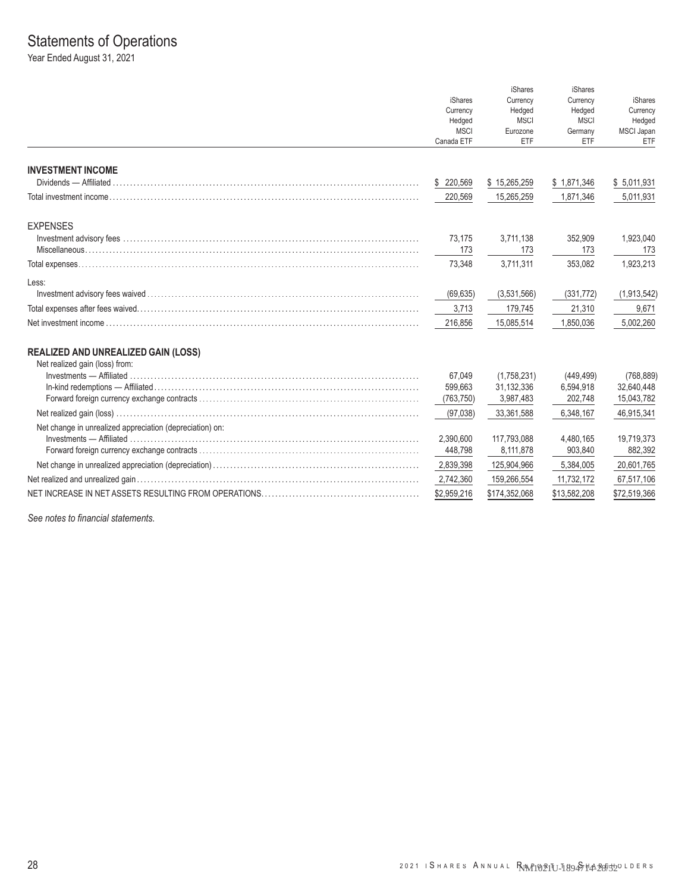# Statements of Operations

Year Ended August 31, 2021

| | iShares Currency Hedged MSCI Canada ETF | iShares Currency Hedged MSCI Eurozone ETF | iShares Currency Hedged MSCI Germany ETF | iShares Currency Hedged MSCI Japan ETF |
|---|---|---|---|---|
| **INVESTMENT INCOME** | | | | |
| Dividends — Affiliated | $ 220,569 | $ 15,265,259 | $ 1,871,346 | $ 5,011,931 |
| Total investment income | 220,569 | 15,265,259 | 1,871,346 | 5,011,931 |
| EXPENSES | | | | |
| Investment advisory fees | 73,175 | 3,711,138 | 352,909 | 1,923,040 |
| Miscellaneous | 173 | 173 | 173 | 173 |
| Total expenses | 73,348 | 3,711,311 | 353,082 | 1,923,213 |
| Less: | | | | |
| Investment advisory fees waived | (69,635) | (3,531,566) | (331,772) | (1,913,542) |
| Total expenses after fees waived | 3,713 | 179,745 | 21,310 | 9,671 |
| Net investment income | 216,856 | 15,085,514 | 1,850,036 | 5,002,260 |
| **REALIZED AND UNREALIZED GAIN (LOSS)** | | | | |
| Net realized gain (loss) from: | | | | |
| Investments — Affiliated | 67,049 | (1,758,231) | (449,499) | (768,889) |
| In-kind redemptions — Affiliated | 599,663 | 31,132,336 | 6,594,918 | 32,640,448 |
| Forward foreign currency exchange contracts | (763,750) | 3,987,483 | 202,748 | 15,043,782 |
| Net realized gain (loss) | (97,038) | 33,361,588 | 6,348,167 | 46,915,341 |
| Net change in unrealized appreciation (depreciation) on: | | | | |
| Investments — Affiliated | 2,390,600 | 117,793,088 | 4,480,165 | 19,719,373 |
| Forward foreign currency exchange contracts | 448,798 | 8,111,878 | 903,840 | 882,392 |
| Net change in unrealized appreciation (depreciation) | 2,839,398 | 125,904,966 | 5,384,005 | 20,601,765 |
| Net realized and unrealized gain | 2,742,360 | 159,266,554 | 11,732,172 | 67,517,106 |
| NET INCREASE IN NET ASSETS RESULTING FROM OPERATIONS | $2,959,216 | $174,352,068 | $13,582,208 | $72,519,366 |

*See notes to financial statements.*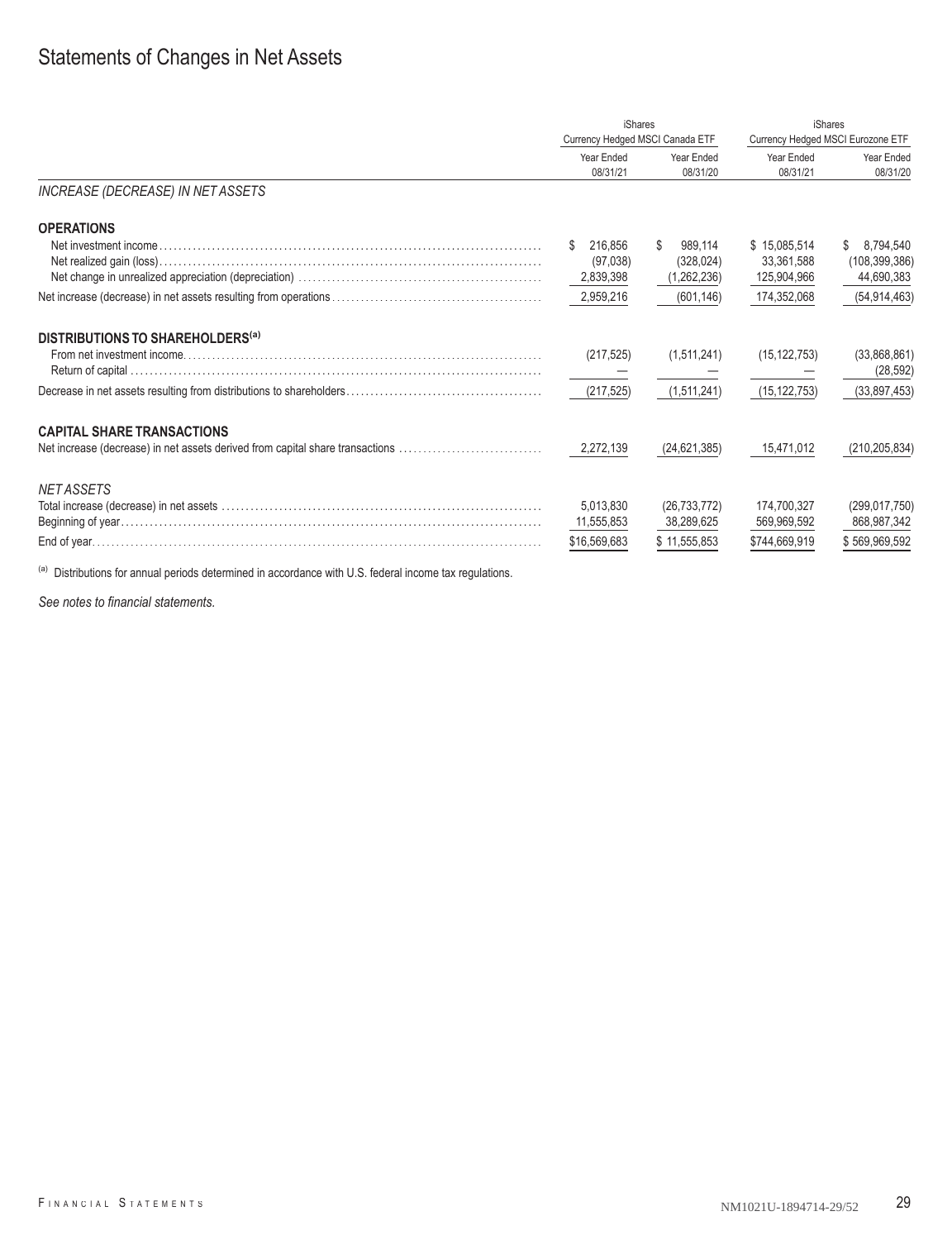# Statements of Changes in Net Assets

| | iShares Currency Hedged MSCI Canada ETF | | iShares Currency Hedged MSCI Eurozone ETF | |
|---|---|---|---|---|
| | Year Ended 08/31/21 | Year Ended 08/31/20 | Year Ended 08/31/21 | Year Ended 08/31/20 |
| *INCREASE (DECREASE) IN NET ASSETS* | | | | |
| **OPERATIONS** | | | | |
| Net investment income | $ 216,856 | $ 989,114 | $ 15,085,514 | $ 8,794,540 |
| Net realized gain (loss) | (97,038) | (328,024) | 33,361,588 | (108,399,386) |
| Net change in unrealized appreciation (depreciation) | 2,839,398 | (1,262,236) | 125,904,966 | 44,690,383 |
| Net increase (decrease) in net assets resulting from operations | 2,959,216 | (601,146) | 174,352,068 | (54,914,463) |
| **DISTRIBUTIONS TO SHAREHOLDERS[(a)]** | | | | |
| From net investment income | (217,525) | (1,511,241) | (15,122,753) | (33,868,861) |
| Return of capital | — | — | — | (28,592) |
| Decrease in net assets resulting from distributions to shareholders | (217,525) | (1,511,241) | (15,122,753) | (33,897,453) |
| **CAPITAL SHARE TRANSACTIONS** | | | | |
| Net increase (decrease) in net assets derived from capital share transactions | 2,272,139 | (24,621,385) | 15,471,012 | (210,205,834) |
| *NET ASSETS* | | | | |
| Total increase (decrease) in net assets | 5,013,830 | (26,733,772) | 174,700,327 | (299,017,750) |
| Beginning of year | 11,555,853 | 38,289,625 | 569,969,592 | 868,987,342 |
| End of year | $16,569,683 | $ 11,555,853 | $744,669,919 | $ 569,969,592 |

[(a)] Distributions for annual periods determined in accordance with U.S. federal income tax regulations.

*See notes to financial statements.*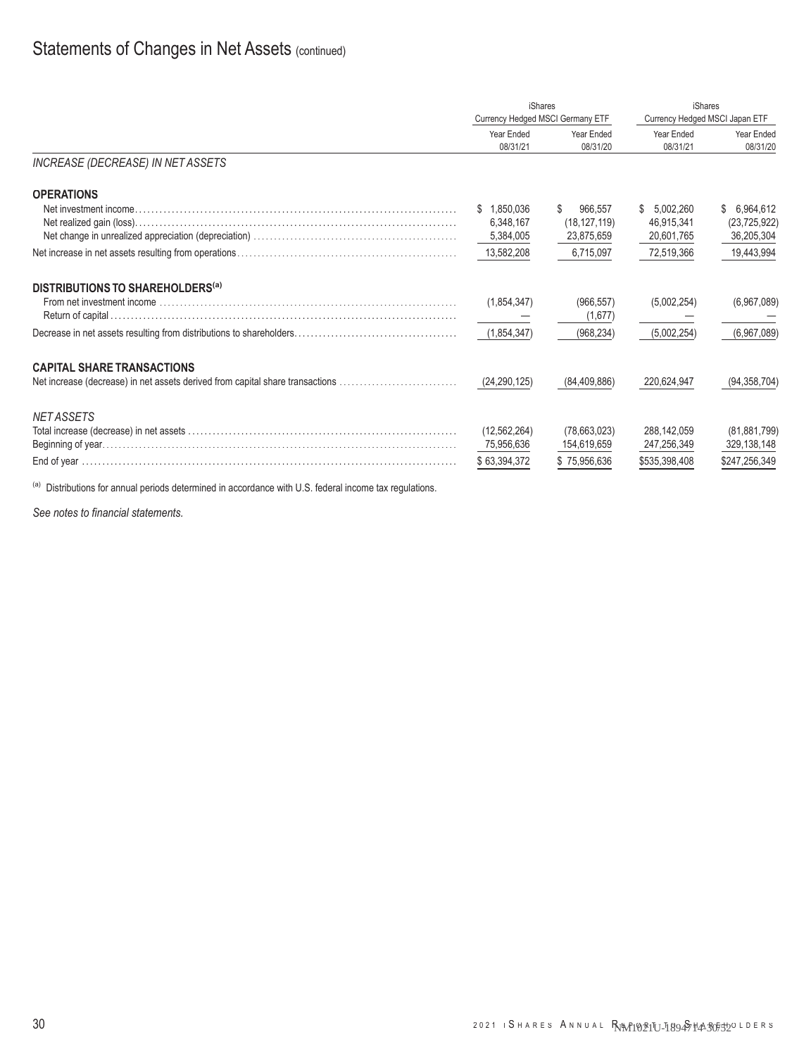# Statements of Changes in Net Assets (continued)

| | iShares Currency Hedged MSCI Germany ETF | | iShares Currency Hedged MSCI Japan ETF | |
|---|---|---|---|---|
| | Year Ended 08/31/21 | Year Ended 08/31/20 | Year Ended 08/31/21 | Year Ended 08/31/20 |
| *INCREASE (DECREASE) IN NET ASSETS* | | | | |
| **OPERATIONS** | | | | |
| Net investment income | $ 1,850,036 | $ 966,557 | $ 5,002,260 | $ 6,964,612 |
| Net realized gain (loss) | 6,348,167 | (18,127,119) | 46,915,341 | (23,725,922) |
| Net change in unrealized appreciation (depreciation) | 5,384,005 | 23,875,659 | 20,601,765 | 36,205,304 |
| Net increase in net assets resulting from operations | 13,582,208 | 6,715,097 | 72,519,366 | 19,443,994 |
| **DISTRIBUTIONS TO SHAREHOLDERS[(a)]** | | | | |
| From net investment income | (1,854,347) | (966,557) | (5,002,254) | (6,967,089) |
| Return of capital | — | (1,677) | — | — |
| Decrease in net assets resulting from distributions to shareholders | (1,854,347) | (968,234) | (5,002,254) | (6,967,089) |
| **CAPITAL SHARE TRANSACTIONS** | | | | |
| Net increase (decrease) in net assets derived from capital share transactions | (24,290,125) | (84,409,886) | 220,624,947 | (94,358,704) |
| *NET ASSETS* | | | | |
| Total increase (decrease) in net assets | (12,562,264) | (78,663,023) | 288,142,059 | (81,881,799) |
| Beginning of year | 75,956,636 | 154,619,659 | 247,256,349 | 329,138,148 |
| End of year | $ 63,394,372 | $ 75,956,636 | $535,398,408 | $247,256,349 |

[(a)] Distributions for annual periods determined in accordance with U.S. federal income tax regulations.

*See notes to financial statements.*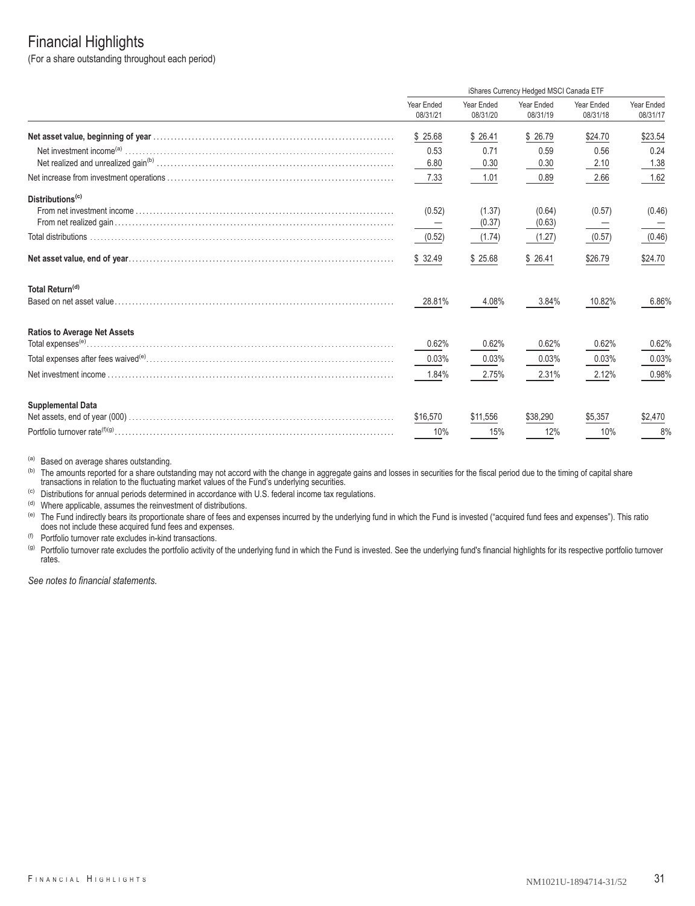# Financial Highlights

(For a share outstanding throughout each period)

| | iShares Currency Hedged MSCI Canada ETF | | | | |
|---|---|---|---|---|---|
| | Year Ended 08/31/21 | Year Ended 08/31/20 | Year Ended 08/31/19 | Year Ended 08/31/18 | Year Ended 08/31/17 |
| **Net asset value, beginning of year** | $ 25.68 | $ 26.41 | $ 26.79 | $24.70 | $23.54 |
| Net investment income[(a)] | 0.53 | 0.71 | 0.59 | 0.56 | 0.24 |
| Net realized and unrealized gain[(b)] | 6.80 | 0.30 | 0.30 | 2.10 | 1.38 |
| Net increase from investment operations | 7.33 | 1.01 | 0.89 | 2.66 | 1.62 |
| **Distributions[(c)]** | | | | | |
| From net investment income | (0.52) | (1.37) | (0.64) | (0.57) | (0.46) |
| From net realized gain | — | (0.37) | (0.63) | — | — |
| Total distributions | (0.52) | (1.74) | (1.27) | (0.57) | (0.46) |
| **Net asset value, end of year** | $ 32.49 | $ 25.68 | $ 26.41 | $26.79 | $24.70 |
| **Total Return[(d)]** | | | | | |
| Based on net asset value | 28.81% | 4.08% | 3.84% | 10.82% | 6.86% |
| **Ratios to Average Net Assets** | | | | | |
| Total expenses[(e)] | 0.62% | 0.62% | 0.62% | 0.62% | 0.62% |
| Total expenses after fees waived[(e)] | 0.03% | 0.03% | 0.03% | 0.03% | 0.03% |
| Net investment income | 1.84% | 2.75% | 2.31% | 2.12% | 0.98% |
| **Supplemental Data** | | | | | |
| Net assets, end of year (000) | $16,570 | $11,556 | $38,290 | $5,357 | $2,470 |
| Portfolio turnover rate[(f)(g)] | 10% | 15% | 12% | 10% | 8% |

[(a)] Based on average shares outstanding.

[(b)] The amounts reported for a share outstanding may not accord with the change in aggregate gains and losses in securities for the fiscal period due to the timing of capital share transactions in relation to the fluctuating market values of the Fund's underlying securities.

[(c)] Distributions for annual periods determined in accordance with U.S. federal income tax regulations.

[(d)] Where applicable, assumes the reinvestment of distributions.

[(e)] The Fund indirectly bears its proportionate share of fees and expenses incurred by the underlying fund in which the Fund is invested ("acquired fund fees and expenses"). This ratio does not include these acquired fund fees and expenses.

[(f)] Portfolio turnover rate excludes in-kind transactions.

[(g)] Portfolio turnover rate excludes the portfolio activity of the underlying fund in which the Fund is invested. See the underlying fund's financial highlights for its respective portfolio turnover rates.

*See notes to financial statements.*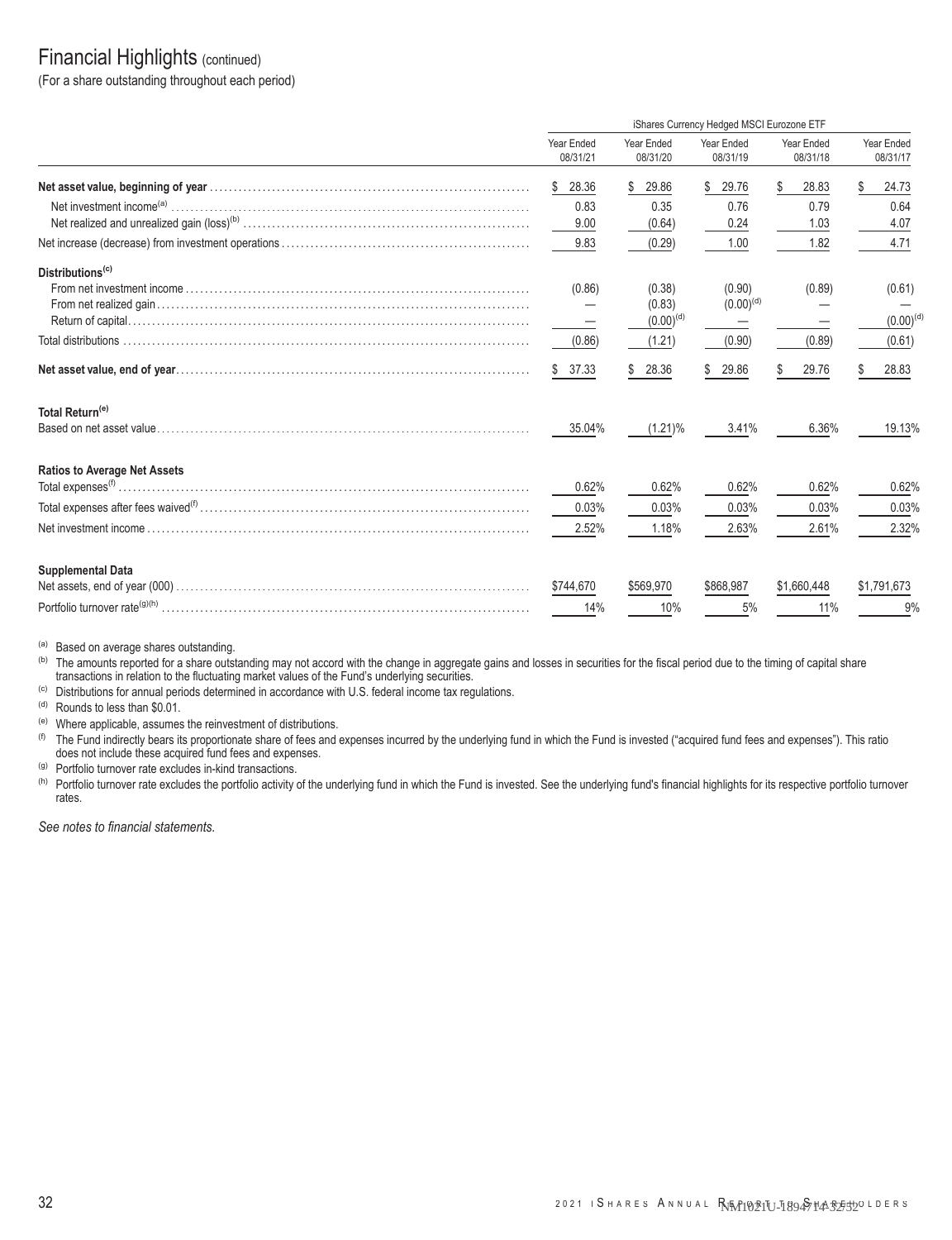# Financial Highlights (continued)

(For a share outstanding throughout each period)

| | iShares Currency Hedged MSCI Eurozone ETF | | | | |
|---|---|---|---|---|---|
| | Year Ended 08/31/21 | Year Ended 08/31/20 | Year Ended 08/31/19 | Year Ended 08/31/18 | Year Ended 08/31/17 |
| **Net asset value, beginning of year** | $ 28.36 | $ 29.86 | $ 29.76 | $ 28.83 | $ 24.73 |
| Net investment income[(a)] | 0.83 | 0.35 | 0.76 | 0.79 | 0.64 |
| Net realized and unrealized gain (loss)[(b)] | 9.00 | (0.64) | 0.24 | 1.03 | 4.07 |
| Net increase (decrease) from investment operations | 9.83 | (0.29) | 1.00 | 1.82 | 4.71 |
| **Distributions[(c)]** | | | | | |
| From net investment income | (0.86) | (0.38) | (0.90) | (0.89) | (0.61) |
| From net realized gain | — | (0.83) | (0.00)[(d)] | — | — |
| Return of capital | — | (0.00)[(d)] | — | — | (0.00)[(d)] |
| Total distributions | (0.86) | (1.21) | (0.90) | (0.89) | (0.61) |
| **Net asset value, end of year** | $ 37.33 | $ 28.36 | $ 29.86 | $ 29.76 | $ 28.83 |
| **Total Return[(e)]** | | | | | |
| Based on net asset value | 35.04% | (1.21)% | 3.41% | 6.36% | 19.13% |
| **Ratios to Average Net Assets** | | | | | |
| Total expenses[(f)] | 0.62% | 0.62% | 0.62% | 0.62% | 0.62% |
| Total expenses after fees waived[(f)] | 0.03% | 0.03% | 0.03% | 0.03% | 0.03% |
| Net investment income | 2.52% | 1.18% | 2.63% | 2.61% | 2.32% |
| **Supplemental Data** | | | | | |
| Net assets, end of year (000) | $744,670 | $569,970 | $868,987 | $1,660,448 | $1,791,673 |
| Portfolio turnover rate[(g)(h)] | 14% | 10% | 5% | 11% | 9% |

(a) Based on average shares outstanding.

(b) The amounts reported for a share outstanding may not accord with the change in aggregate gains and losses in securities for the fiscal period due to the timing of capital share transactions in relation to the fluctuating market values of the Fund's underlying securities.

(c) Distributions for annual periods determined in accordance with U.S. federal income tax regulations.

(d) Rounds to less than $0.01.

(e) Where applicable, assumes the reinvestment of distributions.

(f) The Fund indirectly bears its proportionate share of fees and expenses incurred by the underlying fund in which the Fund is invested ("acquired fund fees and expenses"). This ratio does not include these acquired fund fees and expenses.

(g) Portfolio turnover rate excludes in-kind transactions.

(h) Portfolio turnover rate excludes the portfolio activity of the underlying fund in which the Fund is invested. See the underlying fund's financial highlights for its respective portfolio turnover rates.

*See notes to financial statements.*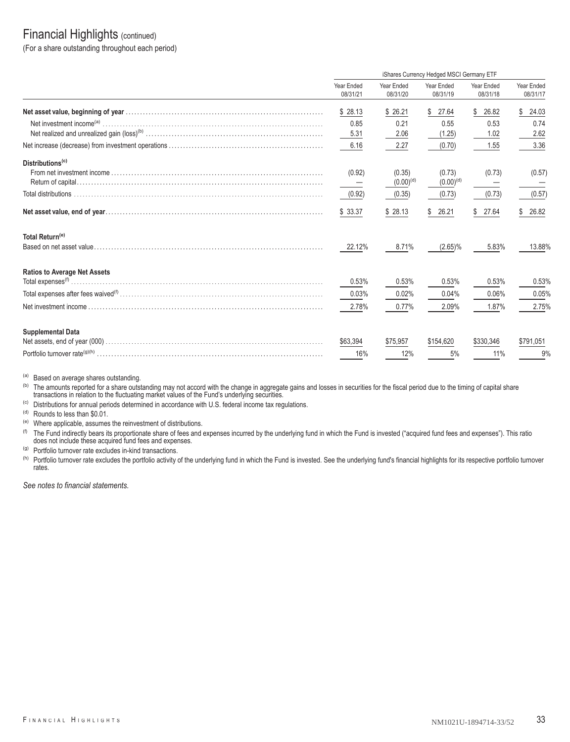# Financial Highlights (continued)

(For a share outstanding throughout each period)

| | iShares Currency Hedged MSCI Germany ETF | | | | |
|---|---|---|---|---|---|
| | Year Ended 08/31/21 | Year Ended 08/31/20 | Year Ended 08/31/19 | Year Ended 08/31/18 | Year Ended 08/31/17 |
| **Net asset value, beginning of year** | $ 28.13 | $ 26.21 | $ 27.64 | $ 26.82 | $ 24.03 |
| Net investment income[(a)] | 0.85 | 0.21 | 0.55 | 0.53 | 0.74 |
| Net realized and unrealized gain (loss)[(b)] | 5.31 | 2.06 | (1.25) | 1.02 | 2.62 |
| Net increase (decrease) from investment operations | 6.16 | 2.27 | (0.70) | 1.55 | 3.36 |
| **Distributions[(c)]** | | | | | |
| From net investment income | (0.92) | (0.35) | (0.73) | (0.73) | (0.57) |
| Return of capital | — | (0.00)[(d)] | (0.00)[(d)] | — | — |
| Total distributions | (0.92) | (0.35) | (0.73) | (0.73) | (0.57) |
| **Net asset value, end of year** | $ 33.37 | $ 28.13 | $ 26.21 | $ 27.64 | $ 26.82 |
| **Total Return[(e)]** | | | | | |
| Based on net asset value | 22.12% | 8.71% | (2.65)% | 5.83% | 13.88% |
| **Ratios to Average Net Assets** | | | | | |
| Total expenses[(f)] | 0.53% | 0.53% | 0.53% | 0.53% | 0.53% |
| Total expenses after fees waived[(f)] | 0.03% | 0.02% | 0.04% | 0.06% | 0.05% |
| Net investment income | 2.78% | 0.77% | 2.09% | 1.87% | 2.75% |
| **Supplemental Data** | | | | | |
| Net assets, end of year (000) | $63,394 | $75,957 | $154,620 | $330,346 | $791,051 |
| Portfolio turnover rate[(g)(h)] | 16% | 12% | 5% | 11% | 9% |

(a) Based on average shares outstanding.

(b) The amounts reported for a share outstanding may not accord with the change in aggregate gains and losses in securities for the fiscal period due to the timing of capital share transactions in relation to the fluctuating market values of the Fund's underlying securities.

(c) Distributions for annual periods determined in accordance with U.S. federal income tax regulations.

(d) Rounds to less than $0.01.

(e) Where applicable, assumes the reinvestment of distributions.

(f) The Fund indirectly bears its proportionate share of fees and expenses incurred by the underlying fund in which the Fund is invested ("acquired fund fees and expenses"). This ratio does not include these acquired fund fees and expenses.

(g) Portfolio turnover rate excludes in-kind transactions.

(h) Portfolio turnover rate excludes the portfolio activity of the underlying fund in which the Fund is invested. See the underlying fund's financial highlights for its respective portfolio turnover rates.

*See notes to financial statements.*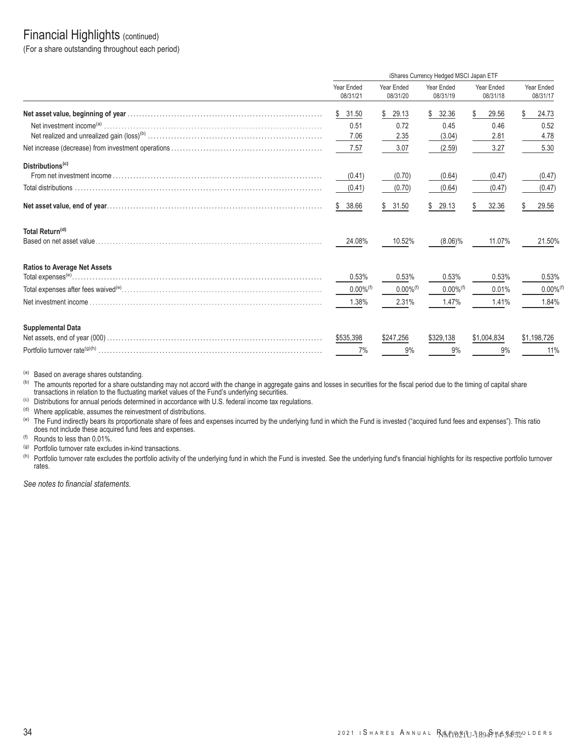# Financial Highlights (continued)

(For a share outstanding throughout each period)

| | iShares Currency Hedged MSCI Japan ETF | | | | |
|---|---|---|---|---|---|
| | Year Ended 08/31/21 | Year Ended 08/31/20 | Year Ended 08/31/19 | Year Ended 08/31/18 | Year Ended 08/31/17 |
| **Net asset value, beginning of year** | $ 31.50 | $ 29.13 | $ 32.36 | $ 29.56 | $ 24.73 |
| Net investment income[(a)] | 0.51 | 0.72 | 0.45 | 0.46 | 0.52 |
| Net realized and unrealized gain (loss)[(b)] | 7.06 | 2.35 | (3.04) | 2.81 | 4.78 |
| Net increase (decrease) from investment operations | 7.57 | 3.07 | (2.59) | 3.27 | 5.30 |
| **Distributions[(c)]** | | | | | |
| From net investment income | (0.41) | (0.70) | (0.64) | (0.47) | (0.47) |
| Total distributions | (0.41) | (0.70) | (0.64) | (0.47) | (0.47) |
| **Net asset value, end of year** | $ 38.66 | $ 31.50 | $ 29.13 | $ 32.36 | $ 29.56 |
| **Total Return[(d)]** | | | | | |
| Based on net asset value | 24.08% | 10.52% | (8.06)% | 11.07% | 21.50% |
| **Ratios to Average Net Assets** | | | | | |
| Total expenses[(e)] | 0.53% | 0.53% | 0.53% | 0.53% | 0.53% |
| Total expenses after fees waived[(e)] | 0.00%[(f)] | 0.00%[(f)] | 0.00%[(f)] | 0.01% | 0.00%[(f)] |
| Net investment income | 1.38% | 2.31% | 1.47% | 1.41% | 1.84% |
| **Supplemental Data** | | | | | |
| Net assets, end of year (000) | $535,398 | $247,256 | $329,138 | $1,004,834 | $1,198,726 |
| Portfolio turnover rate[(g)(h)] | 7% | 9% | 9% | 9% | 11% |

[(a)] Based on average shares outstanding.

[(b)] The amounts reported for a share outstanding may not accord with the change in aggregate gains and losses in securities for the fiscal period due to the timing of capital share transactions in relation to the fluctuating market values of the Fund's underlying securities.

[(c)] Distributions for annual periods determined in accordance with U.S. federal income tax regulations.

[(d)] Where applicable, assumes the reinvestment of distributions.

[(e)] The Fund indirectly bears its proportionate share of fees and expenses incurred by the underlying fund in which the Fund is invested ("acquired fund fees and expenses"). This ratio does not include these acquired fund fees and expenses.

[(f)] Rounds to less than 0.01%.

[(g)] Portfolio turnover rate excludes in-kind transactions.

[(h)] Portfolio turnover rate excludes the portfolio activity of the underlying fund in which the Fund is invested. See the underlying fund's financial highlights for its respective portfolio turnover rates.

*See notes to financial statements.*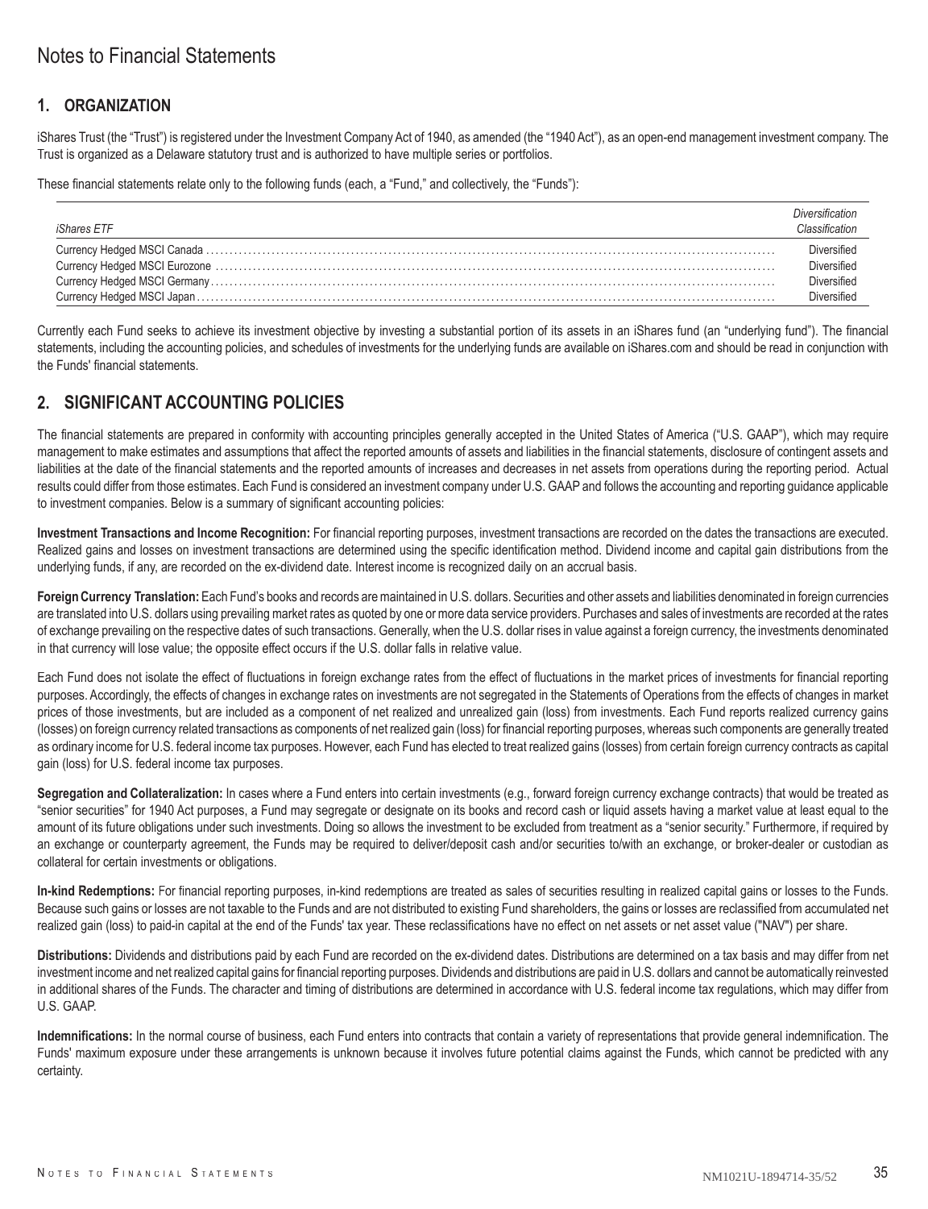# Notes to Financial Statements

## 1. ORGANIZATION

iShares Trust (the "Trust") is registered under the Investment Company Act of 1940, as amended (the "1940 Act"), as an open-end management investment company. The Trust is organized as a Delaware statutory trust and is authorized to have multiple series or portfolios.

These financial statements relate only to the following funds (each, a "Fund," and collectively, the "Funds"):

| *iShares ETF* | *Diversification Classification* |
|---|---|
| Currency Hedged MSCI Canada | Diversified |
| Currency Hedged MSCI Eurozone | Diversified |
| Currency Hedged MSCI Germany | Diversified |
| Currency Hedged MSCI Japan | Diversified |

Currently each Fund seeks to achieve its investment objective by investing a substantial portion of its assets in an iShares fund (an "underlying fund"). The financial statements, including the accounting policies, and schedules of investments for the underlying funds are available on iShares.com and should be read in conjunction with the Funds' financial statements.

## 2. SIGNIFICANT ACCOUNTING POLICIES

The financial statements are prepared in conformity with accounting principles generally accepted in the United States of America ("U.S. GAAP"), which may require management to make estimates and assumptions that affect the reported amounts of assets and liabilities in the financial statements, disclosure of contingent assets and liabilities at the date of the financial statements and the reported amounts of increases and decreases in net assets from operations during the reporting period. Actual results could differ from those estimates. Each Fund is considered an investment company under U.S. GAAP and follows the accounting and reporting guidance applicable to investment companies. Below is a summary of significant accounting policies:

**Investment Transactions and Income Recognition:** For financial reporting purposes, investment transactions are recorded on the dates the transactions are executed. Realized gains and losses on investment transactions are determined using the specific identification method. Dividend income and capital gain distributions from the underlying funds, if any, are recorded on the ex-dividend date. Interest income is recognized daily on an accrual basis.

**Foreign Currency Translation:** Each Fund's books and records are maintained in U.S. dollars. Securities and other assets and liabilities denominated in foreign currencies are translated into U.S. dollars using prevailing market rates as quoted by one or more data service providers. Purchases and sales of investments are recorded at the rates of exchange prevailing on the respective dates of such transactions. Generally, when the U.S. dollar rises in value against a foreign currency, the investments denominated in that currency will lose value; the opposite effect occurs if the U.S. dollar falls in relative value.

Each Fund does not isolate the effect of fluctuations in foreign exchange rates from the effect of fluctuations in the market prices of investments for financial reporting purposes. Accordingly, the effects of changes in exchange rates on investments are not segregated in the Statements of Operations from the effects of changes in market prices of those investments, but are included as a component of net realized and unrealized gain (loss) from investments. Each Fund reports realized currency gains (losses) on foreign currency related transactions as components of net realized gain (loss) for financial reporting purposes, whereas such components are generally treated as ordinary income for U.S. federal income tax purposes. However, each Fund has elected to treat realized gains (losses) from certain foreign currency contracts as capital gain (loss) for U.S. federal income tax purposes.

**Segregation and Collateralization:** In cases where a Fund enters into certain investments (e.g., forward foreign currency exchange contracts) that would be treated as "senior securities" for 1940 Act purposes, a Fund may segregate or designate on its books and record cash or liquid assets having a market value at least equal to the amount of its future obligations under such investments. Doing so allows the investment to be excluded from treatment as a "senior security." Furthermore, if required by an exchange or counterparty agreement, the Funds may be required to deliver/deposit cash and/or securities to/with an exchange, or broker-dealer or custodian as collateral for certain investments or obligations.

**In-kind Redemptions:** For financial reporting purposes, in-kind redemptions are treated as sales of securities resulting in realized capital gains or losses to the Funds. Because such gains or losses are not taxable to the Funds and are not distributed to existing Fund shareholders, the gains or losses are reclassified from accumulated net realized gain (loss) to paid-in capital at the end of the Funds' tax year. These reclassifications have no effect on net assets or net asset value ("NAV") per share.

**Distributions:** Dividends and distributions paid by each Fund are recorded on the ex-dividend dates. Distributions are determined on a tax basis and may differ from net investment income and net realized capital gains for financial reporting purposes. Dividends and distributions are paid in U.S. dollars and cannot be automatically reinvested in additional shares of the Funds. The character and timing of distributions are determined in accordance with U.S. federal income tax regulations, which may differ from U.S. GAAP.

**Indemnifications:** In the normal course of business, each Fund enters into contracts that contain a variety of representations that provide general indemnification. The Funds' maximum exposure under these arrangements is unknown because it involves future potential claims against the Funds, which cannot be predicted with any certainty.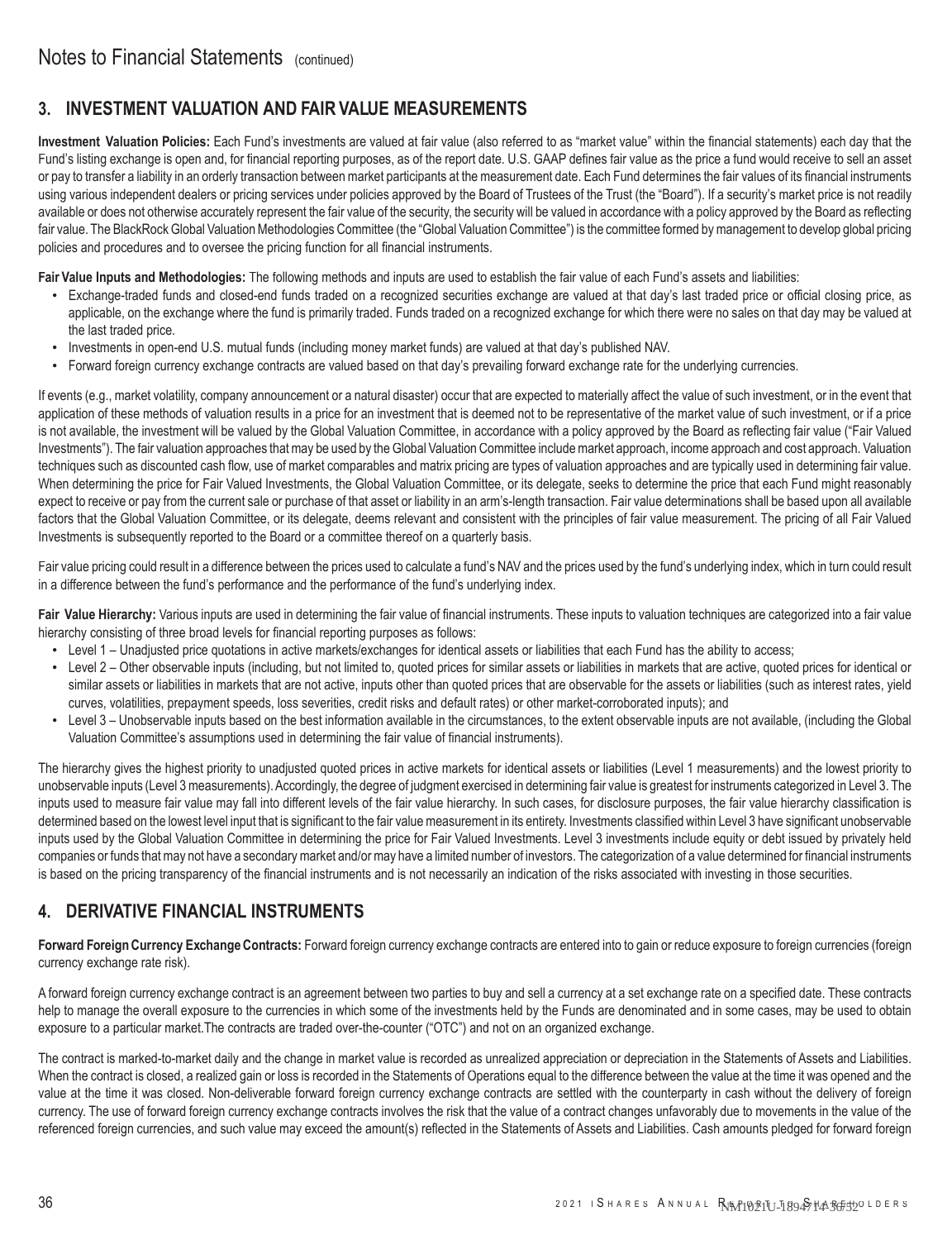## 3. INVESTMENT VALUATION AND FAIR VALUE MEASUREMENTS

**Investment Valuation Policies:** Each Fund's investments are valued at fair value (also referred to as "market value" within the financial statements) each day that the Fund's listing exchange is open and, for financial reporting purposes, as of the report date. U.S. GAAP defines fair value as the price a fund would receive to sell an asset or pay to transfer a liability in an orderly transaction between market participants at the measurement date. Each Fund determines the fair values of its financial instruments using various independent dealers or pricing services under policies approved by the Board of Trustees of the Trust (the "Board"). If a security's market price is not readily available or does not otherwise accurately represent the fair value of the security, the security will be valued in accordance with a policy approved by the Board as reflecting fair value. The BlackRock Global Valuation Methodologies Committee (the "Global Valuation Committee") is the committee formed by management to develop global pricing policies and procedures and to oversee the pricing function for all financial instruments.

**Fair Value Inputs and Methodologies:** The following methods and inputs are used to establish the fair value of each Fund's assets and liabilities:

- Exchange-traded funds and closed-end funds traded on a recognized securities exchange are valued at that day's last traded price or official closing price, as applicable, on the exchange where the fund is primarily traded. Funds traded on a recognized exchange for which there were no sales on that day may be valued at the last traded price.
- Investments in open-end U.S. mutual funds (including money market funds) are valued at that day's published NAV.
- Forward foreign currency exchange contracts are valued based on that day's prevailing forward exchange rate for the underlying currencies.

If events (e.g., market volatility, company announcement or a natural disaster) occur that are expected to materially affect the value of such investment, or in the event that application of these methods of valuation results in a price for an investment that is deemed not to be representative of the market value of such investment, or if a price is not available, the investment will be valued by the Global Valuation Committee, in accordance with a policy approved by the Board as reflecting fair value ("Fair Valued Investments"). The fair valuation approaches that may be used by the Global Valuation Committee include market approach, income approach and cost approach. Valuation techniques such as discounted cash flow, use of market comparables and matrix pricing are types of valuation approaches and are typically used in determining fair value. When determining the price for Fair Valued Investments, the Global Valuation Committee, or its delegate, seeks to determine the price that each Fund might reasonably expect to receive or pay from the current sale or purchase of that asset or liability in an arm's-length transaction. Fair value determinations shall be based upon all available factors that the Global Valuation Committee, or its delegate, deems relevant and consistent with the principles of fair value measurement. The pricing of all Fair Valued Investments is subsequently reported to the Board or a committee thereof on a quarterly basis.

Fair value pricing could result in a difference between the prices used to calculate a fund's NAV and the prices used by the fund's underlying index, which in turn could result in a difference between the fund's performance and the performance of the fund's underlying index.

**Fair Value Hierarchy:** Various inputs are used in determining the fair value of financial instruments. These inputs to valuation techniques are categorized into a fair value hierarchy consisting of three broad levels for financial reporting purposes as follows:

- Level 1 – Unadjusted price quotations in active markets/exchanges for identical assets or liabilities that each Fund has the ability to access;
- Level 2 – Other observable inputs (including, but not limited to, quoted prices for similar assets or liabilities in markets that are active, quoted prices for identical or similar assets or liabilities in markets that are not active, inputs other than quoted prices that are observable for the assets or liabilities (such as interest rates, yield curves, volatilities, prepayment speeds, loss severities, credit risks and default rates) or other market-corroborated inputs); and
- Level 3 – Unobservable inputs based on the best information available in the circumstances, to the extent observable inputs are not available, (including the Global Valuation Committee's assumptions used in determining the fair value of financial instruments).

The hierarchy gives the highest priority to unadjusted quoted prices in active markets for identical assets or liabilities (Level 1 measurements) and the lowest priority to unobservable inputs (Level 3 measurements). Accordingly, the degree of judgment exercised in determining fair value is greatest for instruments categorized in Level 3. The inputs used to measure fair value may fall into different levels of the fair value hierarchy. In such cases, for disclosure purposes, the fair value hierarchy classification is determined based on the lowest level input that is significant to the fair value measurement in its entirety. Investments classified within Level 3 have significant unobservable inputs used by the Global Valuation Committee in determining the price for Fair Valued Investments. Level 3 investments include equity or debt issued by privately held companies or funds that may not have a secondary market and/or may have a limited number of investors. The categorization of a value determined for financial instruments is based on the pricing transparency of the financial instruments and is not necessarily an indication of the risks associated with investing in those securities.

## 4. DERIVATIVE FINANCIAL INSTRUMENTS

**Forward Foreign Currency Exchange Contracts:** Forward foreign currency exchange contracts are entered into to gain or reduce exposure to foreign currencies (foreign currency exchange rate risk).

A forward foreign currency exchange contract is an agreement between two parties to buy and sell a currency at a set exchange rate on a specified date. These contracts help to manage the overall exposure to the currencies in which some of the investments held by the Funds are denominated and in some cases, may be used to obtain exposure to a particular market.The contracts are traded over-the-counter ("OTC") and not on an organized exchange.

The contract is marked-to-market daily and the change in market value is recorded as unrealized appreciation or depreciation in the Statements of Assets and Liabilities. When the contract is closed, a realized gain or loss is recorded in the Statements of Operations equal to the difference between the value at the time it was opened and the value at the time it was closed. Non-deliverable forward foreign currency exchange contracts are settled with the counterparty in cash without the delivery of foreign currency. The use of forward foreign currency exchange contracts involves the risk that the value of a contract changes unfavorably due to movements in the value of the referenced foreign currencies, and such value may exceed the amount(s) reflected in the Statements of Assets and Liabilities. Cash amounts pledged for forward foreign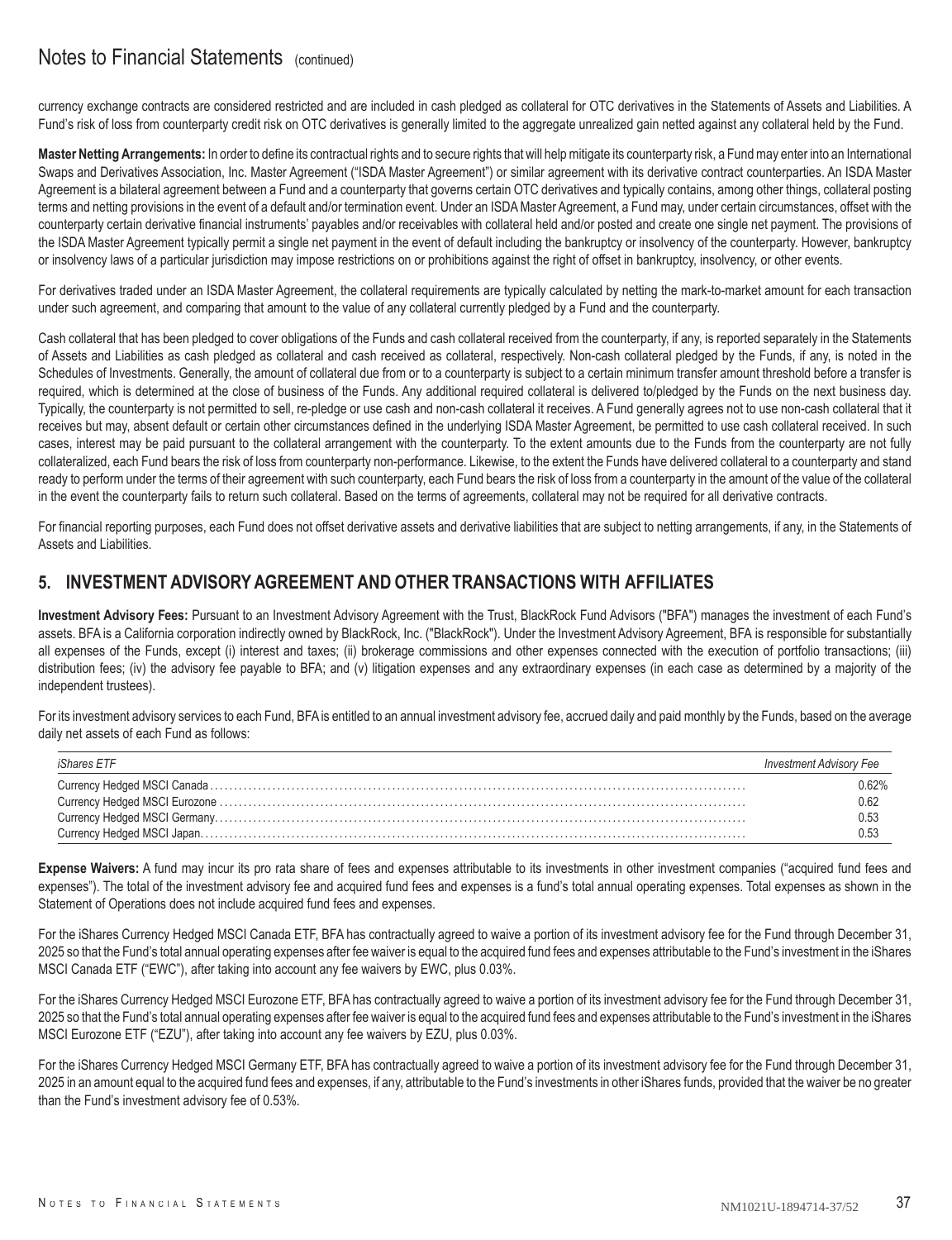currency exchange contracts are considered restricted and are included in cash pledged as collateral for OTC derivatives in the Statements of Assets and Liabilities. A Fund's risk of loss from counterparty credit risk on OTC derivatives is generally limited to the aggregate unrealized gain netted against any collateral held by the Fund.

**Master Netting Arrangements:** In order to define its contractual rights and to secure rights that will help mitigate its counterparty risk, a Fund may enter into an International Swaps and Derivatives Association, Inc. Master Agreement ("ISDA Master Agreement") or similar agreement with its derivative contract counterparties. An ISDA Master Agreement is a bilateral agreement between a Fund and a counterparty that governs certain OTC derivatives and typically contains, among other things, collateral posting terms and netting provisions in the event of a default and/or termination event. Under an ISDA Master Agreement, a Fund may, under certain circumstances, offset with the counterparty certain derivative financial instruments' payables and/or receivables with collateral held and/or posted and create one single net payment. The provisions of the ISDA Master Agreement typically permit a single net payment in the event of default including the bankruptcy or insolvency of the counterparty. However, bankruptcy or insolvency laws of a particular jurisdiction may impose restrictions on or prohibitions against the right of offset in bankruptcy, insolvency, or other events.

For derivatives traded under an ISDA Master Agreement, the collateral requirements are typically calculated by netting the mark-to-market amount for each transaction under such agreement, and comparing that amount to the value of any collateral currently pledged by a Fund and the counterparty.

Cash collateral that has been pledged to cover obligations of the Funds and cash collateral received from the counterparty, if any, is reported separately in the Statements of Assets and Liabilities as cash pledged as collateral and cash received as collateral, respectively. Non-cash collateral pledged by the Funds, if any, is noted in the Schedules of Investments. Generally, the amount of collateral due from or to a counterparty is subject to a certain minimum transfer amount threshold before a transfer is required, which is determined at the close of business of the Funds. Any additional required collateral is delivered to/pledged by the Funds on the next business day. Typically, the counterparty is not permitted to sell, re-pledge or use cash and non-cash collateral it receives. A Fund generally agrees not to use non-cash collateral that it receives but may, absent default or certain other circumstances defined in the underlying ISDA Master Agreement, be permitted to use cash collateral received. In such cases, interest may be paid pursuant to the collateral arrangement with the counterparty. To the extent amounts due to the Funds from the counterparty are not fully collateralized, each Fund bears the risk of loss from counterparty non-performance. Likewise, to the extent the Funds have delivered collateral to a counterparty and stand ready to perform under the terms of their agreement with such counterparty, each Fund bears the risk of loss from a counterparty in the amount of the value of the collateral in the event the counterparty fails to return such collateral. Based on the terms of agreements, collateral may not be required for all derivative contracts.

For financial reporting purposes, each Fund does not offset derivative assets and derivative liabilities that are subject to netting arrangements, if any, in the Statements of Assets and Liabilities.

## 5. INVESTMENT ADVISORY AGREEMENT AND OTHER TRANSACTIONS WITH AFFILIATES

**Investment Advisory Fees:** Pursuant to an Investment Advisory Agreement with the Trust, BlackRock Fund Advisors ("BFA") manages the investment of each Fund's assets. BFA is a California corporation indirectly owned by BlackRock, Inc. ("BlackRock"). Under the Investment Advisory Agreement, BFA is responsible for substantially all expenses of the Funds, except (i) interest and taxes; (ii) brokerage commissions and other expenses connected with the execution of portfolio transactions; (iii) distribution fees; (iv) the advisory fee payable to BFA; and (v) litigation expenses and any extraordinary expenses (in each case as determined by a majority of the independent trustees).

For its investment advisory services to each Fund, BFA is entitled to an annual investment advisory fee, accrued daily and paid monthly by the Funds, based on the average daily net assets of each Fund as follows:

| *iShares ETF* | *Investment Advisory Fee* |
|---|---|
| Currency Hedged MSCI Canada | 0.62% |
| Currency Hedged MSCI Eurozone | 0.62 |
| Currency Hedged MSCI Germany | 0.53 |
| Currency Hedged MSCI Japan | 0.53 |

**Expense Waivers:** A fund may incur its pro rata share of fees and expenses attributable to its investments in other investment companies ("acquired fund fees and expenses"). The total of the investment advisory fee and acquired fund fees and expenses is a fund's total annual operating expenses. Total expenses as shown in the Statement of Operations does not include acquired fund fees and expenses.

For the iShares Currency Hedged MSCI Canada ETF, BFA has contractually agreed to waive a portion of its investment advisory fee for the Fund through December 31, 2025 so that the Fund's total annual operating expenses after fee waiver is equal to the acquired fund fees and expenses attributable to the Fund's investment in the iShares MSCI Canada ETF ("EWC"), after taking into account any fee waivers by EWC, plus 0.03%.

For the iShares Currency Hedged MSCI Eurozone ETF, BFA has contractually agreed to waive a portion of its investment advisory fee for the Fund through December 31, 2025 so that the Fund's total annual operating expenses after fee waiver is equal to the acquired fund fees and expenses attributable to the Fund's investment in the iShares MSCI Eurozone ETF ("EZU"), after taking into account any fee waivers by EZU, plus 0.03%.

For the iShares Currency Hedged MSCI Germany ETF, BFA has contractually agreed to waive a portion of its investment advisory fee for the Fund through December 31, 2025 in an amount equal to the acquired fund fees and expenses, if any, attributable to the Fund's investments in other iShares funds, provided that the waiver be no greater than the Fund's investment advisory fee of 0.53%.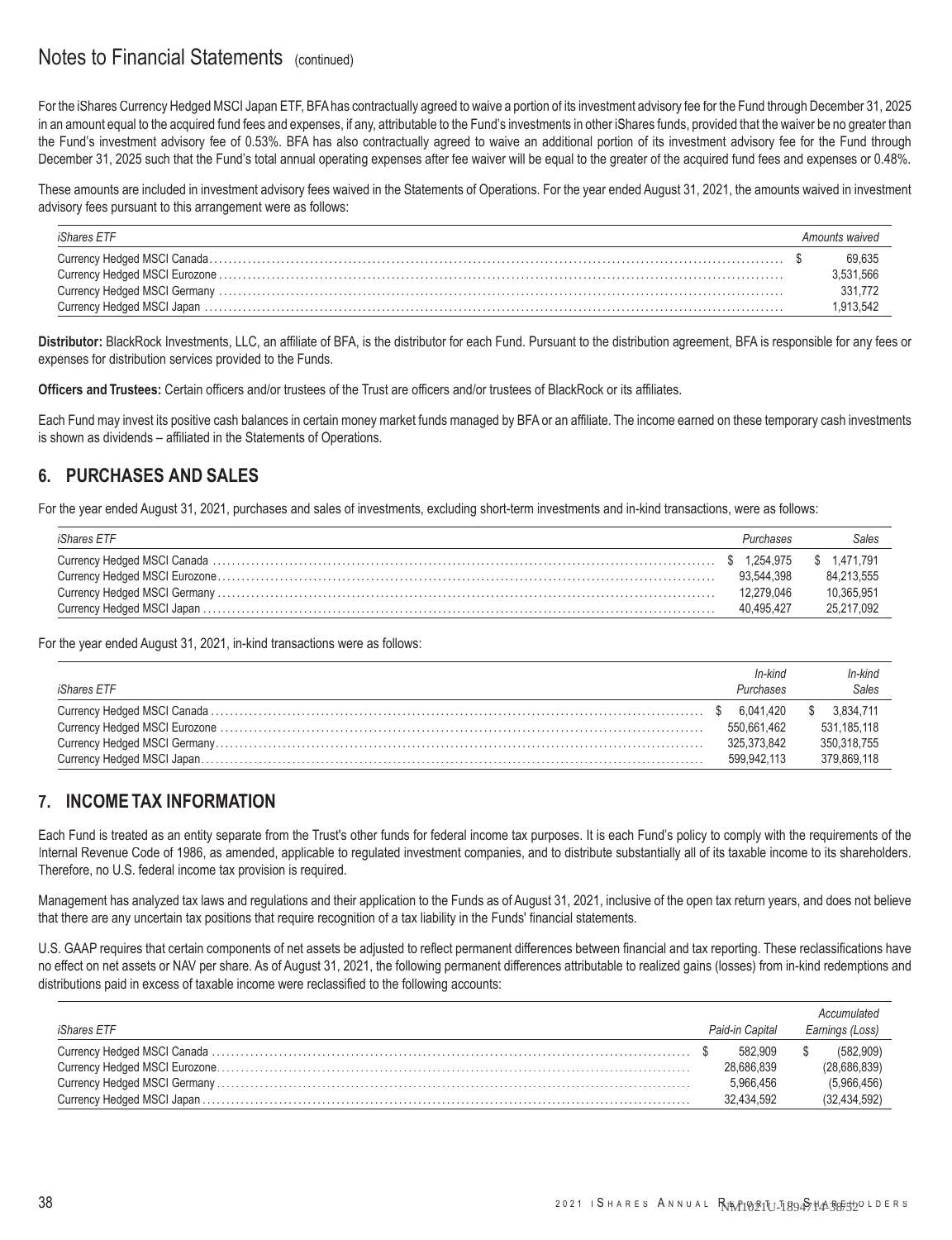# Notes to Financial Statements (continued)

For the iShares Currency Hedged MSCI Japan ETF, BFA has contractually agreed to waive a portion of its investment advisory fee for the Fund through December 31, 2025 in an amount equal to the acquired fund fees and expenses, if any, attributable to the Fund's investments in other iShares funds, provided that the waiver be no greater than the Fund's investment advisory fee of 0.53%. BFA has also contractually agreed to waive an additional portion of its investment advisory fee for the Fund through December 31, 2025 such that the Fund's total annual operating expenses after fee waiver will be equal to the greater of the acquired fund fees and expenses or 0.48%.

These amounts are included in investment advisory fees waived in the Statements of Operations. For the year ended August 31, 2021, the amounts waived in investment advisory fees pursuant to this arrangement were as follows:

| *iShares ETF* | *Amounts waived* |
|---|---|
| Currency Hedged MSCI Canada | $ 69,635 |
| Currency Hedged MSCI Eurozone | 3,531,566 |
| Currency Hedged MSCI Germany | 331,772 |
| Currency Hedged MSCI Japan | 1,913,542 |

**Distributor:** BlackRock Investments, LLC, an affiliate of BFA, is the distributor for each Fund. Pursuant to the distribution agreement, BFA is responsible for any fees or expenses for distribution services provided to the Funds.

**Officers and Trustees:** Certain officers and/or trustees of the Trust are officers and/or trustees of BlackRock or its affiliates.

Each Fund may invest its positive cash balances in certain money market funds managed by BFA or an affiliate. The income earned on these temporary cash investments is shown as dividends – affiliated in the Statements of Operations.

## 6. PURCHASES AND SALES

For the year ended August 31, 2021, purchases and sales of investments, excluding short-term investments and in-kind transactions, were as follows:

| *iShares ETF* | *Purchases* | *Sales* |
|---|---|---|
| Currency Hedged MSCI Canada | $ 1,254,975 | $ 1,471,791 |
| Currency Hedged MSCI Eurozone | 93,544,398 | 84,213,555 |
| Currency Hedged MSCI Germany | 12,279,046 | 10,365,951 |
| Currency Hedged MSCI Japan | 40,495,427 | 25,217,092 |

For the year ended August 31, 2021, in-kind transactions were as follows:

| *iShares ETF* | *In-kind Purchases* | *In-kind Sales* |
|---|---|---|
| Currency Hedged MSCI Canada | $ 6,041,420 | $ 3,834,711 |
| Currency Hedged MSCI Eurozone | 550,661,462 | 531,185,118 |
| Currency Hedged MSCI Germany | 325,373,842 | 350,318,755 |
| Currency Hedged MSCI Japan | 599,942,113 | 379,869,118 |

## 7. INCOME TAX INFORMATION

Each Fund is treated as an entity separate from the Trust's other funds for federal income tax purposes. It is each Fund's policy to comply with the requirements of the Internal Revenue Code of 1986, as amended, applicable to regulated investment companies, and to distribute substantially all of its taxable income to its shareholders. Therefore, no U.S. federal income tax provision is required.

Management has analyzed tax laws and regulations and their application to the Funds as of August 31, 2021, inclusive of the open tax return years, and does not believe that there are any uncertain tax positions that require recognition of a tax liability in the Funds' financial statements.

U.S. GAAP requires that certain components of net assets be adjusted to reflect permanent differences between financial and tax reporting. These reclassifications have no effect on net assets or NAV per share. As of August 31, 2021, the following permanent differences attributable to realized gains (losses) from in-kind redemptions and distributions paid in excess of taxable income were reclassified to the following accounts:

| *iShares ETF* | *Paid-in Capital* | *Accumulated Earnings (Loss)* |
|---|---|---|
| Currency Hedged MSCI Canada | $ 582,909 | $ (582,909) |
| Currency Hedged MSCI Eurozone | 28,686,839 | (28,686,839) |
| Currency Hedged MSCI Germany | 5,966,456 | (5,966,456) |
| Currency Hedged MSCI Japan | 32,434,592 | (32,434,592) |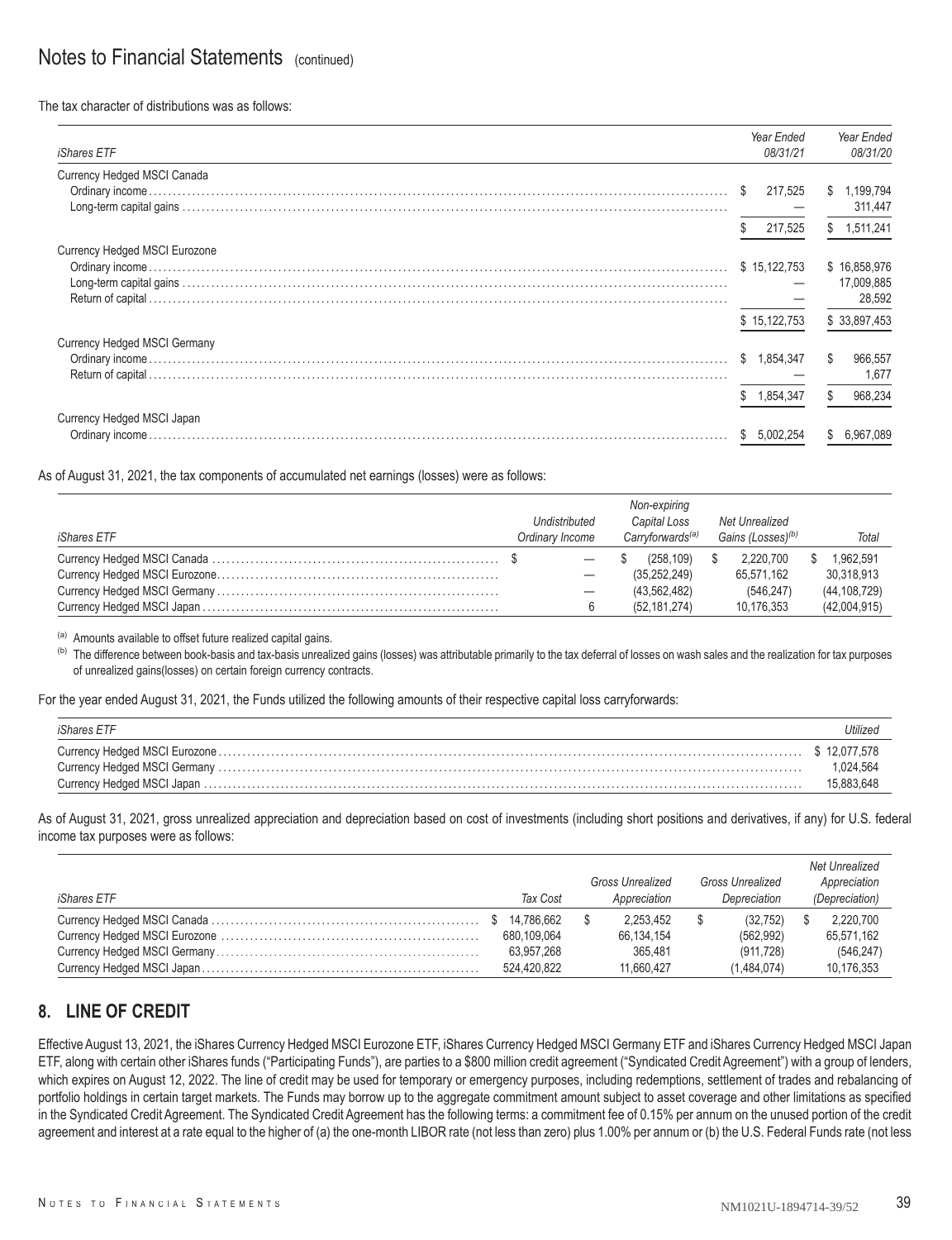# Notes to Financial Statements (continued)

The tax character of distributions was as follows:

| *iShares ETF* | *Year Ended 08/31/21* | *Year Ended 08/31/20* |
|---|---|---|
| Currency Hedged MSCI Canada | | |
| Ordinary income | $ 217,525 | $ 1,199,794 |
| Long-term capital gains | — | 311,447 |
| | $ 217,525 | $ 1,511,241 |
| Currency Hedged MSCI Eurozone | | |
| Ordinary income | $ 15,122,753 | $ 16,858,976 |
| Long-term capital gains | — | 17,009,885 |
| Return of capital | — | 28,592 |
| | $ 15,122,753 | $ 33,897,453 |
| Currency Hedged MSCI Germany | | |
| Ordinary income | $ 1,854,347 | $ 966,557 |
| Return of capital | — | 1,677 |
| | $ 1,854,347 | $ 968,234 |
| Currency Hedged MSCI Japan | | |
| Ordinary income | $ 5,002,254 | $ 6,967,089 |

As of August 31, 2021, the tax components of accumulated net earnings (losses) were as follows:

| *iShares ETF* | *Undistributed Ordinary Income* | *Non-expiring Capital Loss Carryforwards*[(a)] | *Net Unrealized Gains (Losses)*[(b)] | *Total* |
|---|---|---|---|---|
| Currency Hedged MSCI Canada | $ — | $ (258,109) | $ 2,220,700 | $ 1,962,591 |
| Currency Hedged MSCI Eurozone | — | (35,252,249) | 65,571,162 | 30,318,913 |
| Currency Hedged MSCI Germany | — | (43,562,482) | (546,247) | (44,108,729) |
| Currency Hedged MSCI Japan | 6 | (52,181,274) | 10,176,353 | (42,004,915) |

[(a)] Amounts available to offset future realized capital gains.

[(b)] The difference between book-basis and tax-basis unrealized gains (losses) was attributable primarily to the tax deferral of losses on wash sales and the realization for tax purposes of unrealized gains(losses) on certain foreign currency contracts.

For the year ended August 31, 2021, the Funds utilized the following amounts of their respective capital loss carryforwards:

| *iShares ETF* | *Utilized* |
|---|---|
| Currency Hedged MSCI Eurozone | $ 12,077,578 |
| Currency Hedged MSCI Germany | 1,024,564 |
| Currency Hedged MSCI Japan | 15,883,648 |

As of August 31, 2021, gross unrealized appreciation and depreciation based on cost of investments (including short positions and derivatives, if any) for U.S. federal income tax purposes were as follows:

| *iShares ETF* | *Tax Cost* | *Gross Unrealized Appreciation* | *Gross Unrealized Depreciation* | *Net Unrealized Appreciation (Depreciation)* |
|---|---|---|---|---|
| Currency Hedged MSCI Canada | $ 14,786,662 | $ 2,253,452 | $ (32,752) | $ 2,220,700 |
| Currency Hedged MSCI Eurozone | 680,109,064 | 66,134,154 | (562,992) | 65,571,162 |
| Currency Hedged MSCI Germany | 63,957,268 | 365,481 | (911,728) | (546,247) |
| Currency Hedged MSCI Japan | 524,420,822 | 11,660,427 | (1,484,074) | 10,176,353 |

## 8. LINE OF CREDIT

Effective August 13, 2021, the iShares Currency Hedged MSCI Eurozone ETF, iShares Currency Hedged MSCI Germany ETF and iShares Currency Hedged MSCI Japan ETF, along with certain other iShares funds ("Participating Funds"), are parties to a $800 million credit agreement ("Syndicated Credit Agreement") with a group of lenders, which expires on August 12, 2022. The line of credit may be used for temporary or emergency purposes, including redemptions, settlement of trades and rebalancing of portfolio holdings in certain target markets. The Funds may borrow up to the aggregate commitment amount subject to asset coverage and other limitations as specified in the Syndicated Credit Agreement. The Syndicated Credit Agreement has the following terms: a commitment fee of 0.15% per annum on the unused portion of the credit agreement and interest at a rate equal to the higher of (a) the one-month LIBOR rate (not less than zero) plus 1.00% per annum or (b) the U.S. Federal Funds rate (not less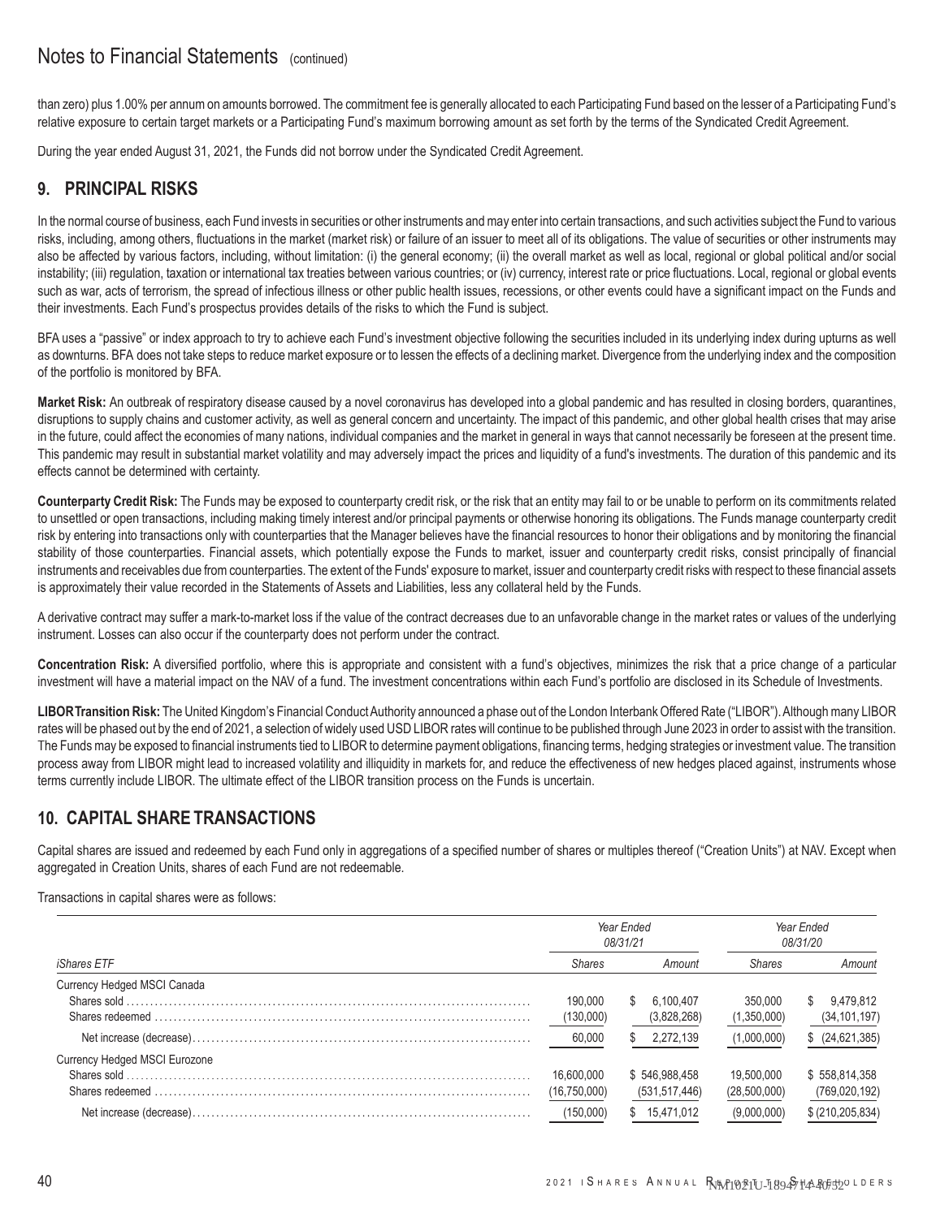than zero) plus 1.00% per annum on amounts borrowed. The commitment fee is generally allocated to each Participating Fund based on the lesser of a Participating Fund's relative exposure to certain target markets or a Participating Fund's maximum borrowing amount as set forth by the terms of the Syndicated Credit Agreement.

During the year ended August 31, 2021, the Funds did not borrow under the Syndicated Credit Agreement.

## 9. PRINCIPAL RISKS

In the normal course of business, each Fund invests in securities or other instruments and may enter into certain transactions, and such activities subject the Fund to various risks, including, among others, fluctuations in the market (market risk) or failure of an issuer to meet all of its obligations. The value of securities or other instruments may also be affected by various factors, including, without limitation: (i) the general economy; (ii) the overall market as well as local, regional or global political and/or social instability; (iii) regulation, taxation or international tax treaties between various countries; or (iv) currency, interest rate or price fluctuations. Local, regional or global events such as war, acts of terrorism, the spread of infectious illness or other public health issues, recessions, or other events could have a significant impact on the Funds and their investments. Each Fund's prospectus provides details of the risks to which the Fund is subject.

BFA uses a "passive" or index approach to try to achieve each Fund's investment objective following the securities included in its underlying index during upturns as well as downturns. BFA does not take steps to reduce market exposure or to lessen the effects of a declining market. Divergence from the underlying index and the composition of the portfolio is monitored by BFA.

**Market Risk:** An outbreak of respiratory disease caused by a novel coronavirus has developed into a global pandemic and has resulted in closing borders, quarantines, disruptions to supply chains and customer activity, as well as general concern and uncertainty. The impact of this pandemic, and other global health crises that may arise in the future, could affect the economies of many nations, individual companies and the market in general in ways that cannot necessarily be foreseen at the present time. This pandemic may result in substantial market volatility and may adversely impact the prices and liquidity of a fund's investments. The duration of this pandemic and its effects cannot be determined with certainty.

**Counterparty Credit Risk:** The Funds may be exposed to counterparty credit risk, or the risk that an entity may fail to or be unable to perform on its commitments related to unsettled or open transactions, including making timely interest and/or principal payments or otherwise honoring its obligations. The Funds manage counterparty credit risk by entering into transactions only with counterparties that the Manager believes have the financial resources to honor their obligations and by monitoring the financial stability of those counterparties. Financial assets, which potentially expose the Funds to market, issuer and counterparty credit risks, consist principally of financial instruments and receivables due from counterparties. The extent of the Funds' exposure to market, issuer and counterparty credit risks with respect to these financial assets is approximately their value recorded in the Statements of Assets and Liabilities, less any collateral held by the Funds.

A derivative contract may suffer a mark-to-market loss if the value of the contract decreases due to an unfavorable change in the market rates or values of the underlying instrument. Losses can also occur if the counterparty does not perform under the contract.

**Concentration Risk:** A diversified portfolio, where this is appropriate and consistent with a fund's objectives, minimizes the risk that a price change of a particular investment will have a material impact on the NAV of a fund. The investment concentrations within each Fund's portfolio are disclosed in its Schedule of Investments.

**LIBOR Transition Risk:** The United Kingdom's Financial Conduct Authority announced a phase out of the London Interbank Offered Rate ("LIBOR"). Although many LIBOR rates will be phased out by the end of 2021, a selection of widely used USD LIBOR rates will continue to be published through June 2023 in order to assist with the transition. The Funds may be exposed to financial instruments tied to LIBOR to determine payment obligations, financing terms, hedging strategies or investment value. The transition process away from LIBOR might lead to increased volatility and illiquidity in markets for, and reduce the effectiveness of new hedges placed against, instruments whose terms currently include LIBOR. The ultimate effect of the LIBOR transition process on the Funds is uncertain.

## 10. CAPITAL SHARE TRANSACTIONS

Capital shares are issued and redeemed by each Fund only in aggregations of a specified number of shares or multiples thereof ("Creation Units") at NAV. Except when aggregated in Creation Units, shares of each Fund are not redeemable.

Transactions in capital shares were as follows:

| | *Year Ended 08/31/21* | | *Year Ended 08/31/20* | |
|---|---|---|---|---|
| *iShares ETF* | *Shares* | *Amount* | *Shares* | *Amount* |
| Currency Hedged MSCI Canada | | | | |
| Shares sold | 190,000 | $ 6,100,407 | 350,000 | $ 9,479,812 |
| Shares redeemed | (130,000) | (3,828,268) | (1,350,000) | (34,101,197) |
| Net increase (decrease) | 60,000 | $ 2,272,139 | (1,000,000) | $ (24,621,385) |
| Currency Hedged MSCI Eurozone | | | | |
| Shares sold | 16,600,000 | $ 546,988,458 | 19,500,000 | $ 558,814,358 |
| Shares redeemed | (16,750,000) | (531,517,446) | (28,500,000) | (769,020,192) |
| Net increase (decrease) | (150,000) | $ 15,471,012 | (9,000,000) | $ (210,205,834) |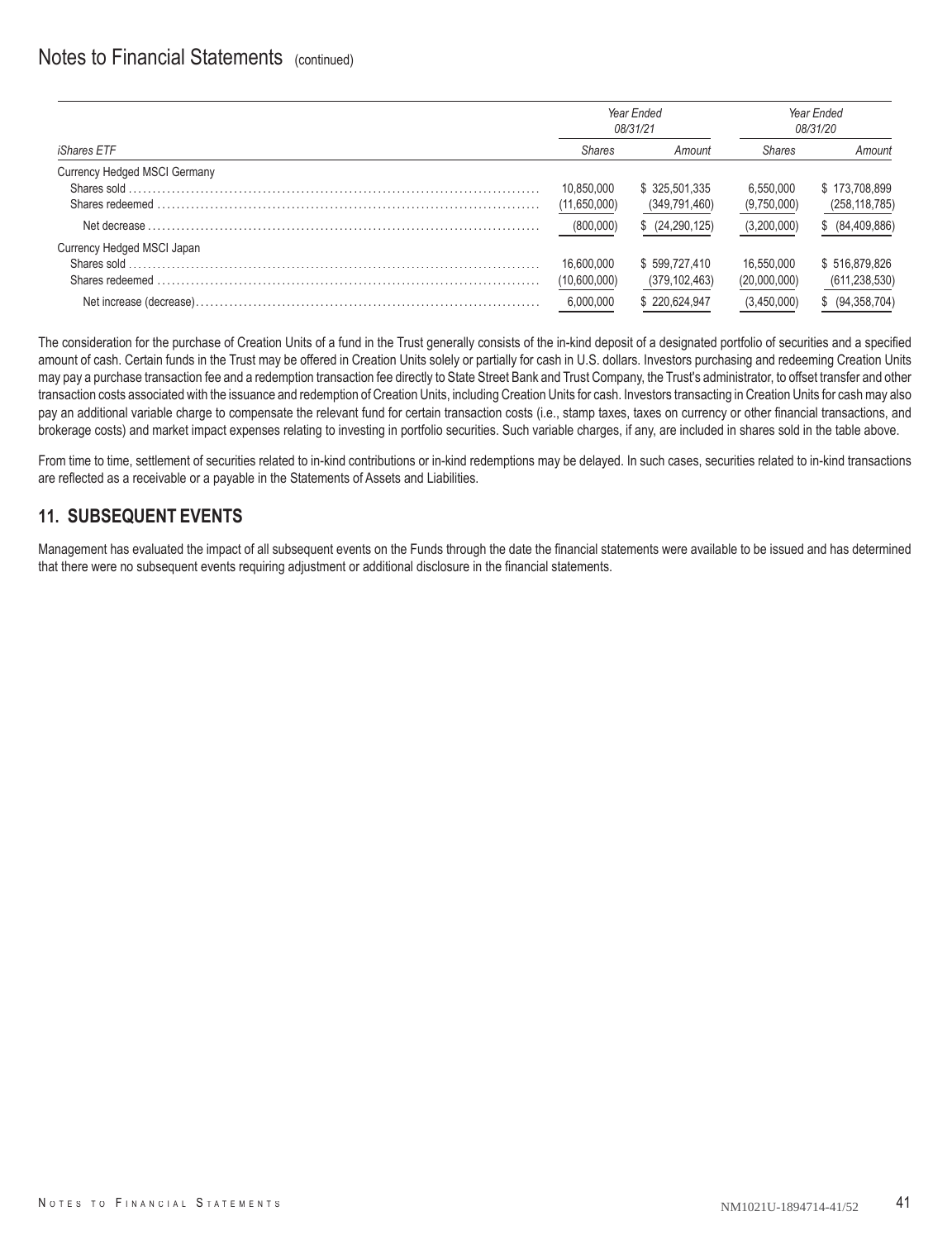# Notes to Financial Statements (continued)

| *iShares ETF* | *Year Ended 08/31/21* | | *Year Ended 08/31/20* | |
|---|---|---|---|---|
| | *Shares* | *Amount* | *Shares* | *Amount* |
| Currency Hedged MSCI Germany | | | | |
| Shares sold | 10,850,000 | $ 325,501,335 | 6,550,000 | $ 173,708,899 |
| Shares redeemed | (11,650,000) | (349,791,460) | (9,750,000) | (258,118,785) |
| Net decrease | (800,000) | $ (24,290,125) | (3,200,000) | $ (84,409,886) |
| Currency Hedged MSCI Japan | | | | |
| Shares sold | 16,600,000 | $ 599,727,410 | 16,550,000 | $ 516,879,826 |
| Shares redeemed | (10,600,000) | (379,102,463) | (20,000,000) | (611,238,530) |
| Net increase (decrease) | 6,000,000 | $ 220,624,947 | (3,450,000) | $ (94,358,704) |

The consideration for the purchase of Creation Units of a fund in the Trust generally consists of the in-kind deposit of a designated portfolio of securities and a specified amount of cash. Certain funds in the Trust may be offered in Creation Units solely or partially for cash in U.S. dollars. Investors purchasing and redeeming Creation Units may pay a purchase transaction fee and a redemption transaction fee directly to State Street Bank and Trust Company, the Trust's administrator, to offset transfer and other transaction costs associated with the issuance and redemption of Creation Units, including Creation Units for cash. Investors transacting in Creation Units for cash may also pay an additional variable charge to compensate the relevant fund for certain transaction costs (i.e., stamp taxes, taxes on currency or other financial transactions, and brokerage costs) and market impact expenses relating to investing in portfolio securities. Such variable charges, if any, are included in shares sold in the table above.

From time to time, settlement of securities related to in-kind contributions or in-kind redemptions may be delayed. In such cases, securities related to in-kind transactions are reflected as a receivable or a payable in the Statements of Assets and Liabilities.

## 11. SUBSEQUENT EVENTS

Management has evaluated the impact of all subsequent events on the Funds through the date the financial statements were available to be issued and has determined that there were no subsequent events requiring adjustment or additional disclosure in the financial statements.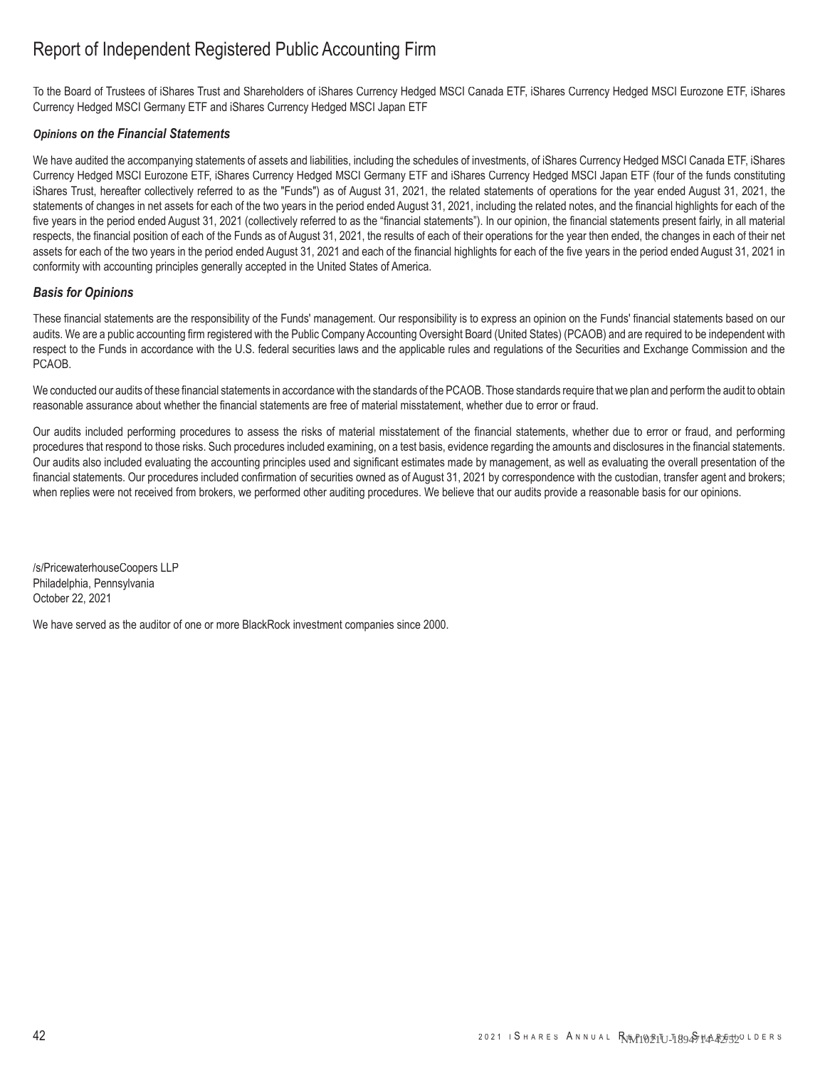# Report of Independent Registered Public Accounting Firm

To the Board of Trustees of iShares Trust and Shareholders of iShares Currency Hedged MSCI Canada ETF, iShares Currency Hedged MSCI Eurozone ETF, iShares Currency Hedged MSCI Germany ETF and iShares Currency Hedged MSCI Japan ETF

### *Opinions on the Financial Statements*

We have audited the accompanying statements of assets and liabilities, including the schedules of investments, of iShares Currency Hedged MSCI Canada ETF, iShares Currency Hedged MSCI Eurozone ETF, iShares Currency Hedged MSCI Germany ETF and iShares Currency Hedged MSCI Japan ETF (four of the funds constituting iShares Trust, hereafter collectively referred to as the "Funds") as of August 31, 2021, the related statements of operations for the year ended August 31, 2021, the statements of changes in net assets for each of the two years in the period ended August 31, 2021, including the related notes, and the financial highlights for each of the five years in the period ended August 31, 2021 (collectively referred to as the "financial statements"). In our opinion, the financial statements present fairly, in all material respects, the financial position of each of the Funds as of August 31, 2021, the results of each of their operations for the year then ended, the changes in each of their net assets for each of the two years in the period ended August 31, 2021 and each of the financial highlights for each of the five years in the period ended August 31, 2021 in conformity with accounting principles generally accepted in the United States of America.

### *Basis for Opinions*

These financial statements are the responsibility of the Funds' management. Our responsibility is to express an opinion on the Funds' financial statements based on our audits. We are a public accounting firm registered with the Public Company Accounting Oversight Board (United States) (PCAOB) and are required to be independent with respect to the Funds in accordance with the U.S. federal securities laws and the applicable rules and regulations of the Securities and Exchange Commission and the PCAOB.

We conducted our audits of these financial statements in accordance with the standards of the PCAOB. Those standards require that we plan and perform the audit to obtain reasonable assurance about whether the financial statements are free of material misstatement, whether due to error or fraud.

Our audits included performing procedures to assess the risks of material misstatement of the financial statements, whether due to error or fraud, and performing procedures that respond to those risks. Such procedures included examining, on a test basis, evidence regarding the amounts and disclosures in the financial statements. Our audits also included evaluating the accounting principles used and significant estimates made by management, as well as evaluating the overall presentation of the financial statements. Our procedures included confirmation of securities owned as of August 31, 2021 by correspondence with the custodian, transfer agent and brokers; when replies were not received from brokers, we performed other auditing procedures. We believe that our audits provide a reasonable basis for our opinions.

/s/PricewaterhouseCoopers LLP
Philadelphia, Pennsylvania
October 22, 2021

We have served as the auditor of one or more BlackRock investment companies since 2000.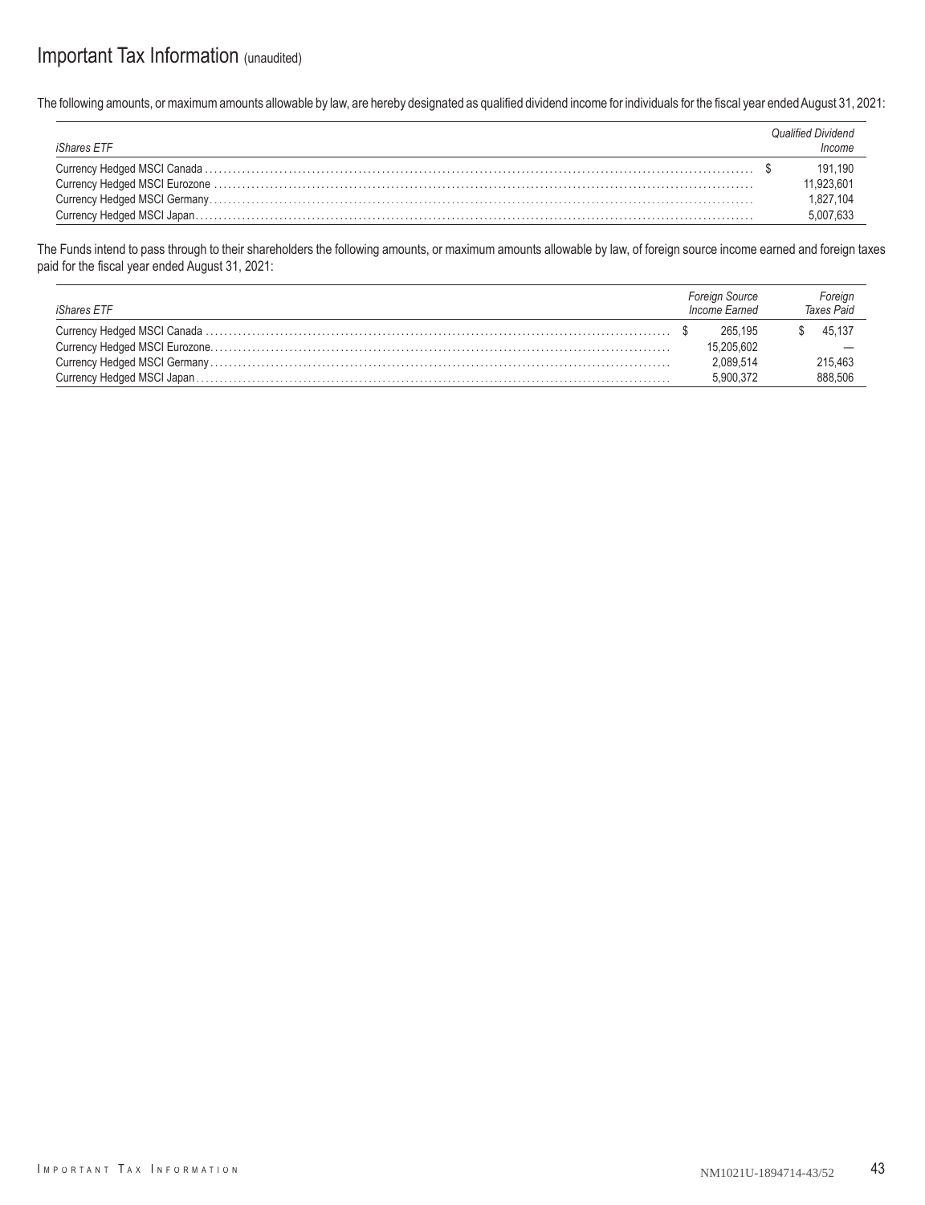# Important Tax Information (unaudited)

The following amounts, or maximum amounts allowable by law, are hereby designated as qualified dividend income for individuals for the fiscal year ended August 31, 2021:

| *iShares ETF* | *Qualified Dividend Income* |
|---|---|
| Currency Hedged MSCI Canada | $ 191,190 |
| Currency Hedged MSCI Eurozone | 11,923,601 |
| Currency Hedged MSCI Germany | 1,827,104 |
| Currency Hedged MSCI Japan | 5,007,633 |

The Funds intend to pass through to their shareholders the following amounts, or maximum amounts allowable by law, of foreign source income earned and foreign taxes paid for the fiscal year ended August 31, 2021:

| *iShares ETF* | *Foreign Source Income Earned* | *Foreign Taxes Paid* |
|---|---|---|
| Currency Hedged MSCI Canada | $ 265,195 | $ 45,137 |
| Currency Hedged MSCI Eurozone | 15,205,602 | — |
| Currency Hedged MSCI Germany | 2,089,514 | 215,463 |
| Currency Hedged MSCI Japan | 5,900,372 | 888,506 |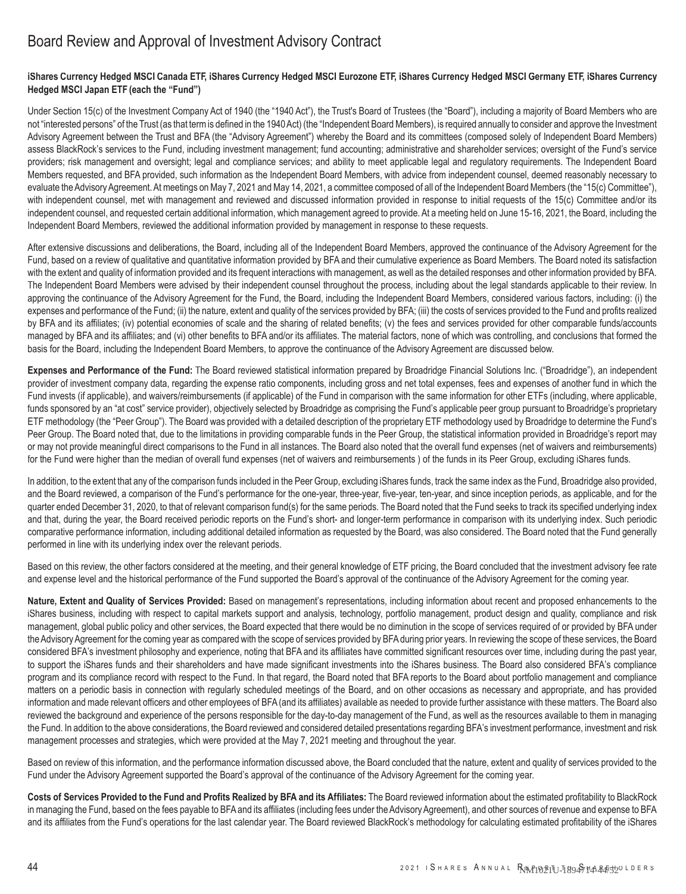# Board Review and Approval of Investment Advisory Contract

**iShares Currency Hedged MSCI Canada ETF, iShares Currency Hedged MSCI Eurozone ETF, iShares Currency Hedged MSCI Germany ETF, iShares Currency Hedged MSCI Japan ETF (each the "Fund")**

Under Section 15(c) of the Investment Company Act of 1940 (the "1940 Act"), the Trust's Board of Trustees (the "Board"), including a majority of Board Members who are not "interested persons" of the Trust (as that term is defined in the 1940 Act) (the "Independent Board Members), is required annually to consider and approve the Investment Advisory Agreement between the Trust and BFA (the "Advisory Agreement") whereby the Board and its committees (composed solely of Independent Board Members) assess BlackRock's services to the Fund, including investment management; fund accounting; administrative and shareholder services; oversight of the Fund's service providers; risk management and oversight; legal and compliance services; and ability to meet applicable legal and regulatory requirements. The Independent Board Members requested, and BFA provided, such information as the Independent Board Members, with advice from independent counsel, deemed reasonably necessary to evaluate the Advisory Agreement. At meetings on May 7, 2021 and May 14, 2021, a committee composed of all of the Independent Board Members (the "15(c) Committee"), with independent counsel, met with management and reviewed and discussed information provided in response to initial requests of the 15(c) Committee and/or its independent counsel, and requested certain additional information, which management agreed to provide. At a meeting held on June 15-16, 2021, the Board, including the Independent Board Members, reviewed the additional information provided by management in response to these requests.

After extensive discussions and deliberations, the Board, including all of the Independent Board Members, approved the continuance of the Advisory Agreement for the Fund, based on a review of qualitative and quantitative information provided by BFA and their cumulative experience as Board Members. The Board noted its satisfaction with the extent and quality of information provided and its frequent interactions with management, as well as the detailed responses and other information provided by BFA. The Independent Board Members were advised by their independent counsel throughout the process, including about the legal standards applicable to their review. In approving the continuance of the Advisory Agreement for the Fund, the Board, including the Independent Board Members, considered various factors, including: (i) the expenses and performance of the Fund; (ii) the nature, extent and quality of the services provided by BFA; (iii) the costs of services provided to the Fund and profits realized by BFA and its affiliates; (iv) potential economies of scale and the sharing of related benefits; (v) the fees and services provided for other comparable funds/accounts managed by BFA and its affiliates; and (vi) other benefits to BFA and/or its affiliates. The material factors, none of which was controlling, and conclusions that formed the basis for the Board, including the Independent Board Members, to approve the continuance of the Advisory Agreement are discussed below.

**Expenses and Performance of the Fund:** The Board reviewed statistical information prepared by Broadridge Financial Solutions Inc. ("Broadridge"), an independent provider of investment company data, regarding the expense ratio components, including gross and net total expenses, fees and expenses of another fund in which the Fund invests (if applicable), and waivers/reimbursements (if applicable) of the Fund in comparison with the same information for other ETFs (including, where applicable, funds sponsored by an "at cost" service provider), objectively selected by Broadridge as comprising the Fund's applicable peer group pursuant to Broadridge's proprietary ETF methodology (the "Peer Group"). The Board was provided with a detailed description of the proprietary ETF methodology used by Broadridge to determine the Fund's Peer Group. The Board noted that, due to the limitations in providing comparable funds in the Peer Group, the statistical information provided in Broadridge's report may or may not provide meaningful direct comparisons to the Fund in all instances. The Board also noted that the overall fund expenses (net of waivers and reimbursements) for the Fund were higher than the median of overall fund expenses (net of waivers and reimbursements ) of the funds in its Peer Group, excluding iShares funds.

In addition, to the extent that any of the comparison funds included in the Peer Group, excluding iShares funds, track the same index as the Fund, Broadridge also provided, and the Board reviewed, a comparison of the Fund's performance for the one-year, three-year, five-year, ten-year, and since inception periods, as applicable, and for the quarter ended December 31, 2020, to that of relevant comparison fund(s) for the same periods. The Board noted that the Fund seeks to track its specified underlying index and that, during the year, the Board received periodic reports on the Fund's short- and longer-term performance in comparison with its underlying index. Such periodic comparative performance information, including additional detailed information as requested by the Board, was also considered. The Board noted that the Fund generally performed in line with its underlying index over the relevant periods.

Based on this review, the other factors considered at the meeting, and their general knowledge of ETF pricing, the Board concluded that the investment advisory fee rate and expense level and the historical performance of the Fund supported the Board's approval of the continuance of the Advisory Agreement for the coming year.

**Nature, Extent and Quality of Services Provided:** Based on management's representations, including information about recent and proposed enhancements to the iShares business, including with respect to capital markets support and analysis, technology, portfolio management, product design and quality, compliance and risk management, global public policy and other services, the Board expected that there would be no diminution in the scope of services required of or provided by BFA under the Advisory Agreement for the coming year as compared with the scope of services provided by BFA during prior years. In reviewing the scope of these services, the Board considered BFA's investment philosophy and experience, noting that BFA and its affiliates have committed significant resources over time, including during the past year, to support the iShares funds and their shareholders and have made significant investments into the iShares business. The Board also considered BFA's compliance program and its compliance record with respect to the Fund. In that regard, the Board noted that BFA reports to the Board about portfolio management and compliance matters on a periodic basis in connection with regularly scheduled meetings of the Board, and on other occasions as necessary and appropriate, and has provided information and made relevant officers and other employees of BFA (and its affiliates) available as needed to provide further assistance with these matters. The Board also reviewed the background and experience of the persons responsible for the day-to-day management of the Fund, as well as the resources available to them in managing the Fund. In addition to the above considerations, the Board reviewed and considered detailed presentations regarding BFA's investment performance, investment and risk management processes and strategies, which were provided at the May 7, 2021 meeting and throughout the year.

Based on review of this information, and the performance information discussed above, the Board concluded that the nature, extent and quality of services provided to the Fund under the Advisory Agreement supported the Board's approval of the continuance of the Advisory Agreement for the coming year.

**Costs of Services Provided to the Fund and Profits Realized by BFA and its Affiliates:** The Board reviewed information about the estimated profitability to BlackRock in managing the Fund, based on the fees payable to BFA and its affiliates (including fees under the Advisory Agreement), and other sources of revenue and expense to BFA and its affiliates from the Fund's operations for the last calendar year. The Board reviewed BlackRock's methodology for calculating estimated profitability of the iShares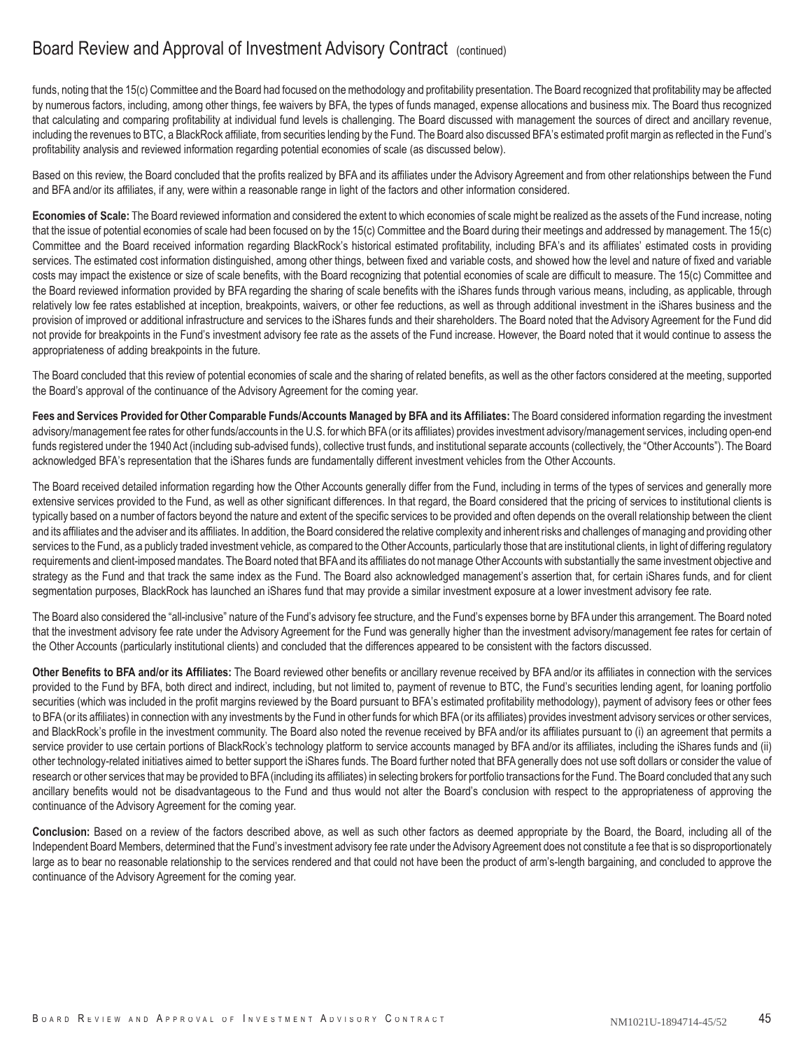## Board Review and Approval of Investment Advisory Contract (continued)

funds, noting that the 15(c) Committee and the Board had focused on the methodology and profitability presentation. The Board recognized that profitability may be affected by numerous factors, including, among other things, fee waivers by BFA, the types of funds managed, expense allocations and business mix. The Board thus recognized that calculating and comparing profitability at individual fund levels is challenging. The Board discussed with management the sources of direct and ancillary revenue, including the revenues to BTC, a BlackRock affiliate, from securities lending by the Fund. The Board also discussed BFA's estimated profit margin as reflected in the Fund's profitability analysis and reviewed information regarding potential economies of scale (as discussed below).

Based on this review, the Board concluded that the profits realized by BFA and its affiliates under the Advisory Agreement and from other relationships between the Fund and BFA and/or its affiliates, if any, were within a reasonable range in light of the factors and other information considered.

**Economies of Scale:** The Board reviewed information and considered the extent to which economies of scale might be realized as the assets of the Fund increase, noting that the issue of potential economies of scale had been focused on by the 15(c) Committee and the Board during their meetings and addressed by management. The 15(c) Committee and the Board received information regarding BlackRock's historical estimated profitability, including BFA's and its affiliates' estimated costs in providing services. The estimated cost information distinguished, among other things, between fixed and variable costs, and showed how the level and nature of fixed and variable costs may impact the existence or size of scale benefits, with the Board recognizing that potential economies of scale are difficult to measure. The 15(c) Committee and the Board reviewed information provided by BFA regarding the sharing of scale benefits with the iShares funds through various means, including, as applicable, through relatively low fee rates established at inception, breakpoints, waivers, or other fee reductions, as well as through additional investment in the iShares business and the provision of improved or additional infrastructure and services to the iShares funds and their shareholders. The Board noted that the Advisory Agreement for the Fund did not provide for breakpoints in the Fund's investment advisory fee rate as the assets of the Fund increase. However, the Board noted that it would continue to assess the appropriateness of adding breakpoints in the future.

The Board concluded that this review of potential economies of scale and the sharing of related benefits, as well as the other factors considered at the meeting, supported the Board's approval of the continuance of the Advisory Agreement for the coming year.

**Fees and Services Provided for Other Comparable Funds/Accounts Managed by BFA and its Affiliates:** The Board considered information regarding the investment advisory/management fee rates for other funds/accounts in the U.S. for which BFA (or its affiliates) provides investment advisory/management services, including open-end funds registered under the 1940 Act (including sub-advised funds), collective trust funds, and institutional separate accounts (collectively, the "Other Accounts"). The Board acknowledged BFA's representation that the iShares funds are fundamentally different investment vehicles from the Other Accounts.

The Board received detailed information regarding how the Other Accounts generally differ from the Fund, including in terms of the types of services and generally more extensive services provided to the Fund, as well as other significant differences. In that regard, the Board considered that the pricing of services to institutional clients is typically based on a number of factors beyond the nature and extent of the specific services to be provided and often depends on the overall relationship between the client and its affiliates and the adviser and its affiliates. In addition, the Board considered the relative complexity and inherent risks and challenges of managing and providing other services to the Fund, as a publicly traded investment vehicle, as compared to the Other Accounts, particularly those that are institutional clients, in light of differing regulatory requirements and client-imposed mandates. The Board noted that BFA and its affiliates do not manage Other Accounts with substantially the same investment objective and strategy as the Fund and that track the same index as the Fund. The Board also acknowledged management's assertion that, for certain iShares funds, and for client segmentation purposes, BlackRock has launched an iShares fund that may provide a similar investment exposure at a lower investment advisory fee rate.

The Board also considered the "all-inclusive" nature of the Fund's advisory fee structure, and the Fund's expenses borne by BFA under this arrangement. The Board noted that the investment advisory fee rate under the Advisory Agreement for the Fund was generally higher than the investment advisory/management fee rates for certain of the Other Accounts (particularly institutional clients) and concluded that the differences appeared to be consistent with the factors discussed.

**Other Benefits to BFA and/or its Affiliates:** The Board reviewed other benefits or ancillary revenue received by BFA and/or its affiliates in connection with the services provided to the Fund by BFA, both direct and indirect, including, but not limited to, payment of revenue to BTC, the Fund's securities lending agent, for loaning portfolio securities (which was included in the profit margins reviewed by the Board pursuant to BFA's estimated profitability methodology), payment of advisory fees or other fees to BFA (or its affiliates) in connection with any investments by the Fund in other funds for which BFA (or its affiliates) provides investment advisory services or other services, and BlackRock's profile in the investment community. The Board also noted the revenue received by BFA and/or its affiliates pursuant to (i) an agreement that permits a service provider to use certain portions of BlackRock's technology platform to service accounts managed by BFA and/or its affiliates, including the iShares funds and (ii) other technology-related initiatives aimed to better support the iShares funds. The Board further noted that BFA generally does not use soft dollars or consider the value of research or other services that may be provided to BFA (including its affiliates) in selecting brokers for portfolio transactions for the Fund. The Board concluded that any such ancillary benefits would not be disadvantageous to the Fund and thus would not alter the Board's conclusion with respect to the appropriateness of approving the continuance of the Advisory Agreement for the coming year.

**Conclusion:** Based on a review of the factors described above, as well as such other factors as deemed appropriate by the Board, the Board, including all of the Independent Board Members, determined that the Fund's investment advisory fee rate under the Advisory Agreement does not constitute a fee that is so disproportionately large as to bear no reasonable relationship to the services rendered and that could not have been the product of arm's-length bargaining, and concluded to approve the continuance of the Advisory Agreement for the coming year.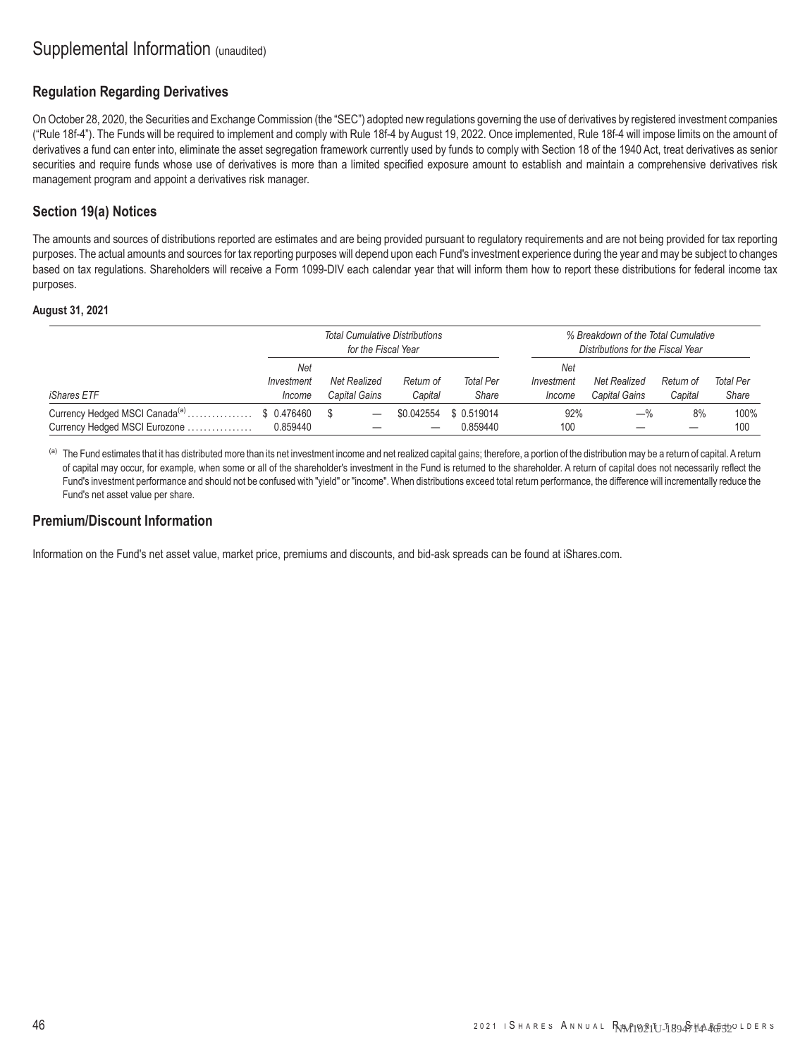# Supplemental Information (unaudited)

## Regulation Regarding Derivatives

On October 28, 2020, the Securities and Exchange Commission (the "SEC") adopted new regulations governing the use of derivatives by registered investment companies ("Rule 18f-4"). The Funds will be required to implement and comply with Rule 18f-4 by August 19, 2022. Once implemented, Rule 18f-4 will impose limits on the amount of derivatives a fund can enter into, eliminate the asset segregation framework currently used by funds to comply with Section 18 of the 1940 Act, treat derivatives as senior securities and require funds whose use of derivatives is more than a limited specified exposure amount to establish and maintain a comprehensive derivatives risk management program and appoint a derivatives risk manager.

## Section 19(a) Notices

The amounts and sources of distributions reported are estimates and are being provided pursuant to regulatory requirements and are not being provided for tax reporting purposes. The actual amounts and sources for tax reporting purposes will depend upon each Fund's investment experience during the year and may be subject to changes based on tax regulations. Shareholders will receive a Form 1099-DIV each calendar year that will inform them how to report these distributions for federal income tax purposes.

**August 31, 2021**

| | *Total Cumulative Distributions for the Fiscal Year* | | | | *% Breakdown of the Total Cumulative Distributions for the Fiscal Year* | | | |
|---|---|---|---|---|---|---|---|---|
| *iShares ETF* | *Net Investment Income* | *Net Realized Capital Gains* | *Return of Capital* | *Total Per Share* | *Net Investment Income* | *Net Realized Capital Gains* | *Return of Capital* | *Total Per Share* |
| Currency Hedged MSCI Canada[(a)] | $ 0.476460 | $ — | $0.042554 | $ 0.519014 | 92% | —% | 8% | 100% |
| Currency Hedged MSCI Eurozone | 0.859440 | — | — | 0.859440 | 100 | — | — | 100 |

[(a)] The Fund estimates that it has distributed more than its net investment income and net realized capital gains; therefore, a portion of the distribution may be a return of capital. A return of capital may occur, for example, when some or all of the shareholder's investment in the Fund is returned to the shareholder. A return of capital does not necessarily reflect the Fund's investment performance and should not be confused with "yield" or "income". When distributions exceed total return performance, the difference will incrementally reduce the Fund's net asset value per share.

## Premium/Discount Information

Information on the Fund's net asset value, market price, premiums and discounts, and bid-ask spreads can be found at iShares.com.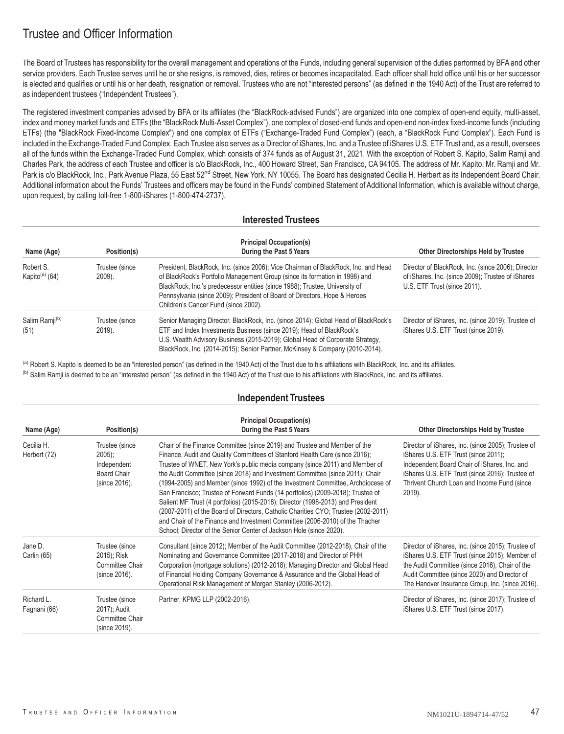# Trustee and Officer Information

The Board of Trustees has responsibility for the overall management and operations of the Funds, including general supervision of the duties performed by BFA and other service providers. Each Trustee serves until he or she resigns, is removed, dies, retires or becomes incapacitated. Each officer shall hold office until his or her successor is elected and qualifies or until his or her death, resignation or removal. Trustees who are not "interested persons" (as defined in the 1940 Act) of the Trust are referred to as independent trustees ("Independent Trustees").

The registered investment companies advised by BFA or its affiliates (the "BlackRock-advised Funds") are organized into one complex of open-end equity, multi-asset, index and money market funds and ETFs (the "BlackRock Multi-Asset Complex"), one complex of closed-end funds and open-end non-index fixed-income funds (including ETFs) (the "BlackRock Fixed-Income Complex") and one complex of ETFs ("Exchange-Traded Fund Complex") (each, a "BlackRock Fund Complex"). Each Fund is included in the Exchange-Traded Fund Complex. Each Trustee also serves as a Director of iShares, Inc. and a Trustee of iShares U.S. ETF Trust and, as a result, oversees all of the funds within the Exchange-Traded Fund Complex, which consists of 374 funds as of August 31, 2021. With the exception of Robert S. Kapito, Salim Ramji and Charles Park, the address of each Trustee and officer is c/o BlackRock, Inc., 400 Howard Street, San Francisco, CA 94105. The address of Mr. Kapito, Mr. Ramji and Mr. Park is c/o BlackRock, Inc., Park Avenue Plaza, 55 East 52nd Street, New York, NY 10055. The Board has designated Cecilia H. Herbert as its Independent Board Chair. Additional information about the Funds' Trustees and officers may be found in the Funds' combined Statement of Additional Information, which is available without charge, upon request, by calling toll-free 1-800-iShares (1-800-474-2737).

## Interested Trustees

| Name (Age) | Position(s) | Principal Occupation(s) During the Past 5 Years | Other Directorships Held by Trustee |
|---|---|---|---|
| Robert S. Kapito[(a)] (64) | Trustee (since 2009). | President, BlackRock, Inc. (since 2006); Vice Chairman of BlackRock, Inc. and Head of BlackRock's Portfolio Management Group (since its formation in 1998) and BlackRock, Inc.'s predecessor entities (since 1988); Trustee, University of Pennsylvania (since 2009); President of Board of Directors, Hope & Heroes Children's Cancer Fund (since 2002). | Director of BlackRock, Inc. (since 2006); Director of iShares, Inc. (since 2009); Trustee of iShares U.S. ETF Trust (since 2011). |
| Salim Ramji[(b)] (51) | Trustee (since 2019). | Senior Managing Director, BlackRock, Inc. (since 2014); Global Head of BlackRock's ETF and Index Investments Business (since 2019); Head of BlackRock's U.S. Wealth Advisory Business (2015-2019); Global Head of Corporate Strategy, BlackRock, Inc. (2014-2015); Senior Partner, McKinsey & Company (2010-2014). | Director of iShares, Inc. (since 2019); Trustee of iShares U.S. ETF Trust (since 2019). |

(a) Robert S. Kapito is deemed to be an "interested person" (as defined in the 1940 Act) of the Trust due to his affiliations with BlackRock, Inc. and its affiliates.

(b) Salim Ramji is deemed to be an "interested person" (as defined in the 1940 Act) of the Trust due to his affiliations with BlackRock, Inc. and its affiliates.

## Independent Trustees

| Name (Age) | Position(s) | Principal Occupation(s) During the Past 5 Years | Other Directorships Held by Trustee |
|---|---|---|---|
| Cecilia H. Herbert (72) | Trustee (since 2005); Independent Board Chair (since 2016). | Chair of the Finance Committee (since 2019) and Trustee and Member of the Finance, Audit and Quality Committees of Stanford Health Care (since 2016); Trustee of WNET, New York's public media company (since 2011) and Member of the Audit Committee (since 2018) and Investment Committee (since 2011); Chair (1994-2005) and Member (since 1992) of the Investment Committee, Archdiocese of San Francisco; Trustee of Forward Funds (14 portfolios) (2009-2018); Trustee of Salient MF Trust (4 portfolios) (2015-2018); Director (1998-2013) and President (2007-2011) of the Board of Directors, Catholic Charities CYO; Trustee (2002-2011) and Chair of the Finance and Investment Committee (2006-2010) of the Thacher School; Director of the Senior Center of Jackson Hole (since 2020). | Director of iShares, Inc. (since 2005); Trustee of iShares U.S. ETF Trust (since 2011); Independent Board Chair of iShares, Inc. and iShares U.S. ETF Trust (since 2016); Trustee of Thrivent Church Loan and Income Fund (since 2019). |
| Jane D. Carlin (65) | Trustee (since 2015); Risk Committee Chair (since 2016). | Consultant (since 2012); Member of the Audit Committee (2012-2018), Chair of the Nominating and Governance Committee (2017-2018) and Director of PHH Corporation (mortgage solutions) (2012-2018); Managing Director and Global Head of Financial Holding Company Governance & Assurance and the Global Head of Operational Risk Management of Morgan Stanley (2006-2012). | Director of iShares, Inc. (since 2015); Trustee of iShares U.S. ETF Trust (since 2015); Member of the Audit Committee (since 2016), Chair of the Audit Committee (since 2020) and Director of The Hanover Insurance Group, Inc. (since 2016). |
| Richard L. Fagnani (66) | Trustee (since 2017); Audit Committee Chair (since 2019). | Partner, KPMG LLP (2002-2016). | Director of iShares, Inc. (since 2017); Trustee of iShares U.S. ETF Trust (since 2017). |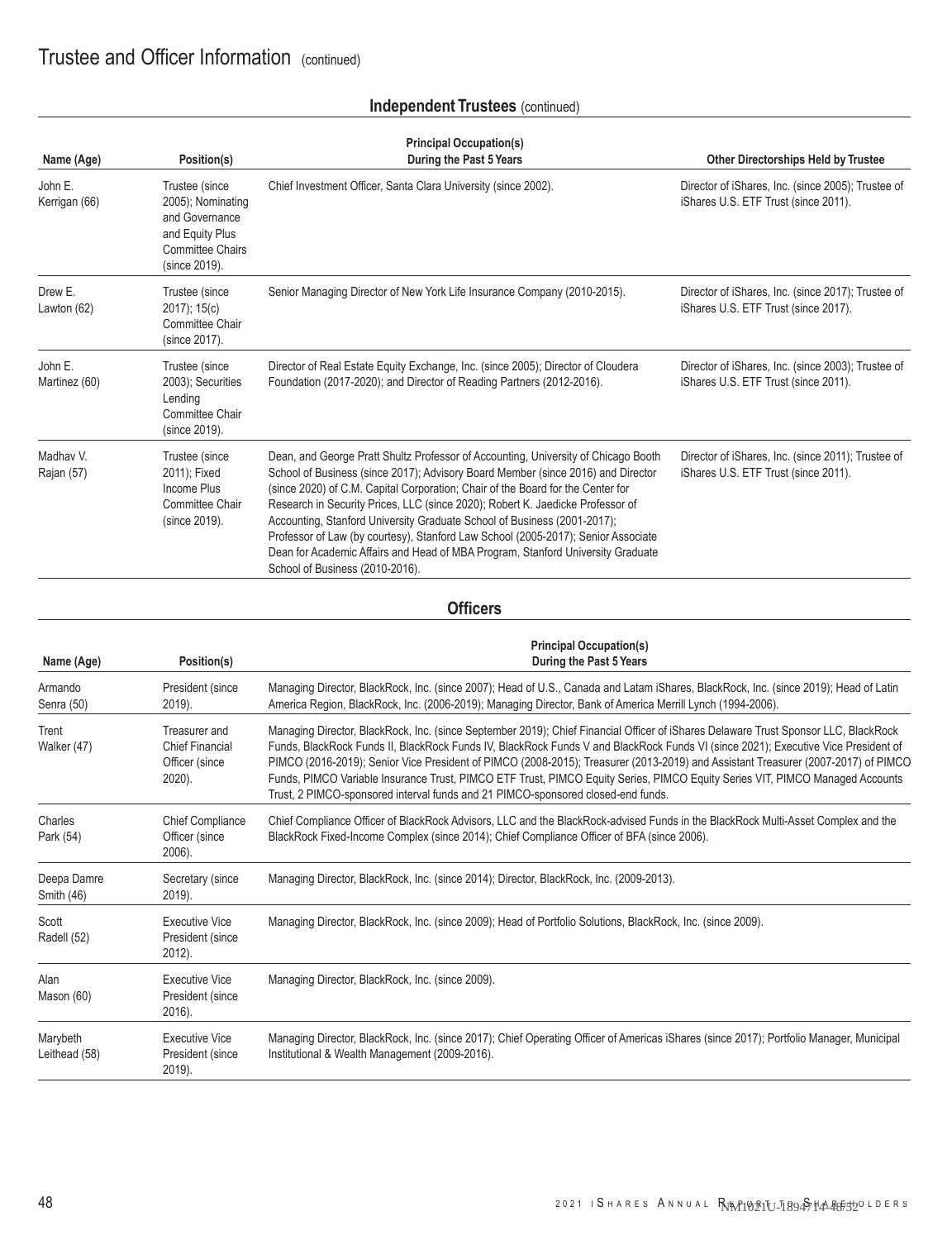# Trustee and Officer Information (continued)

## Independent Trustees (continued)

| Name (Age) | Position(s) | Principal Occupation(s) During the Past 5 Years | Other Directorships Held by Trustee |
|---|---|---|---|
| John E. Kerrigan (66) | Trustee (since 2005); Nominating and Governance and Equity Plus Committee Chairs (since 2019). | Chief Investment Officer, Santa Clara University (since 2002). | Director of iShares, Inc. (since 2005); Trustee of iShares U.S. ETF Trust (since 2011). |
| Drew E. Lawton (62) | Trustee (since 2017); 15(c) Committee Chair (since 2017). | Senior Managing Director of New York Life Insurance Company (2010-2015). | Director of iShares, Inc. (since 2017); Trustee of iShares U.S. ETF Trust (since 2017). |
| John E. Martinez (60) | Trustee (since 2003); Securities Lending Committee Chair (since 2019). | Director of Real Estate Equity Exchange, Inc. (since 2005); Director of Cloudera Foundation (2017-2020); and Director of Reading Partners (2012-2016). | Director of iShares, Inc. (since 2003); Trustee of iShares U.S. ETF Trust (since 2011). |
| Madhav V. Rajan (57) | Trustee (since 2011); Fixed Income Plus Committee Chair (since 2019). | Dean, and George Pratt Shultz Professor of Accounting, University of Chicago Booth School of Business (since 2017); Advisory Board Member (since 2016) and Director (since 2020) of C.M. Capital Corporation; Chair of the Board for the Center for Research in Security Prices, LLC (since 2020); Robert K. Jaedicke Professor of Accounting, Stanford University Graduate School of Business (2001-2017); Professor of Law (by courtesy), Stanford Law School (2005-2017); Senior Associate Dean for Academic Affairs and Head of MBA Program, Stanford University Graduate School of Business (2010-2016). | Director of iShares, Inc. (since 2011); Trustee of iShares U.S. ETF Trust (since 2011). |

## Officers

| Name (Age) | Position(s) | Principal Occupation(s) During the Past 5 Years |
|---|---|---|
| Armando Senra (50) | President (since 2019). | Managing Director, BlackRock, Inc. (since 2007); Head of U.S., Canada and Latam iShares, BlackRock, Inc. (since 2019); Head of Latin America Region, BlackRock, Inc. (2006-2019); Managing Director, Bank of America Merrill Lynch (1994-2006). |
| Trent Walker (47) | Treasurer and Chief Financial Officer (since 2020). | Managing Director, BlackRock, Inc. (since September 2019); Chief Financial Officer of iShares Delaware Trust Sponsor LLC, BlackRock Funds, BlackRock Funds II, BlackRock Funds IV, BlackRock Funds V and BlackRock Funds VI (since 2021); Executive Vice President of PIMCO (2016-2019); Senior Vice President of PIMCO (2008-2015); Treasurer (2013-2019) and Assistant Treasurer (2007-2017) of PIMCO Funds, PIMCO Variable Insurance Trust, PIMCO ETF Trust, PIMCO Equity Series, PIMCO Equity Series VIT, PIMCO Managed Accounts Trust, 2 PIMCO-sponsored interval funds and 21 PIMCO-sponsored closed-end funds. |
| Charles Park (54) | Chief Compliance Officer (since 2006). | Chief Compliance Officer of BlackRock Advisors, LLC and the BlackRock-advised Funds in the BlackRock Multi-Asset Complex and the BlackRock Fixed-Income Complex (since 2014); Chief Compliance Officer of BFA (since 2006). |
| Deepa Damre Smith (46) | Secretary (since 2019). | Managing Director, BlackRock, Inc. (since 2014); Director, BlackRock, Inc. (2009-2013). |
| Scott Radell (52) | Executive Vice President (since 2012). | Managing Director, BlackRock, Inc. (since 2009); Head of Portfolio Solutions, BlackRock, Inc. (since 2009). |
| Alan Mason (60) | Executive Vice President (since 2016). | Managing Director, BlackRock, Inc. (since 2009). |
| Marybeth Leithead (58) | Executive Vice President (since 2019). | Managing Director, BlackRock, Inc. (since 2017); Chief Operating Officer of Americas iShares (since 2017); Portfolio Manager, Municipal Institutional & Wealth Management (2009-2016). |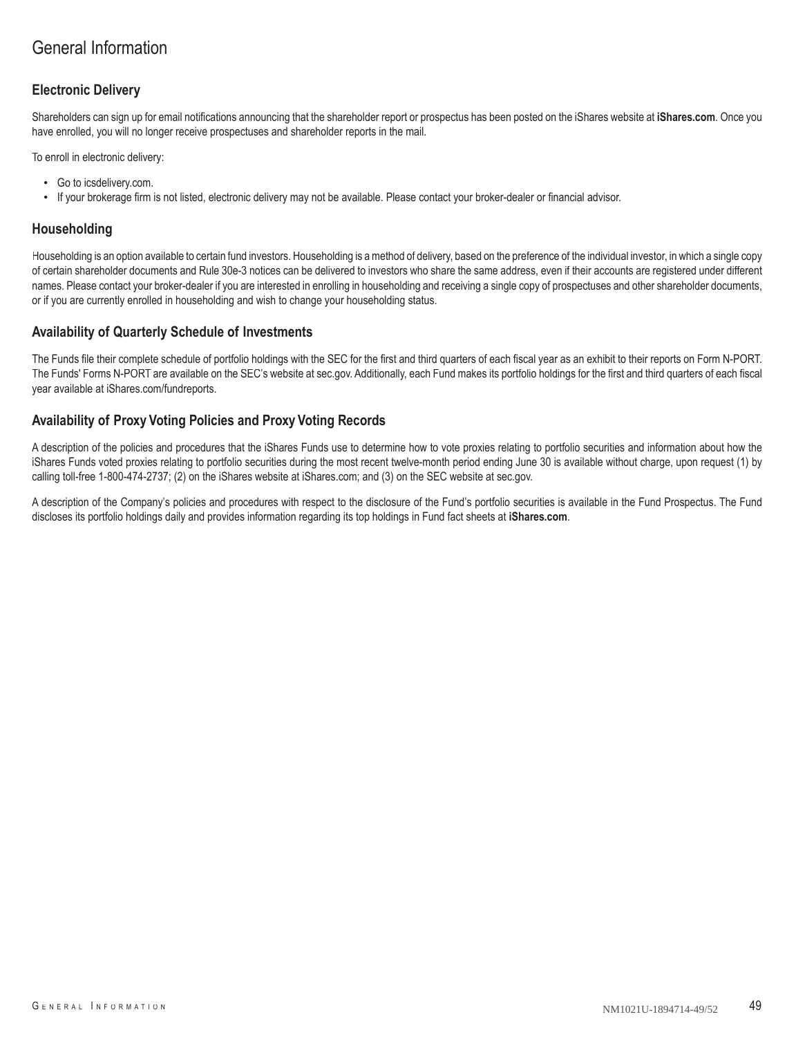# General Information

## Electronic Delivery

Shareholders can sign up for email notifications announcing that the shareholder report or prospectus has been posted on the iShares website at **iShares.com**. Once you have enrolled, you will no longer receive prospectuses and shareholder reports in the mail.

To enroll in electronic delivery:

- Go to icsdelivery.com.
- If your brokerage firm is not listed, electronic delivery may not be available. Please contact your broker-dealer or financial advisor.

## Householding

Householding is an option available to certain fund investors. Householding is a method of delivery, based on the preference of the individual investor, in which a single copy of certain shareholder documents and Rule 30e-3 notices can be delivered to investors who share the same address, even if their accounts are registered under different names. Please contact your broker-dealer if you are interested in enrolling in householding and receiving a single copy of prospectuses and other shareholder documents, or if you are currently enrolled in householding and wish to change your householding status.

## Availability of Quarterly Schedule of Investments

The Funds file their complete schedule of portfolio holdings with the SEC for the first and third quarters of each fiscal year as an exhibit to their reports on Form N-PORT. The Funds' Forms N-PORT are available on the SEC's website at sec.gov. Additionally, each Fund makes its portfolio holdings for the first and third quarters of each fiscal year available at iShares.com/fundreports.

## Availability of Proxy Voting Policies and Proxy Voting Records

A description of the policies and procedures that the iShares Funds use to determine how to vote proxies relating to portfolio securities and information about how the iShares Funds voted proxies relating to portfolio securities during the most recent twelve-month period ending June 30 is available without charge, upon request (1) by calling toll-free 1-800-474-2737; (2) on the iShares website at iShares.com; and (3) on the SEC website at sec.gov.

A description of the Company's policies and procedures with respect to the disclosure of the Fund's portfolio securities is available in the Fund Prospectus. The Fund discloses its portfolio holdings daily and provides information regarding its top holdings in Fund fact sheets at **iShares.com**.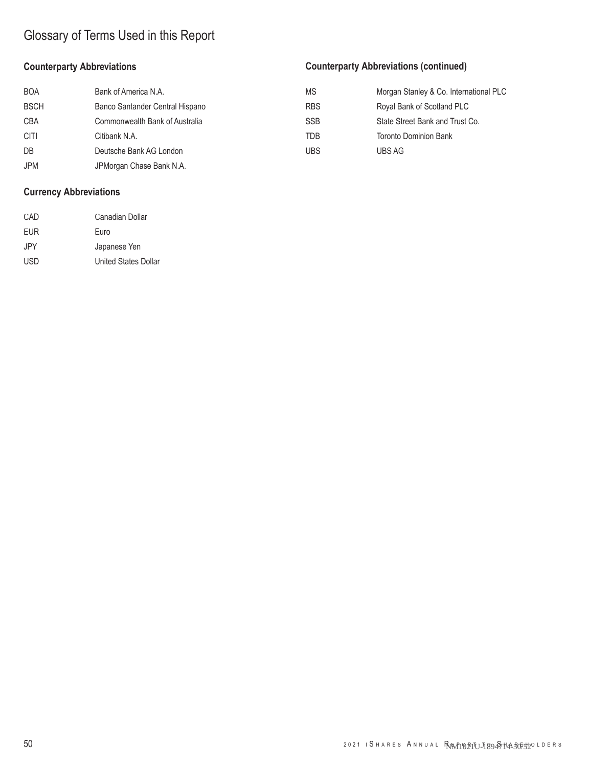# Glossary of Terms Used in this Report

## Counterparty Abbreviations

| | |
|---|---|
| BOA | Bank of America N.A. |
| BSCH | Banco Santander Central Hispano |
| CBA | Commonwealth Bank of Australia |
| CITI | Citibank N.A. |
| DB | Deutsche Bank AG London |
| JPM | JPMorgan Chase Bank N.A. |
| MS | Morgan Stanley & Co. International PLC |
| RBS | Royal Bank of Scotland PLC |
| SSB | State Street Bank and Trust Co. |
| TDB | Toronto Dominion Bank |
| UBS | UBS AG |

## Currency Abbreviations

| | |
|---|---|
| CAD | Canadian Dollar |
| EUR | Euro |
| JPY | Japanese Yen |
| USD | United States Dollar |

NM1021U-1894714-50/52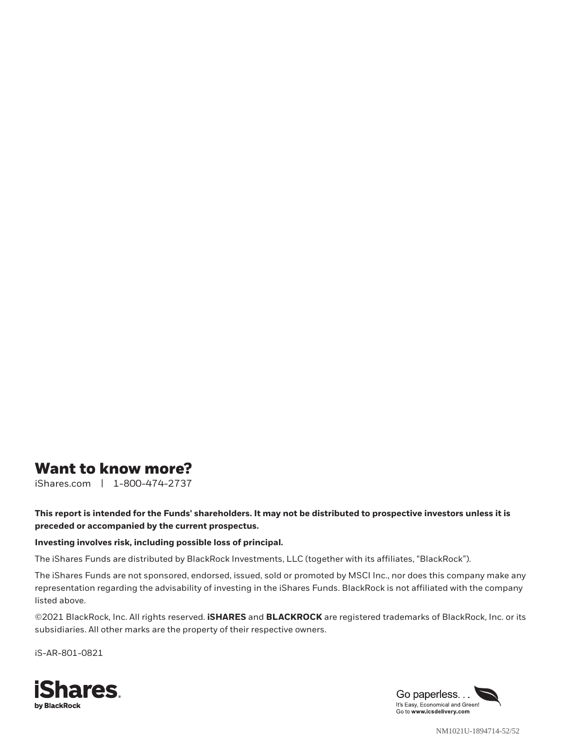## Want to know more?

iShares.com | 1-800-474-2737

**This report is intended for the Funds' shareholders. It may not be distributed to prospective investors unless it is preceded or accompanied by the current prospectus.**

**Investing involves risk, including possible loss of principal.**

The iShares Funds are distributed by BlackRock Investments, LLC (together with its affiliates, "BlackRock").

The iShares Funds are not sponsored, endorsed, issued, sold or promoted by MSCI Inc., nor does this company make any representation regarding the advisability of investing in the iShares Funds. BlackRock is not affiliated with the company listed above.

©2021 BlackRock, Inc. All rights reserved. **iSHARES** and **BLACKROCK** are registered trademarks of BlackRock, Inc. or its subsidiaries. All other marks are the property of their respective owners.

iS-AR-801-0821

iShares. by BlackRock

Go paperless. . .
It's Easy, Economical and Green!
Go to **www.icsdelivery.com**

NM1021U-1894714-52/52